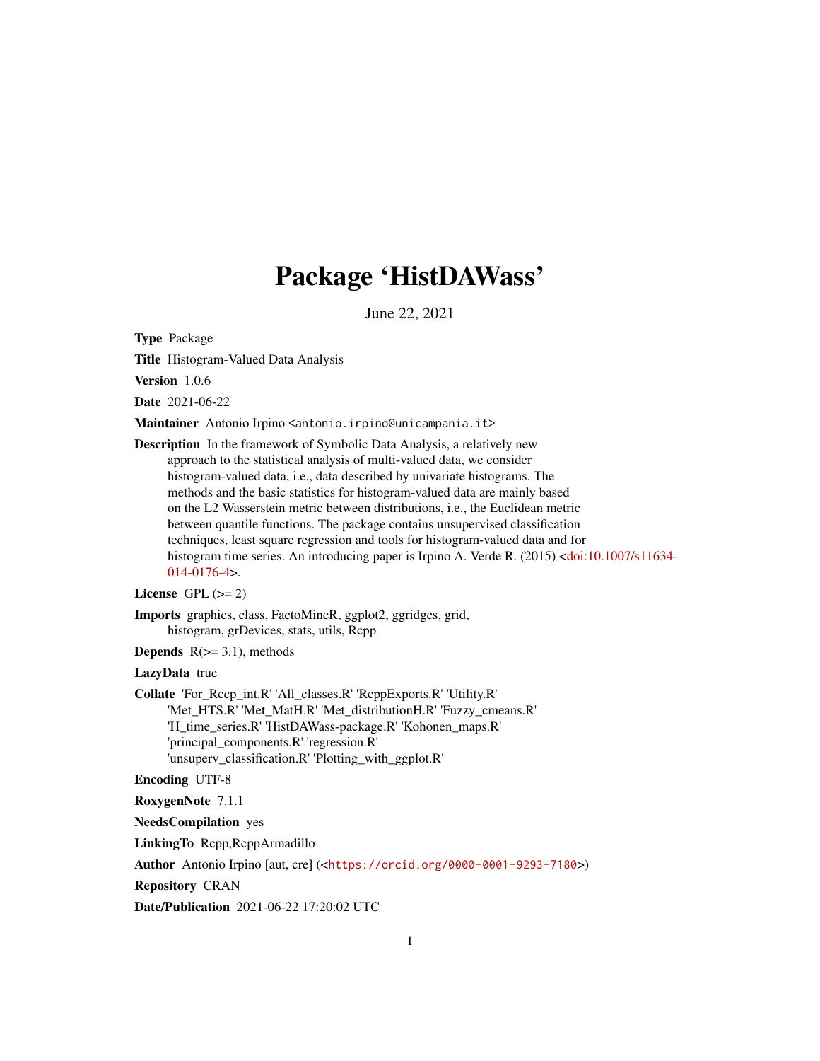# Package 'HistDAWass'

June 22, 2021

**Type** Package

**Title** Histogram-Valued Data Analysis

**Version** 1.0.6

**Date** 2021-06-22

**Maintainer** Antonio Irpino <antonio.irpino@unicampania.it>

**Description** In the framework of Symbolic Data Analysis, a relatively new approach to the statistical analysis of multi-valued data, we consider histogram-valued data, i.e., data described by univariate histograms. The methods and the basic statistics for histogram-valued data are mainly based on the L2 Wasserstein metric between distributions, i.e., the Euclidean metric between quantile functions. The package contains unsupervised classification techniques, least square regression and tools for histogram-valued data and for histogram time series. An introducing paper is Irpino A. Verde R. (2015) <doi:10.1007/s11634-014-0176-4>.

**License** GPL (>= 2)

**Imports** graphics, class, FactoMineR, ggplot2, ggridges, grid, histogram, grDevices, stats, utils, Rcpp

**Depends** R(>= 3.1), methods

**LazyData** true

**Collate** 'For_Rccp_int.R' 'All_classes.R' 'RcppExports.R' 'Utility.R' 'Met_HTS.R' 'Met_MatH.R' 'Met_distributionH.R' 'Fuzzy_cmeans.R' 'H_time_series.R' 'HistDAWass-package.R' 'Kohonen_maps.R' 'principal_components.R' 'regression.R' 'unsuperv_classification.R' 'Plotting_with_ggplot.R'

**Encoding** UTF-8

**RoxygenNote** 7.1.1

**NeedsCompilation** yes

**LinkingTo** Rcpp,RcppArmadillo

**Author** Antonio Irpino [aut, cre] (<https://orcid.org/0000-0001-9293-7180>)

**Repository** CRAN

**Date/Publication** 2021-06-22 17:20:02 UTC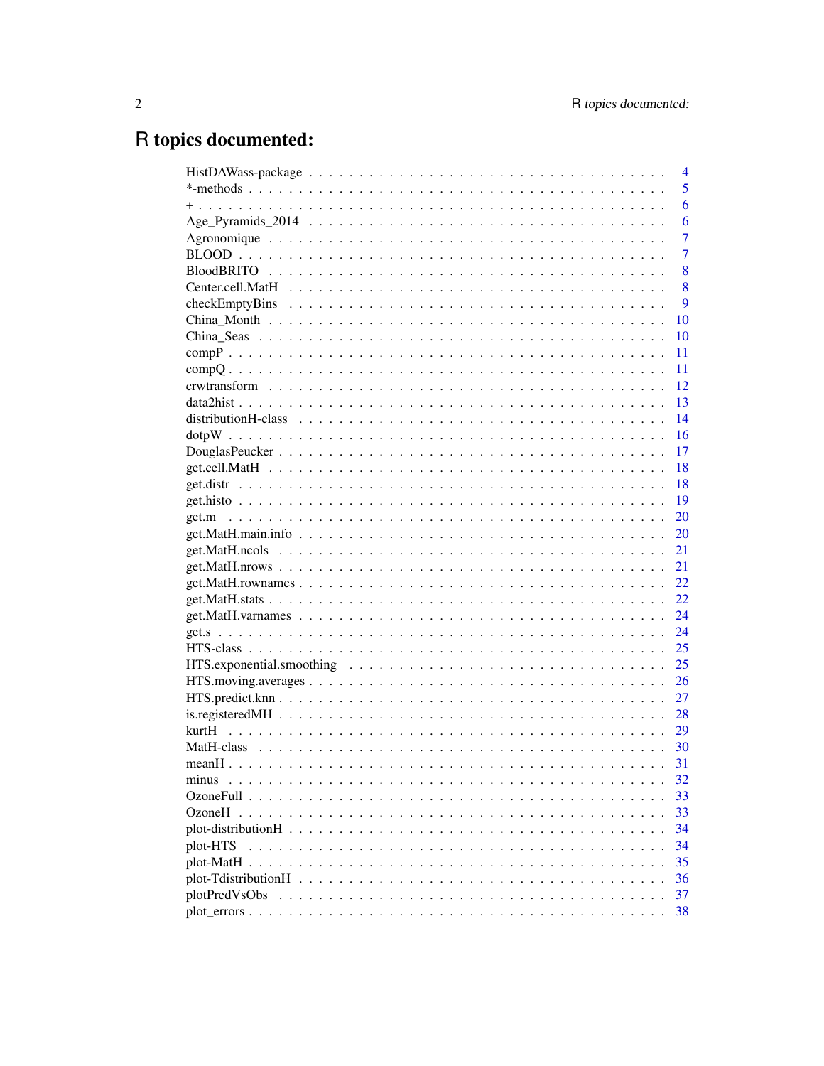# R topics documented:

| | |
|---|---|
| HistDAWass-package | 4 |
| *-methods | 5 |
| + | 6 |
| Age_Pyramids_2014 | 6 |
| Agronomique | 7 |
| BLOOD | 7 |
| BloodBRITO | 8 |
| Center.cell.MatH | 8 |
| checkEmptyBins | 9 |
| China_Month | 10 |
| China_Seas | 10 |
| compP | 11 |
| compQ | 11 |
| crwtransform | 12 |
| data2hist | 13 |
| distributionH-class | 14 |
| dotpW | 16 |
| DouglasPeucker | 17 |
| get.cell.MatH | 18 |
| get.distr | 18 |
| get.histo | 19 |
| get.m | 20 |
| get.MatH.main.info | 20 |
| get.MatH.ncols | 21 |
| get.MatH.nrows | 21 |
| get.MatH.rownames | 22 |
| get.MatH.stats | 22 |
| get.MatH.varnames | 24 |
| get.s | 24 |
| HTS-class | 25 |
| HTS.exponential.smoothing | 25 |
| HTS.moving.averages | 26 |
| HTS.predict.knn | 27 |
| is.registeredMH | 28 |
| kurtH | 29 |
| MatH-class | 30 |
| meanH | 31 |
| minus | 32 |
| OzoneFull | 33 |
| OzoneH | 33 |
| plot-distributionH | 34 |
| plot-HTS | 34 |
| plot-MatH | 35 |
| plot-TdistributionH | 36 |
| plotPredVsObs | 37 |
| plot_errors | 38 |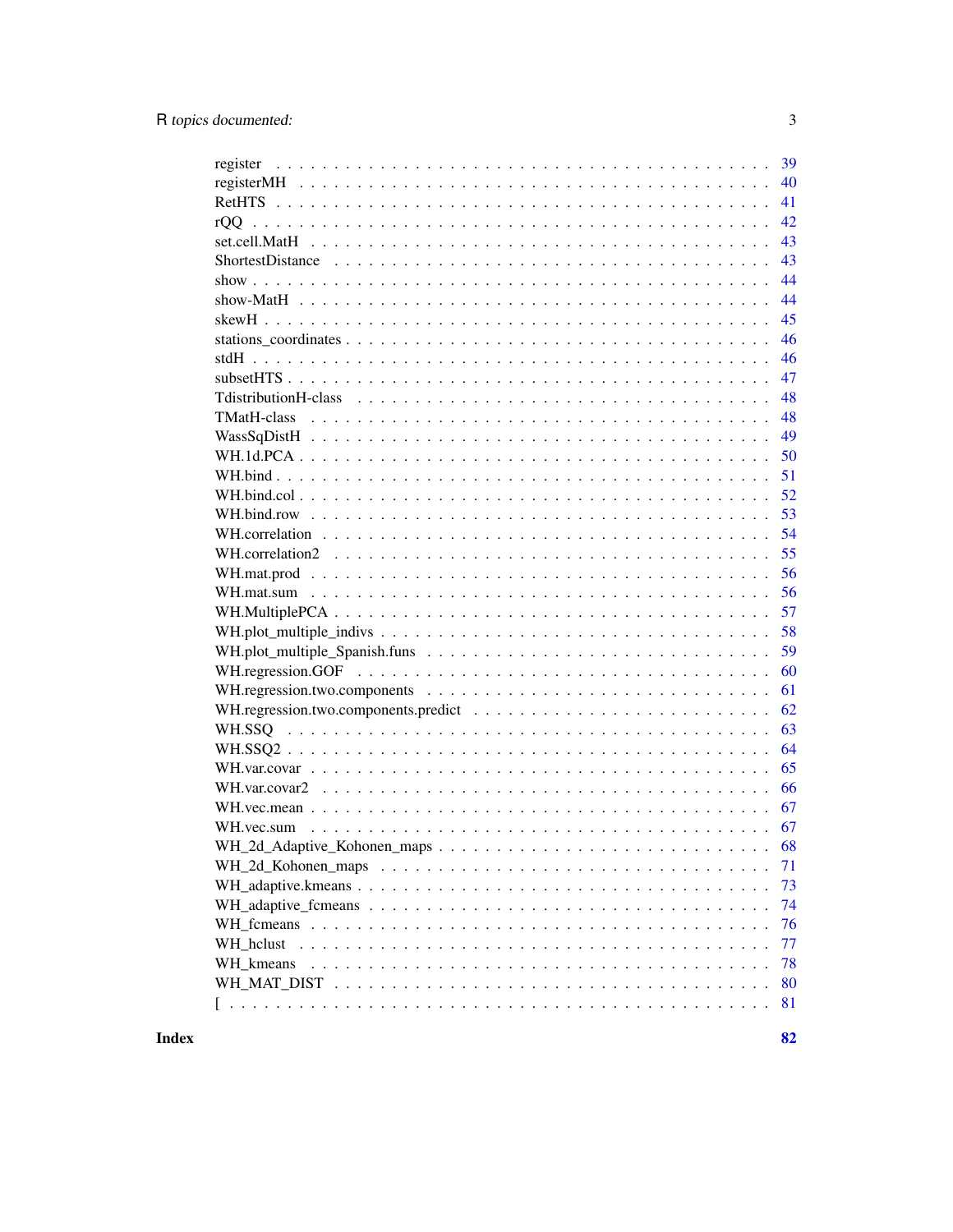| | |
|---|---|
| register | 39 |
| registerMH | 40 |
| RetHTS | 41 |
| rQQ | 42 |
| set.cell.MatH | 43 |
| ShortestDistance | 43 |
| show | 44 |
| show-MatH | 44 |
| skewH | 45 |
| stations_coordinates | 46 |
| stdH | 46 |
| subsetHTS | 47 |
| TdistributionH-class | 48 |
| TMatH-class | 48 |
| WassSqDistH | 49 |
| WH.1d.PCA | 50 |
| WH.bind | 51 |
| WH.bind.col | 52 |
| WH.bind.row | 53 |
| WH.correlation | 54 |
| WH.correlation2 | 55 |
| WH.mat.prod | 56 |
| WH.mat.sum | 56 |
| WH.MultiplePCA | 57 |
| WH.plot_multiple_indivs | 58 |
| WH.plot_multiple_Spanish.funs | 59 |
| WH.regression.GOF | 60 |
| WH.regression.two.components | 61 |
| WH.regression.two.components.predict | 62 |
| WH.SSQ | 63 |
| WH.SSQ2 | 64 |
| WH.var.covar | 65 |
| WH.var.covar2 | 66 |
| WH.vec.mean | 67 |
| WH.vec.sum | 67 |
| WH_2d_Adaptive_Kohonen_maps | 68 |
| WH_2d_Kohonen_maps | 71 |
| WH_adaptive.kmeans | 73 |
| WH_adaptive_fcmeans | 74 |
| WH_fcmeans | 76 |
| WH_hclust | 77 |
| WH_kmeans | 78 |
| WH_MAT_DIST | 80 |
| [ | 81 |

**Index** **82**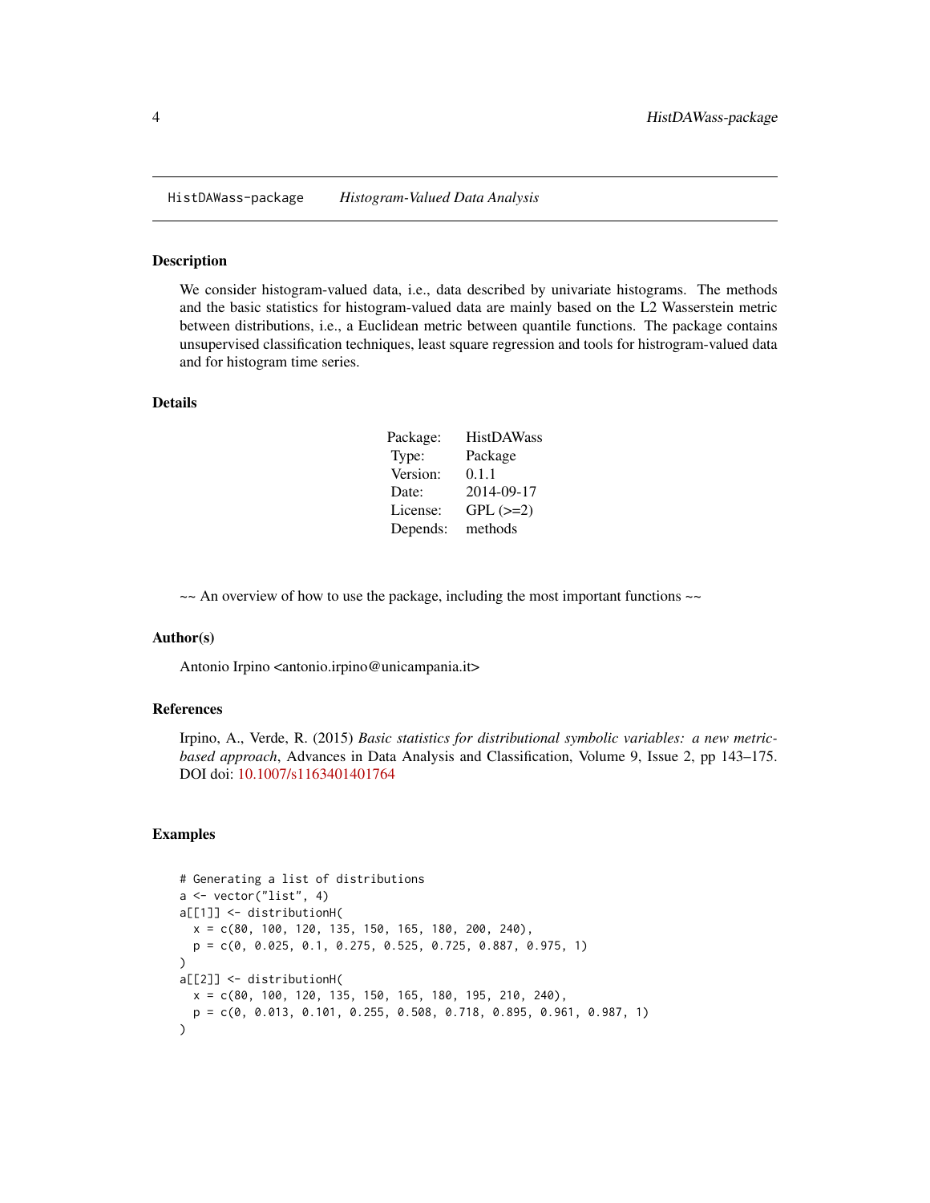HistDAWass-package *Histogram-Valued Data Analysis*

## Description

We consider histogram-valued data, i.e., data described by univariate histograms. The methods and the basic statistics for histogram-valued data are mainly based on the L2 Wasserstein metric between distributions, i.e., a Euclidean metric between quantile functions. The package contains unsupervised classification techniques, least square regression and tools for histrogram-valued data and for histogram time series.

## Details

| | |
|---|---|
| Package: | HistDAWass |
| Type: | Package |
| Version: | 0.1.1 |
| Date: | 2014-09-17 |
| License: | GPL (>=2) |
| Depends: | methods |

~~ An overview of how to use the package, including the most important functions ~~

## Author(s)

Antonio Irpino <antonio.irpino@unicampania.it>

## References

Irpino, A., Verde, R. (2015) *Basic statistics for distributional symbolic variables: a new metric-based approach*, Advances in Data Analysis and Classification, Volume 9, Issue 2, pp 143–175. DOI doi: 10.1007/s1163401401764

## Examples

```
# Generating a list of distributions
a <- vector("list", 4)
a[[1]] <- distributionH(
  x = c(80, 100, 120, 135, 150, 165, 180, 200, 240),
  p = c(0, 0.025, 0.1, 0.275, 0.525, 0.725, 0.887, 0.975, 1)
)
a[[2]] <- distributionH(
  x = c(80, 100, 120, 135, 150, 165, 180, 195, 210, 240),
  p = c(0, 0.013, 0.101, 0.255, 0.508, 0.718, 0.895, 0.961, 0.987, 1)
)
```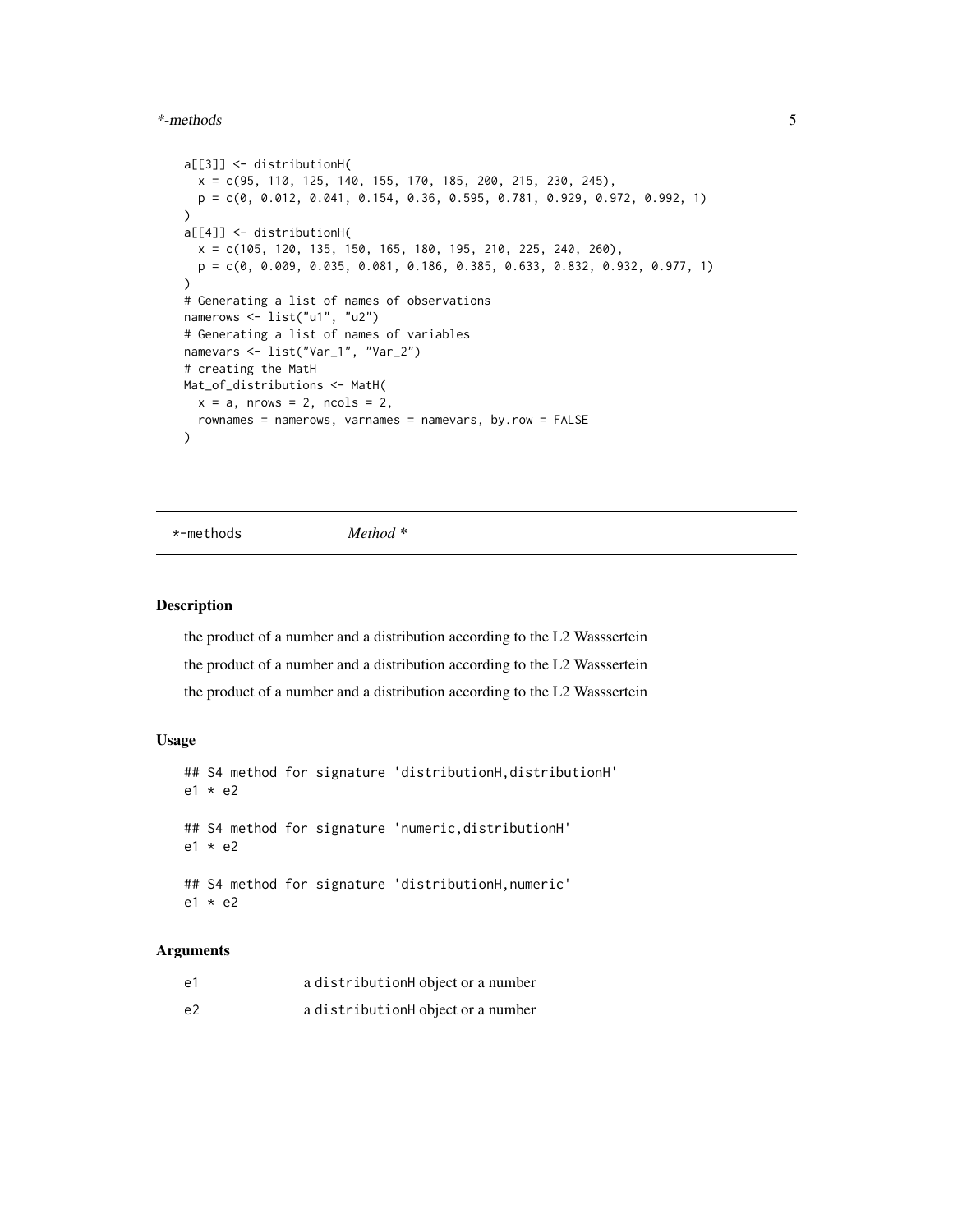```
a[[3]] <- distributionH(
  x = c(95, 110, 125, 140, 155, 170, 185, 200, 215, 230, 245),
  p = c(0, 0.012, 0.041, 0.154, 0.36, 0.595, 0.781, 0.929, 0.972, 0.992, 1)
)
a[[4]] <- distributionH(
  x = c(105, 120, 135, 150, 165, 180, 195, 210, 225, 240, 260),
  p = c(0, 0.009, 0.035, 0.081, 0.186, 0.385, 0.633, 0.832, 0.932, 0.977, 1)
)
# Generating a list of names of observations
namerows <- list("u1", "u2")
# Generating a list of names of variables
namevars <- list("Var_1", "Var_2")
# creating the MatH
Mat_of_distributions <- MatH(
  x = a, nrows = 2, ncols = 2,
  rownames = namerows, varnames = namevars, by.row = FALSE
)
```

## *-methods    *Method **

### Description

the product of a number and a distribution according to the L2 Wasssertein

the product of a number and a distribution according to the L2 Wasssertein

the product of a number and a distribution according to the L2 Wasssertein

### Usage

```
## S4 method for signature 'distributionH,distributionH'
e1 * e2

## S4 method for signature 'numeric,distributionH'
e1 * e2

## S4 method for signature 'distributionH,numeric'
e1 * e2
```

### Arguments

| | |
|---|---|
| e1 | a `distributionH` object or a number |
| e2 | a `distributionH` object or a number |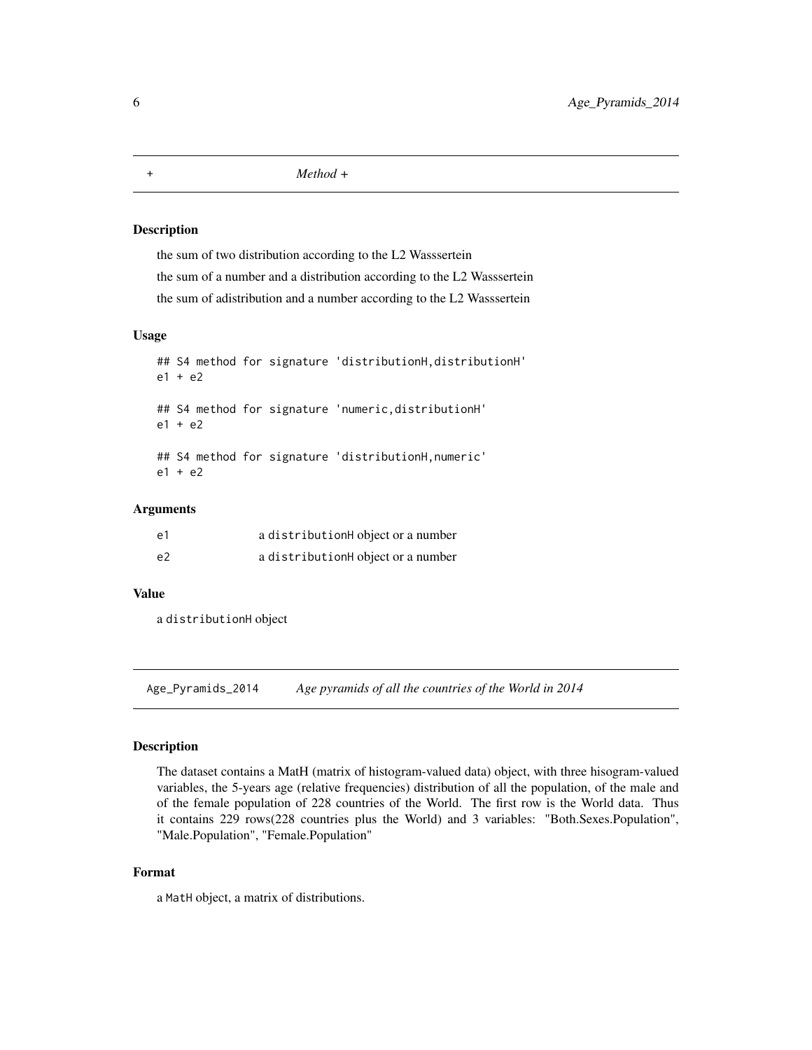## + *Method +*

### Description

the sum of two distribution according to the L2 Wasssertein

the sum of a number and a distribution according to the L2 Wasssertein

the sum of adistribution and a number according to the L2 Wasssertein

### Usage

```
## S4 method for signature 'distributionH,distributionH'
e1 + e2

## S4 method for signature 'numeric,distributionH'
e1 + e2

## S4 method for signature 'distributionH,numeric'
e1 + e2
```

### Arguments

| | |
|---|---|
| e1 | a `distributionH` object or a number |
| e2 | a `distributionH` object or a number |

### Value

a `distributionH` object

## Age_Pyramids_2014 *Age pyramids of all the countries of the World in 2014*

### Description

The dataset contains a MatH (matrix of histogram-valued data) object, with three hisogram-valued variables, the 5-years age (relative frequencies) distribution of all the population, of the male and of the female population of 228 countries of the World. The first row is the World data. Thus it contains 229 rows(228 countries plus the World) and 3 variables: "Both.Sexes.Population", "Male.Population", "Female.Population"

### Format

a `MatH` object, a matrix of distributions.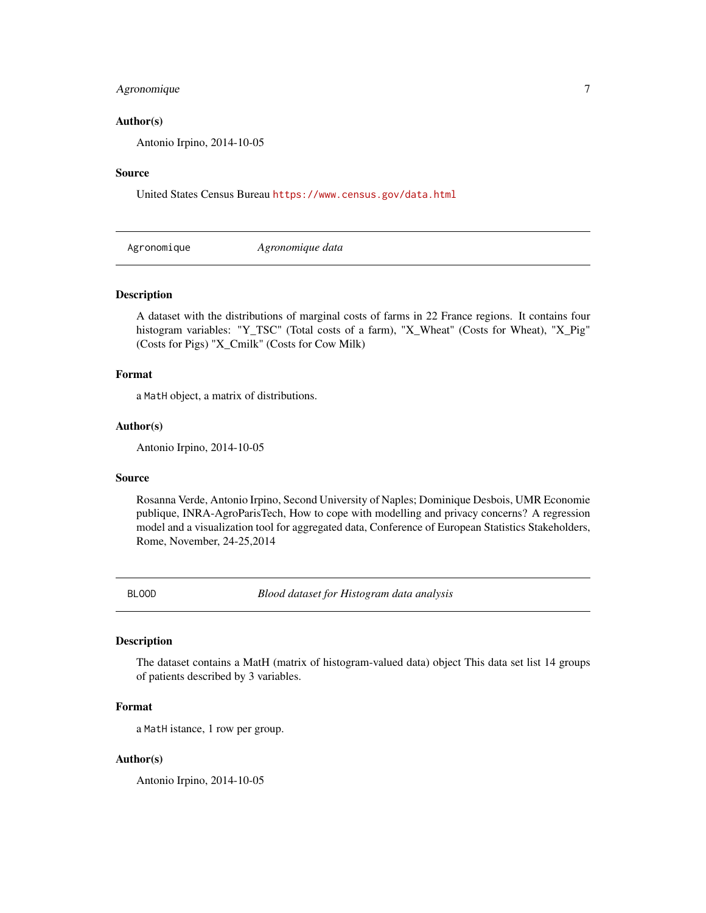### Author(s)

Antonio Irpino, 2014-10-05

### Source

United States Census Bureau https://www.census.gov/data.html

---

## Agronomique — *Agronomique data*

### Description

A dataset with the distributions of marginal costs of farms in 22 France regions. It contains four histogram variables: "Y_TSC" (Total costs of a farm), "X_Wheat" (Costs for Wheat), "X_Pig" (Costs for Pigs) "X_Cmilk" (Costs for Cow Milk)

### Format

a `MatH` object, a matrix of distributions.

### Author(s)

Antonio Irpino, 2014-10-05

### Source

Rosanna Verde, Antonio Irpino, Second University of Naples; Dominique Desbois, UMR Economie publique, INRA-AgroParisTech, How to cope with modelling and privacy concerns? A regression model and a visualization tool for aggregated data, Conference of European Statistics Stakeholders, Rome, November, 24-25,2014

---

## BLOOD — *Blood dataset for Histogram data analysis*

### Description

The dataset contains a MatH (matrix of histogram-valued data) object This data set list 14 groups of patients described by 3 variables.

### Format

a `MatH` istance, 1 row per group.

### Author(s)

Antonio Irpino, 2014-10-05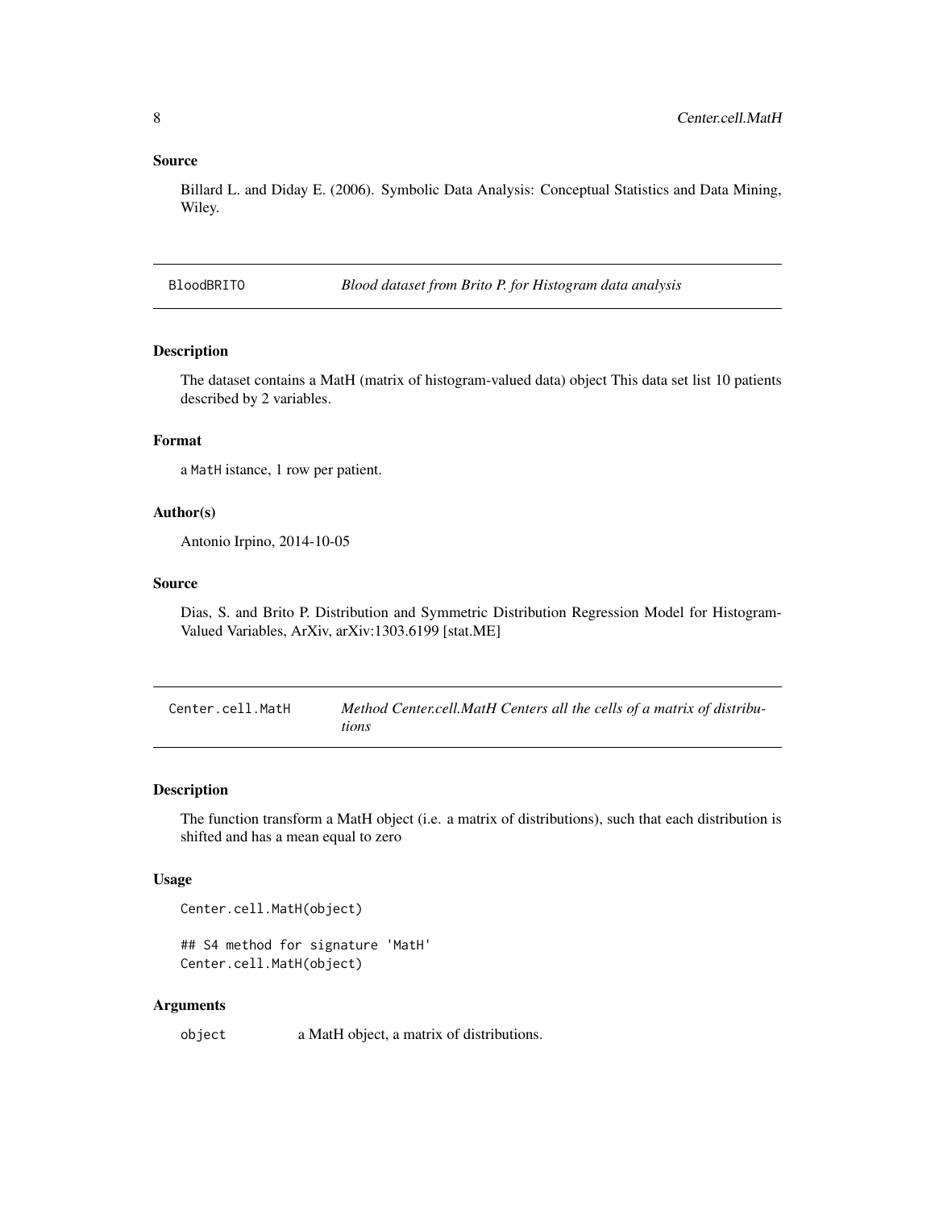### Source

Billard L. and Diday E. (2006). Symbolic Data Analysis: Conceptual Statistics and Data Mining, Wiley.

---

## BloodBRITO — *Blood dataset from Brito P. for Histogram data analysis*

### Description

The dataset contains a MatH (matrix of histogram-valued data) object This data set list 10 patients described by 2 variables.

### Format

a `MatH` istance, 1 row per patient.

### Author(s)

Antonio Irpino, 2014-10-05

### Source

Dias, S. and Brito P. Distribution and Symmetric Distribution Regression Model for Histogram-Valued Variables, ArXiv, arXiv:1303.6199 [stat.ME]

---

## Center.cell.MatH — *Method Center.cell.MatH Centers all the cells of a matrix of distributions*

### Description

The function transform a MatH object (i.e. a matrix of distributions), such that each distribution is shifted and has a mean equal to zero

### Usage

```
Center.cell.MatH(object)

## S4 method for signature 'MatH'
Center.cell.MatH(object)
```

### Arguments

| | |
|---|---|
| object | a MatH object, a matrix of distributions. |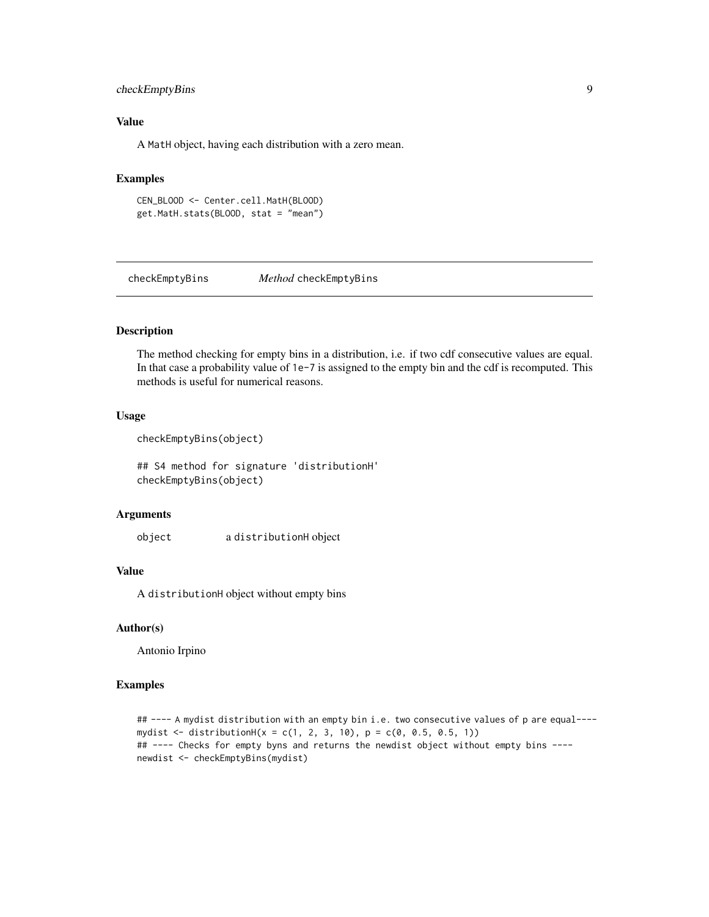### Value

A MatH object, having each distribution with a zero mean.

### Examples

```
CEN_BLOOD <- Center.cell.MatH(BLOOD)
get.MatH.stats(BLOOD, stat = "mean")
```

---

## checkEmptyBins — *Method* checkEmptyBins

---

### Description

The method checking for empty bins in a distribution, i.e. if two cdf consecutive values are equal. In that case a probability value of 1e-7 is assigned to the empty bin and the cdf is recomputed. This methods is useful for numerical reasons.

### Usage

```
checkEmptyBins(object)

## S4 method for signature 'distributionH'
checkEmptyBins(object)
```

### Arguments

| | |
|---|---|
| object | a distributionH object |

### Value

A distributionH object without empty bins

### Author(s)

Antonio Irpino

### Examples

```
## ---- A mydist distribution with an empty bin i.e. two consecutive values of p are equal----
mydist <- distributionH(x = c(1, 2, 3, 10), p = c(0, 0.5, 0.5, 1))
## ---- Checks for empty byns and returns the newdist object without empty bins ----
newdist <- checkEmptyBins(mydist)
```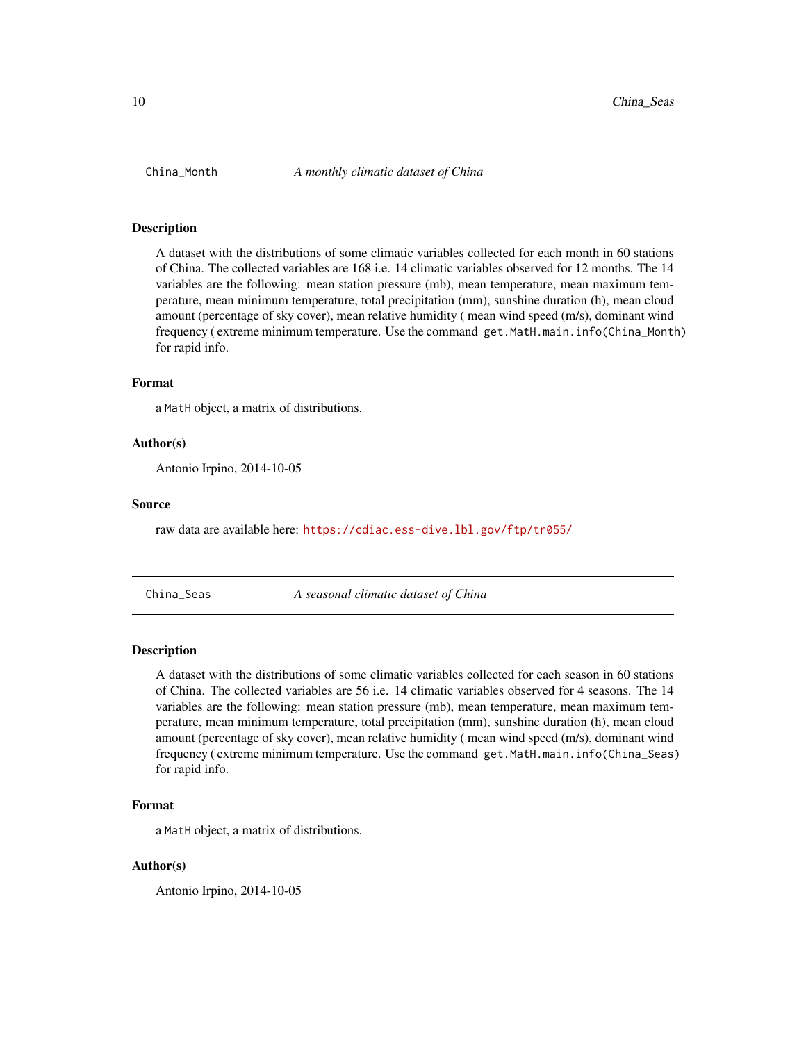## China_Month *A monthly climatic dataset of China*

### Description

A dataset with the distributions of some climatic variables collected for each month in 60 stations of China. The collected variables are 168 i.e. 14 climatic variables observed for 12 months. The 14 variables are the following: mean station pressure (mb), mean temperature, mean maximum temperature, mean minimum temperature, total precipitation (mm), sunshine duration (h), mean cloud amount (percentage of sky cover), mean relative humidity ( mean wind speed (m/s), dominant wind frequency ( extreme minimum temperature. Use the command `get.MatH.main.info(China_Month)` for rapid info.

### Format

a `MatH` object, a matrix of distributions.

### Author(s)

Antonio Irpino, 2014-10-05

### Source

raw data are available here: https://cdiac.ess-dive.lbl.gov/ftp/tr055/

## China_Seas *A seasonal climatic dataset of China*

### Description

A dataset with the distributions of some climatic variables collected for each season in 60 stations of China. The collected variables are 56 i.e. 14 climatic variables observed for 4 seasons. The 14 variables are the following: mean station pressure (mb), mean temperature, mean maximum temperature, mean minimum temperature, total precipitation (mm), sunshine duration (h), mean cloud amount (percentage of sky cover), mean relative humidity ( mean wind speed (m/s), dominant wind frequency ( extreme minimum temperature. Use the command `get.MatH.main.info(China_Seas)` for rapid info.

### Format

a `MatH` object, a matrix of distributions.

### Author(s)

Antonio Irpino, 2014-10-05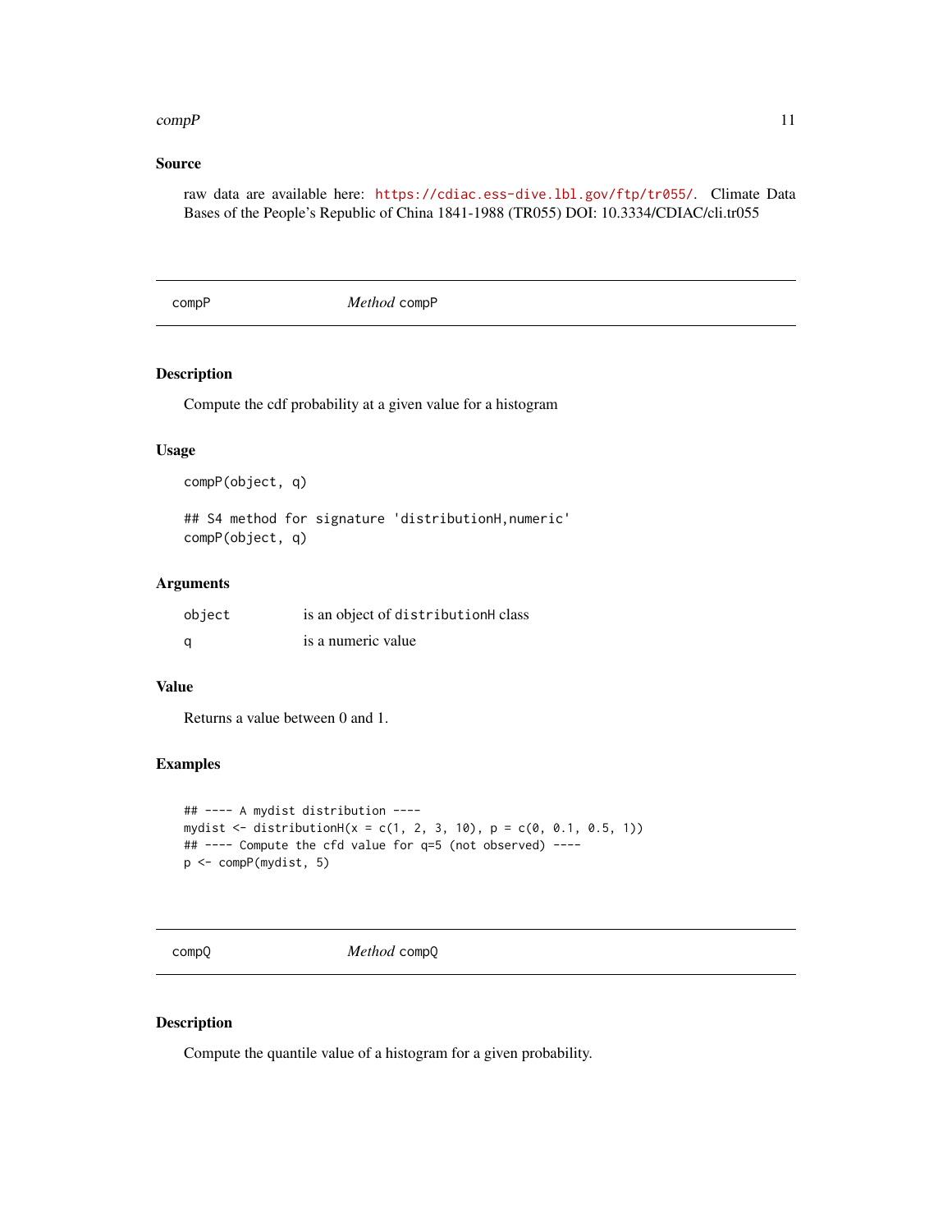### Source

raw data are available here: https://cdiac.ess-dive.lbl.gov/ftp/tr055/. Climate Data Bases of the People's Republic of China 1841-1988 (TR055) DOI: 10.3334/CDIAC/cli.tr055

---

## compP — *Method* compP

### Description

Compute the cdf probability at a given value for a histogram

### Usage

```
compP(object, q)

## S4 method for signature 'distributionH,numeric'
compP(object, q)
```

### Arguments

| | |
|---|---|
| object | is an object of distributionH class |
| q | is a numeric value |

### Value

Returns a value between 0 and 1.

### Examples

```
## ---- A mydist distribution ----
mydist <- distributionH(x = c(1, 2, 3, 10), p = c(0, 0.1, 0.5, 1))
## ---- Compute the cfd value for q=5 (not observed) ----
p <- compP(mydist, 5)
```

---

## compQ — *Method* compQ

### Description

Compute the quantile value of a histogram for a given probability.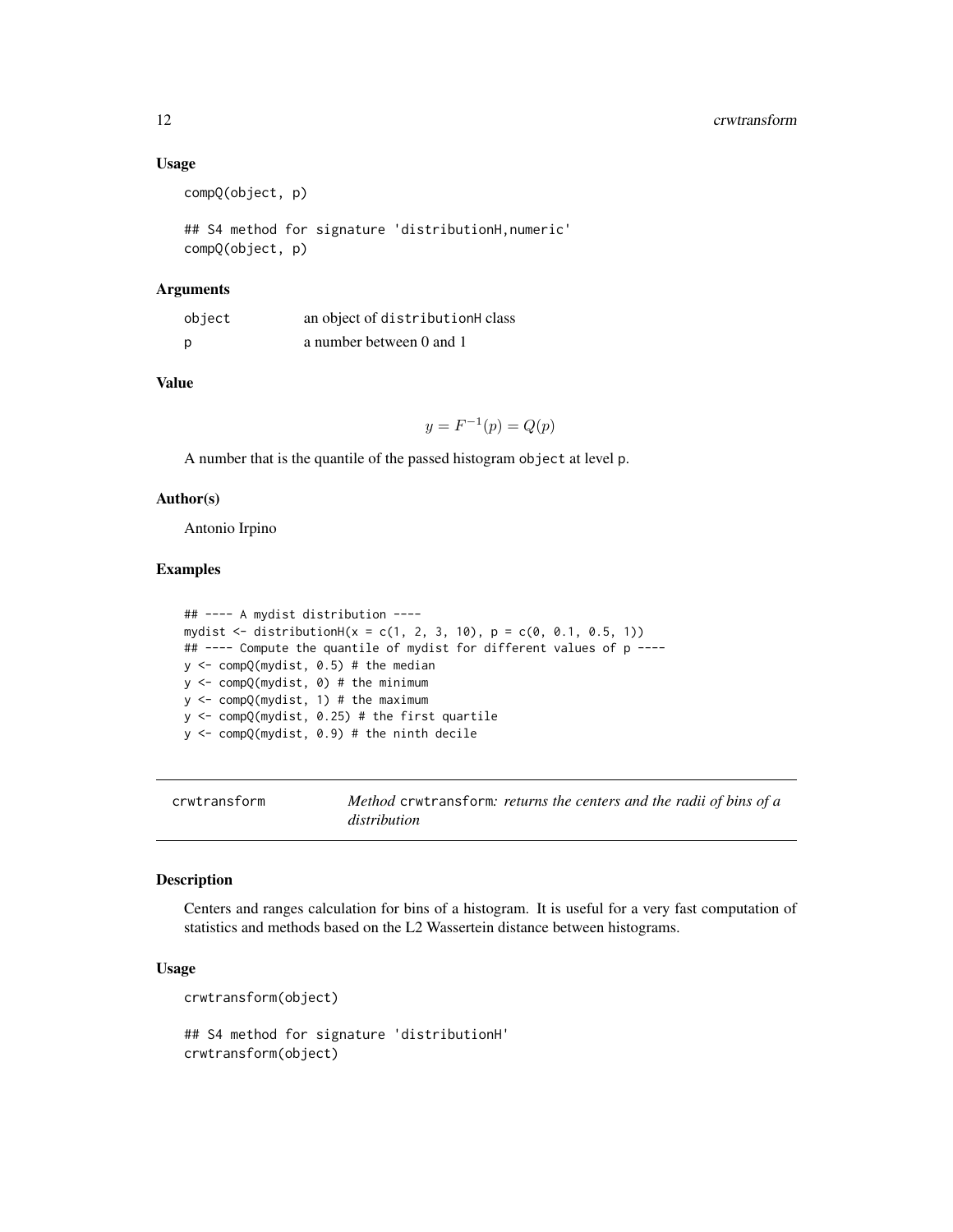### Usage

```
compQ(object, p)

## S4 method for signature 'distributionH,numeric'
compQ(object, p)
```

### Arguments

| | |
|---|---|
| object | an object of distributionH class |
| p | a number between 0 and 1 |

### Value

$$y = F^{-1}(p) = Q(p)$$

A number that is the quantile of the passed histogram object at level p.

### Author(s)

Antonio Irpino

### Examples

```
## ---- A mydist distribution ----
mydist <- distributionH(x = c(1, 2, 3, 10), p = c(0, 0.1, 0.5, 1))
## ---- Compute the quantile of mydist for different values of p ----
y <- compQ(mydist, 0.5) # the median
y <- compQ(mydist, 0) # the minimum
y <- compQ(mydist, 1) # the maximum
y <- compQ(mydist, 0.25) # the first quartile
y <- compQ(mydist, 0.9) # the ninth decile
```

---

## crwtransform — *Method* crwtransform*: returns the centers and the radii of bins of a distribution*

### Description

Centers and ranges calculation for bins of a histogram. It is useful for a very fast computation of statistics and methods based on the L2 Wassertein distance between histograms.

### Usage

```
crwtransform(object)

## S4 method for signature 'distributionH'
crwtransform(object)
```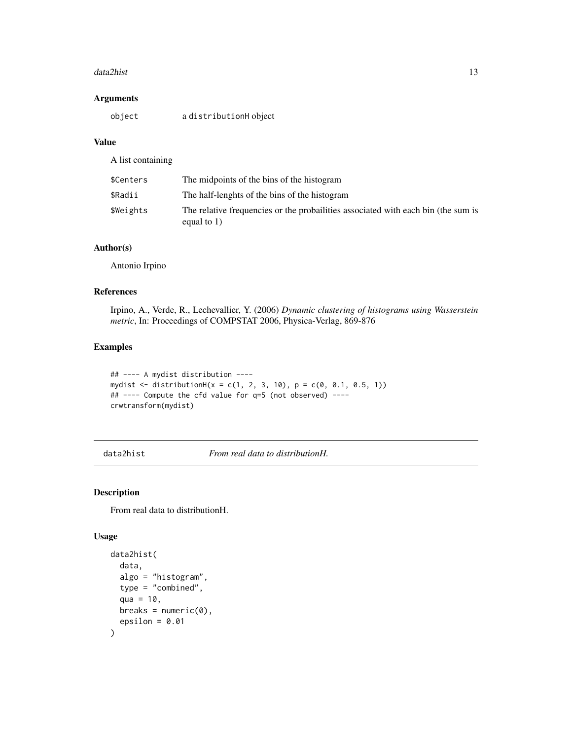### Arguments

| | |
|---|---|
| object | a distributionH object |

### Value

A list containing

| | |
|---|---|
| $Centers | The midpoints of the bins of the histogram |
| $Radii | The half-lenghts of the bins of the histogram |
| $Weights | The relative frequencies or the probailities associated with each bin (the sum is equal to 1) |

### Author(s)

Antonio Irpino

### References

Irpino, A., Verde, R., Lechevallier, Y. (2006) *Dynamic clustering of histograms using Wasserstein metric*, In: Proceedings of COMPSTAT 2006, Physica-Verlag, 869-876

### Examples

```
## ---- A mydist distribution ----
mydist <- distributionH(x = c(1, 2, 3, 10), p = c(0, 0.1, 0.5, 1))
## ---- Compute the cfd value for q=5 (not observed) ----
crwtransform(mydist)
```

---

## data2hist *From real data to distributionH.*

### Description

From real data to distributionH.

### Usage

```
data2hist(
  data,
  algo = "histogram",
  type = "combined",
  qua = 10,
  breaks = numeric(0),
  epsilon = 0.01
)
```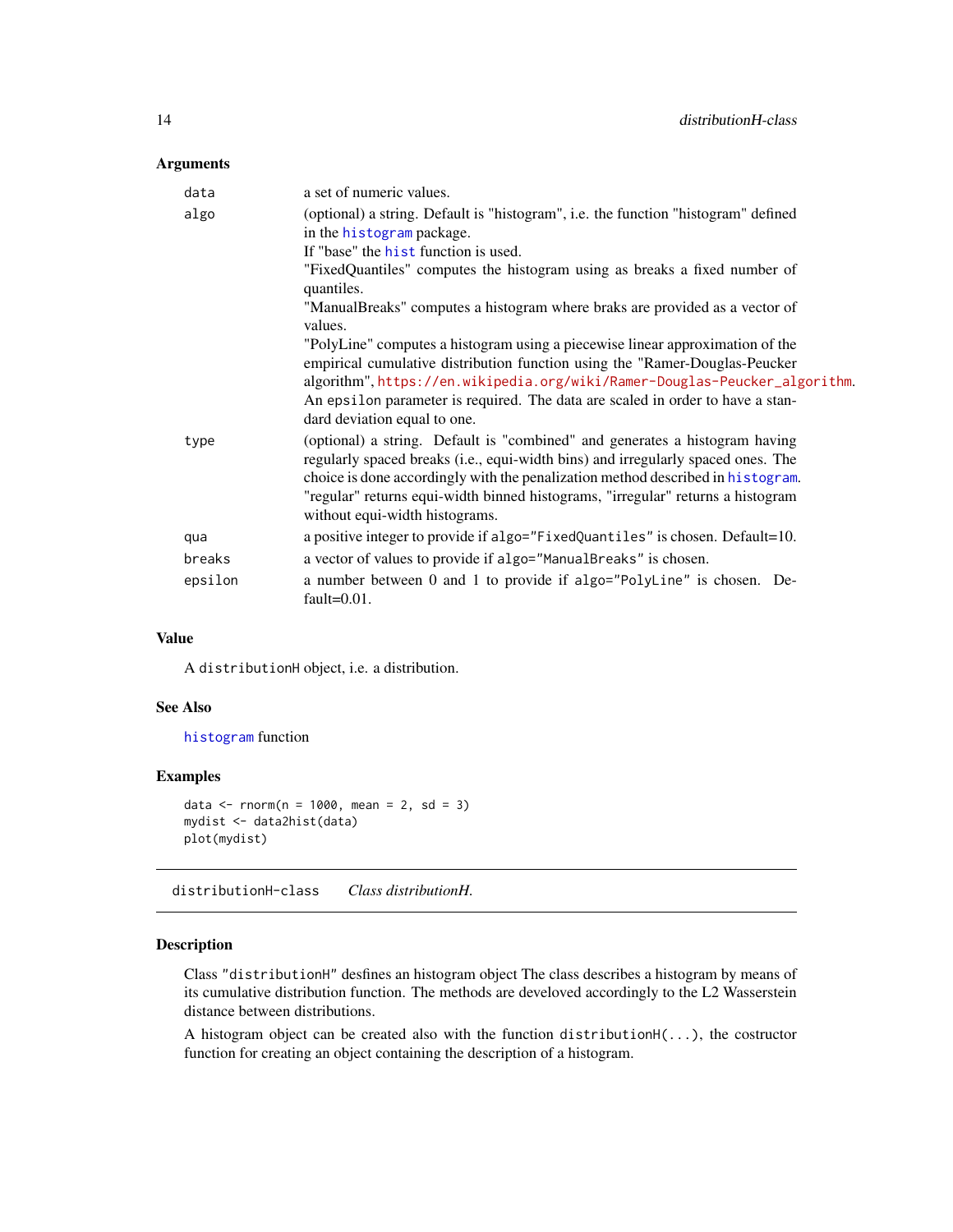### Arguments

| | |
|---|---|
| data | a set of numeric values. |
| algo | (optional) a string. Default is "histogram", i.e. the function "histogram" defined in the histogram package. If "base" the hist function is used. "FixedQuantiles" computes the histogram using as breaks a fixed number of quantiles. "ManualBreaks" computes a histogram where braks are provided as a vector of values. "PolyLine" computes a histogram using a piecewise linear approximation of the empirical cumulative distribution function using the "Ramer-Douglas-Peucker algorithm", https://en.wikipedia.org/wiki/Ramer-Douglas-Peucker_algorithm. An epsilon parameter is required. The data are scaled in order to have a standard deviation equal to one. |
| type | (optional) a string. Default is "combined" and generates a histogram having regularly spaced breaks (i.e., equi-width bins) and irregularly spaced ones. The choice is done accordingly with the penalization method described in histogram. "regular" returns equi-width binned histograms, "irregular" returns a histogram without equi-width histograms. |
| qua | a positive integer to provide if algo="FixedQuantiles" is chosen. Default=10. |
| breaks | a vector of values to provide if algo="ManualBreaks" is chosen. |
| epsilon | a number between 0 and 1 to provide if algo="PolyLine" is chosen. Default=0.01. |

### Value

A distributionH object, i.e. a distribution.

### See Also

histogram function

### Examples

```
data <- rnorm(n = 1000, mean = 2, sd = 3)
mydist <- data2hist(data)
plot(mydist)
```

---

## distributionH-class    *Class distributionH.*

---

### Description

Class "distributionH" desfines an histogram object The class describes a histogram by means of its cumulative distribution function. The methods are develoved accordingly to the L2 Wasserstein distance between distributions.

A histogram object can be created also with the function distributionH(...), the costructor function for creating an object containing the description of a histogram.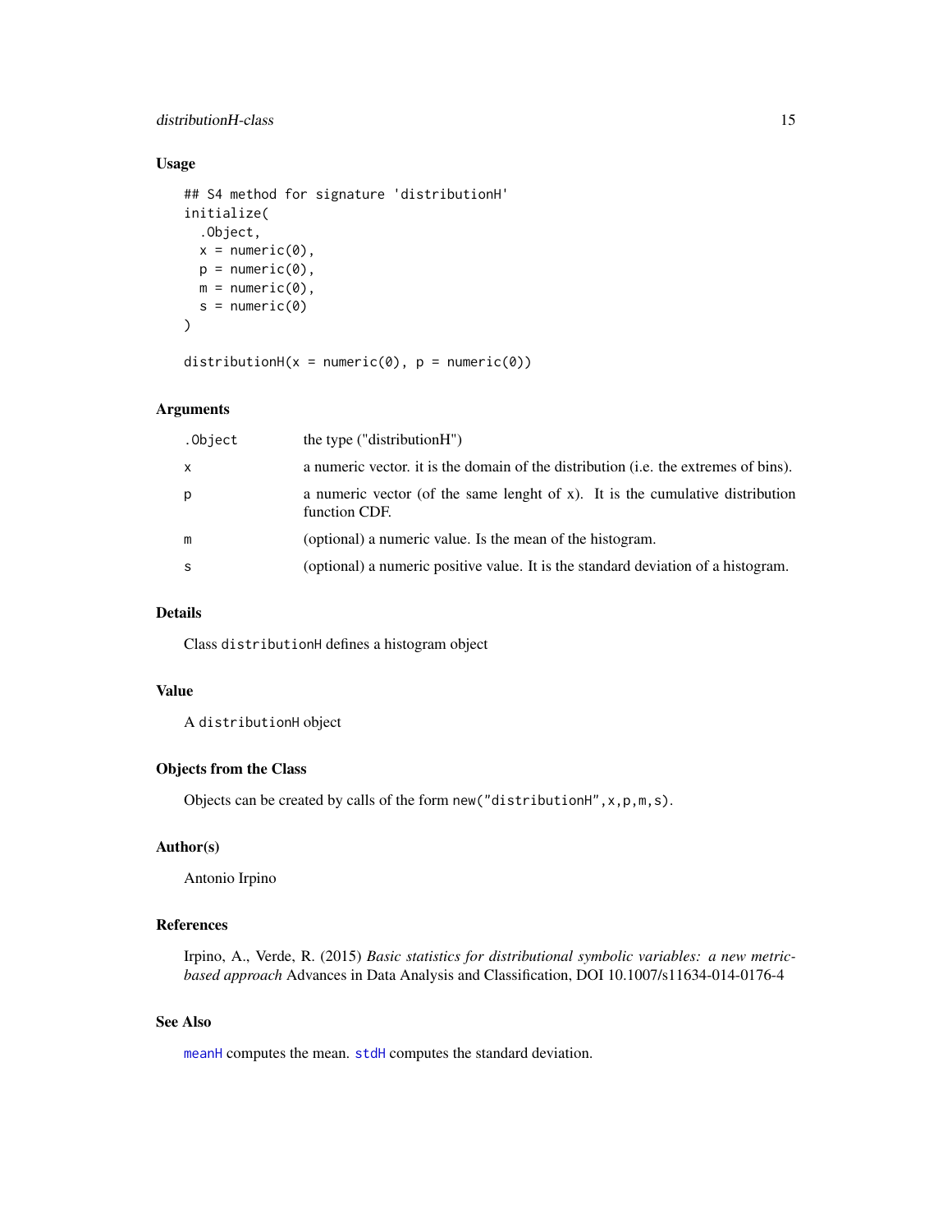## Usage

```
## S4 method for signature 'distributionH'
initialize(
  .Object,
  x = numeric(0),
  p = numeric(0),
  m = numeric(0),
  s = numeric(0)
)

distributionH(x = numeric(0), p = numeric(0))
```

## Arguments

| | |
|---|---|
| `.Object` | the type ("distributionH") |
| `x` | a numeric vector. it is the domain of the distribution (i.e. the extremes of bins). |
| `p` | a numeric vector (of the same lenght of x). It is the cumulative distribution function CDF. |
| `m` | (optional) a numeric value. Is the mean of the histogram. |
| `s` | (optional) a numeric positive value. It is the standard deviation of a histogram. |

## Details

Class `distributionH` defines a histogram object

## Value

A `distributionH` object

## Objects from the Class

Objects can be created by calls of the form `new("distributionH",x,p,m,s)`.

## Author(s)

Antonio Irpino

## References

Irpino, A., Verde, R. (2015) *Basic statistics for distributional symbolic variables: a new metric-based approach* Advances in Data Analysis and Classification, DOI 10.1007/s11634-014-0176-4

## See Also

`meanH` computes the mean. `stdH` computes the standard deviation.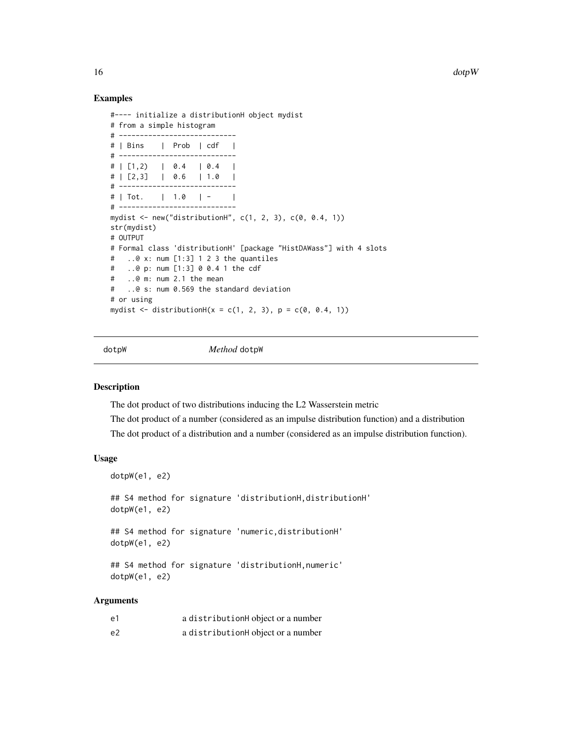## Examples

```
#---- initialize a distributionH object mydist
# from a simple histogram
# ----------------------------
# | Bins    |  Prob  | cdf   |
# ----------------------------
# | [1,2)   |  0.4   | 0.4   |
# | [2,3]   |  0.6   | 1.0   |
# ----------------------------
# | Tot.    |  1.0   | -     |
# ----------------------------
mydist <- new("distributionH", c(1, 2, 3), c(0, 0.4, 1))
str(mydist)
# OUTPUT
# Formal class 'distributionH' [package "HistDAWass"] with 4 slots
#   ..@ x: num [1:3] 1 2 3 the quantiles
#   ..@ p: num [1:3] 0 0.4 1 the cdf
#   ..@ m: num 2.1 the mean
#   ..@ s: num 0.569 the standard deviation
# or using
mydist <- distributionH(x = c(1, 2, 3), p = c(0, 0.4, 1))
```

---

# dotpW &nbsp;&nbsp;&nbsp;&nbsp; *Method* dotpW

## Description

The dot product of two distributions inducing the L2 Wasserstein metric

The dot product of a number (considered as an impulse distribution function) and a distribution

The dot product of a distribution and a number (considered as an impulse distribution function).

## Usage

```
dotpW(e1, e2)

## S4 method for signature 'distributionH,distributionH'
dotpW(e1, e2)

## S4 method for signature 'numeric,distributionH'
dotpW(e1, e2)

## S4 method for signature 'distributionH,numeric'
dotpW(e1, e2)
```

## Arguments

| | |
|---|---|
| e1 | a distributionH object or a number |
| e2 | a distributionH object or a number |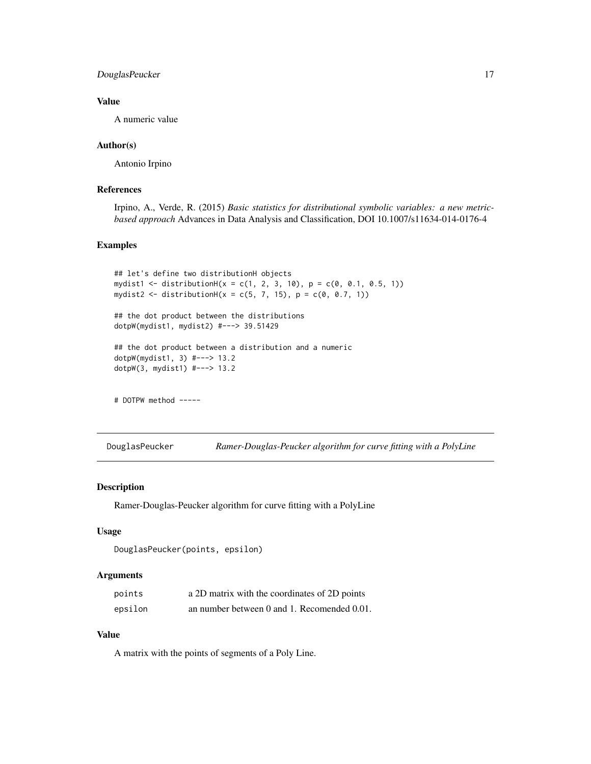### Value

A numeric value

### Author(s)

Antonio Irpino

### References

Irpino, A., Verde, R. (2015) *Basic statistics for distributional symbolic variables: a new metric-based approach* Advances in Data Analysis and Classification, DOI 10.1007/s11634-014-0176-4

### Examples

```
## let's define two distributionH objects
mydist1 <- distributionH(x = c(1, 2, 3, 10), p = c(0, 0.1, 0.5, 1))
mydist2 <- distributionH(x = c(5, 7, 15), p = c(0, 0.7, 1))

## the dot product between the distributions
dotpW(mydist1, mydist2) #---> 39.51429

## the dot product between a distribution and a numeric
dotpW(mydist1, 3) #---> 13.2
dotpW(3, mydist1) #---> 13.2


# DOTPW method -----
```

---

## DouglasPeucker — *Ramer-Douglas-Peucker algorithm for curve fitting with a PolyLine*

### Description

Ramer-Douglas-Peucker algorithm for curve fitting with a PolyLine

### Usage

```
DouglasPeucker(points, epsilon)
```

### Arguments

| | |
|---|---|
| points | a 2D matrix with the coordinates of 2D points |
| epsilon | an number between 0 and 1. Recomended 0.01. |

### Value

A matrix with the points of segments of a Poly Line.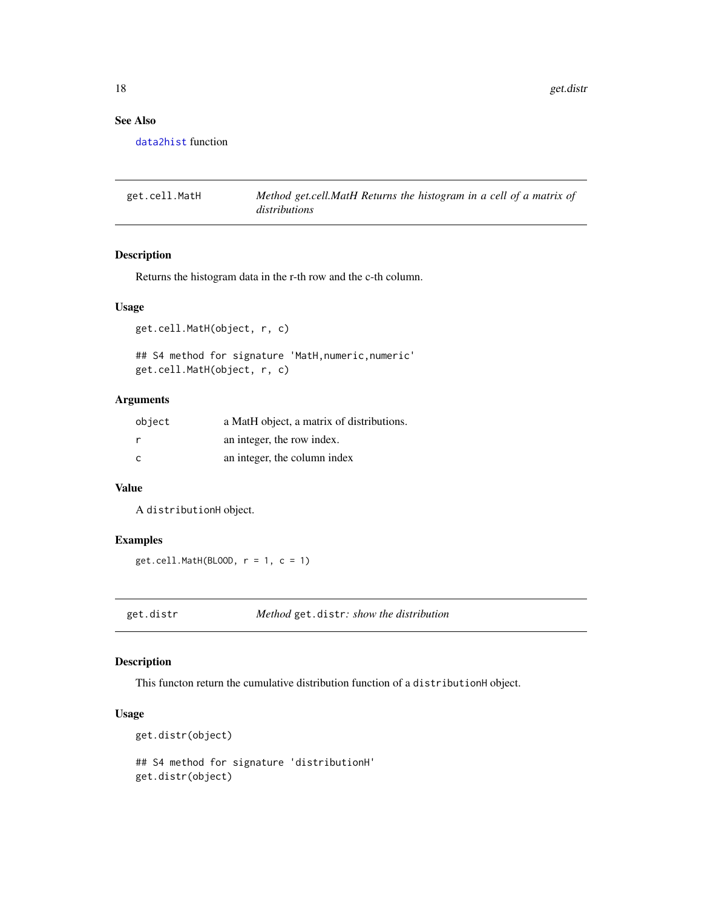### See Also

data2hist function

## get.cell.MatH *Method get.cell.MatH Returns the histogram in a cell of a matrix of distributions*

### Description

Returns the histogram data in the r-th row and the c-th column.

### Usage

```
get.cell.MatH(object, r, c)

## S4 method for signature 'MatH,numeric,numeric'
get.cell.MatH(object, r, c)
```

### Arguments

| | |
|---|---|
| object | a MatH object, a matrix of distributions. |
| r | an integer, the row index. |
| c | an integer, the column index |

### Value

A distributionH object.

### Examples

```
get.cell.MatH(BLOOD, r = 1, c = 1)
```

## get.distr *Method* get.distr*: show the distribution*

### Description

This functon return the cumulative distribution function of a distributionH object.

### Usage

```
get.distr(object)

## S4 method for signature 'distributionH'
get.distr(object)
```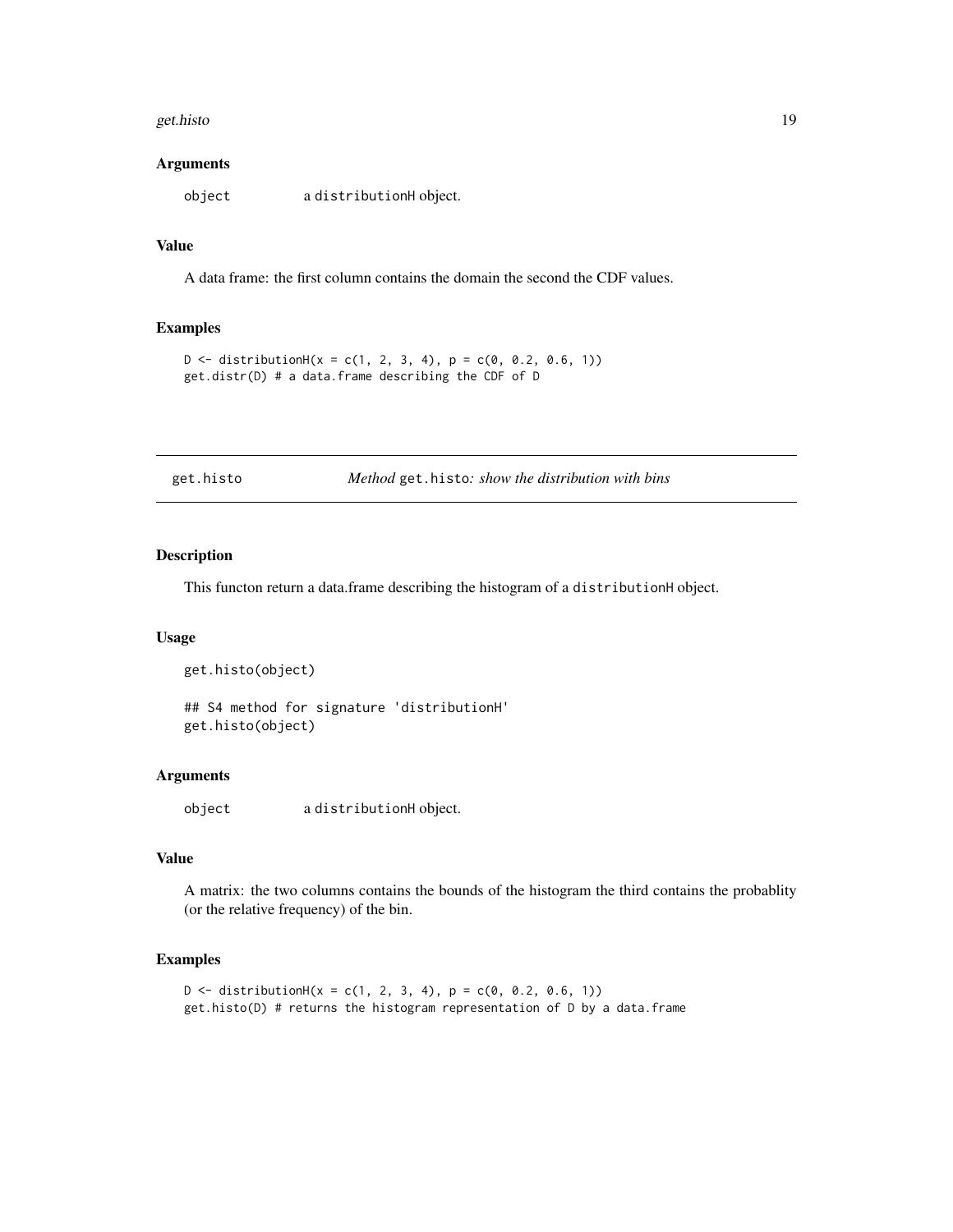### Arguments

object a distributionH object.

### Value

A data frame: the first column contains the domain the second the CDF values.

### Examples

```
D <- distributionH(x = c(1, 2, 3, 4), p = c(0, 0.2, 0.6, 1))
get.distr(D) # a data.frame describing the CDF of D
```

---

## get.histo *Method* get.histo*: show the distribution with bins*

---

### Description

This functon return a data.frame describing the histogram of a distributionH object.

### Usage

```
get.histo(object)

## S4 method for signature 'distributionH'
get.histo(object)
```

### Arguments

object a distributionH object.

### Value

A matrix: the two columns contains the bounds of the histogram the third contains the probablity (or the relative frequency) of the bin.

### Examples

```
D <- distributionH(x = c(1, 2, 3, 4), p = c(0, 0.2, 0.6, 1))
get.histo(D) # returns the histogram representation of D by a data.frame
```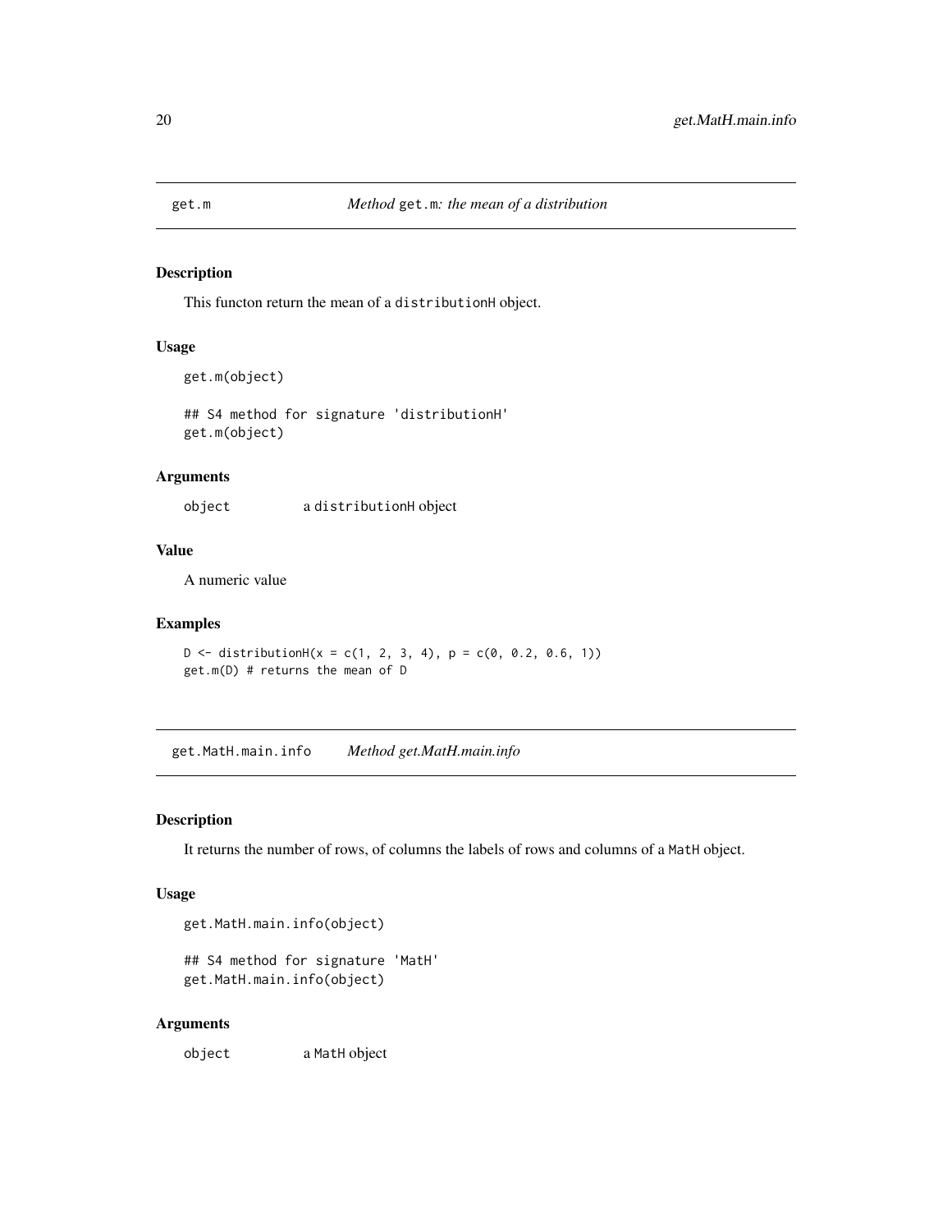## get.m — *Method* `get.m`*: the mean of a distribution*

### Description

This functon return the mean of a `distributionH` object.

### Usage

```
get.m(object)

## S4 method for signature 'distributionH'
get.m(object)
```

### Arguments

| | |
|---|---|
| `object` | a `distributionH` object |

### Value

A numeric value

### Examples

```
D <- distributionH(x = c(1, 2, 3, 4), p = c(0, 0.2, 0.6, 1))
get.m(D) # returns the mean of D
```

## get.MatH.main.info — *Method get.MatH.main.info*

### Description

It returns the number of rows, of columns the labels of rows and columns of a `MatH` object.

### Usage

```
get.MatH.main.info(object)

## S4 method for signature 'MatH'
get.MatH.main.info(object)
```

### Arguments

| | |
|---|---|
| `object` | a `MatH` object |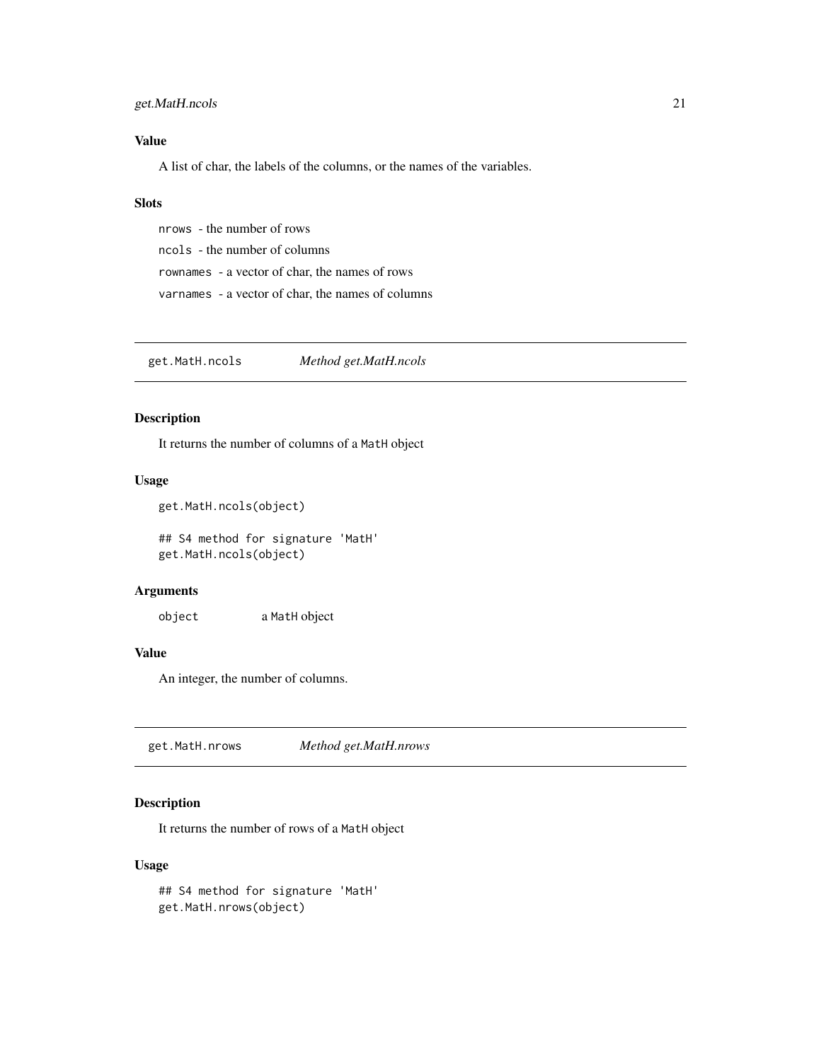### Value

A list of char, the labels of the columns, or the names of the variables.

### Slots

`nrows` - the number of rows

`ncols` - the number of columns

`rownames` - a vector of char, the names of rows

`varnames` - a vector of char, the names of columns

---

## get.MatH.ncols *Method get.MatH.ncols*

---

### Description

It returns the number of columns of a `MatH` object

### Usage

```
get.MatH.ncols(object)

## S4 method for signature 'MatH'
get.MatH.ncols(object)
```

### Arguments

| | |
|---|---|
| `object` | a `MatH` object |

### Value

An integer, the number of columns.

---

## get.MatH.nrows *Method get.MatH.nrows*

---

### Description

It returns the number of rows of a `MatH` object

### Usage

```
## S4 method for signature 'MatH'
get.MatH.nrows(object)
```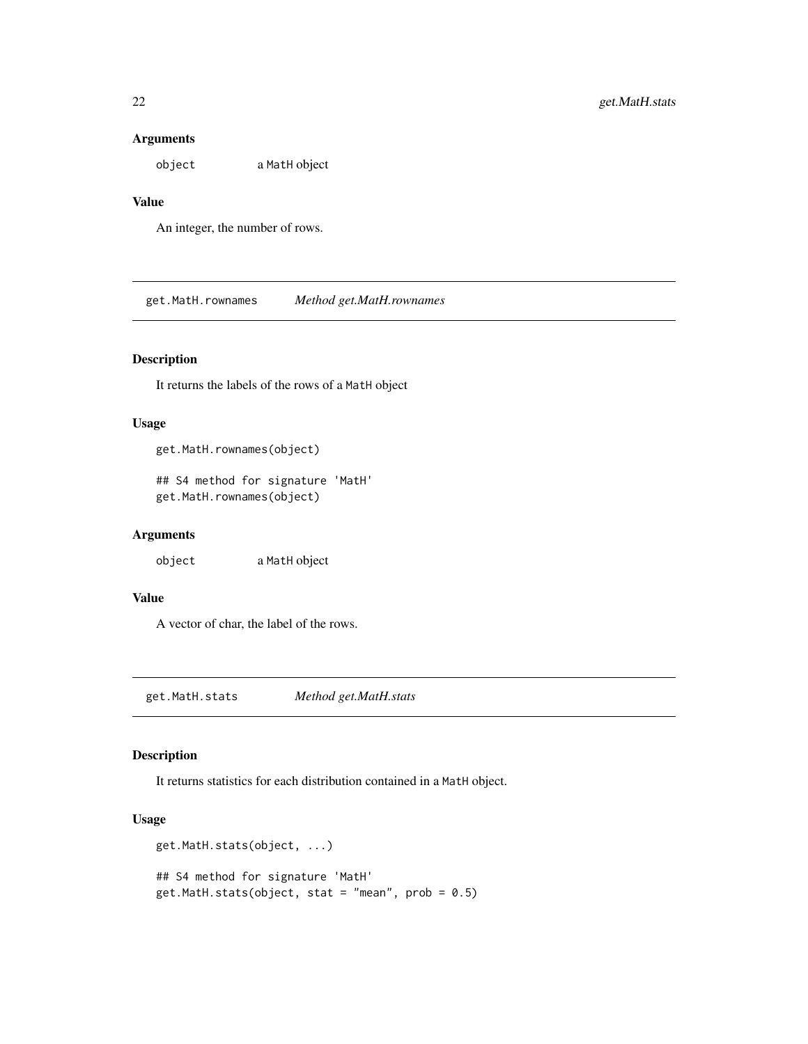### Arguments

object a MatH object

### Value

An integer, the number of rows.

---

## get.MatH.rownames *Method get.MatH.rownames*

### Description

It returns the labels of the rows of a MatH object

### Usage

```
get.MatH.rownames(object)

## S4 method for signature 'MatH'
get.MatH.rownames(object)
```

### Arguments

object a MatH object

### Value

A vector of char, the label of the rows.

---

## get.MatH.stats *Method get.MatH.stats*

### Description

It returns statistics for each distribution contained in a MatH object.

### Usage

```
get.MatH.stats(object, ...)

## S4 method for signature 'MatH'
get.MatH.stats(object, stat = "mean", prob = 0.5)
```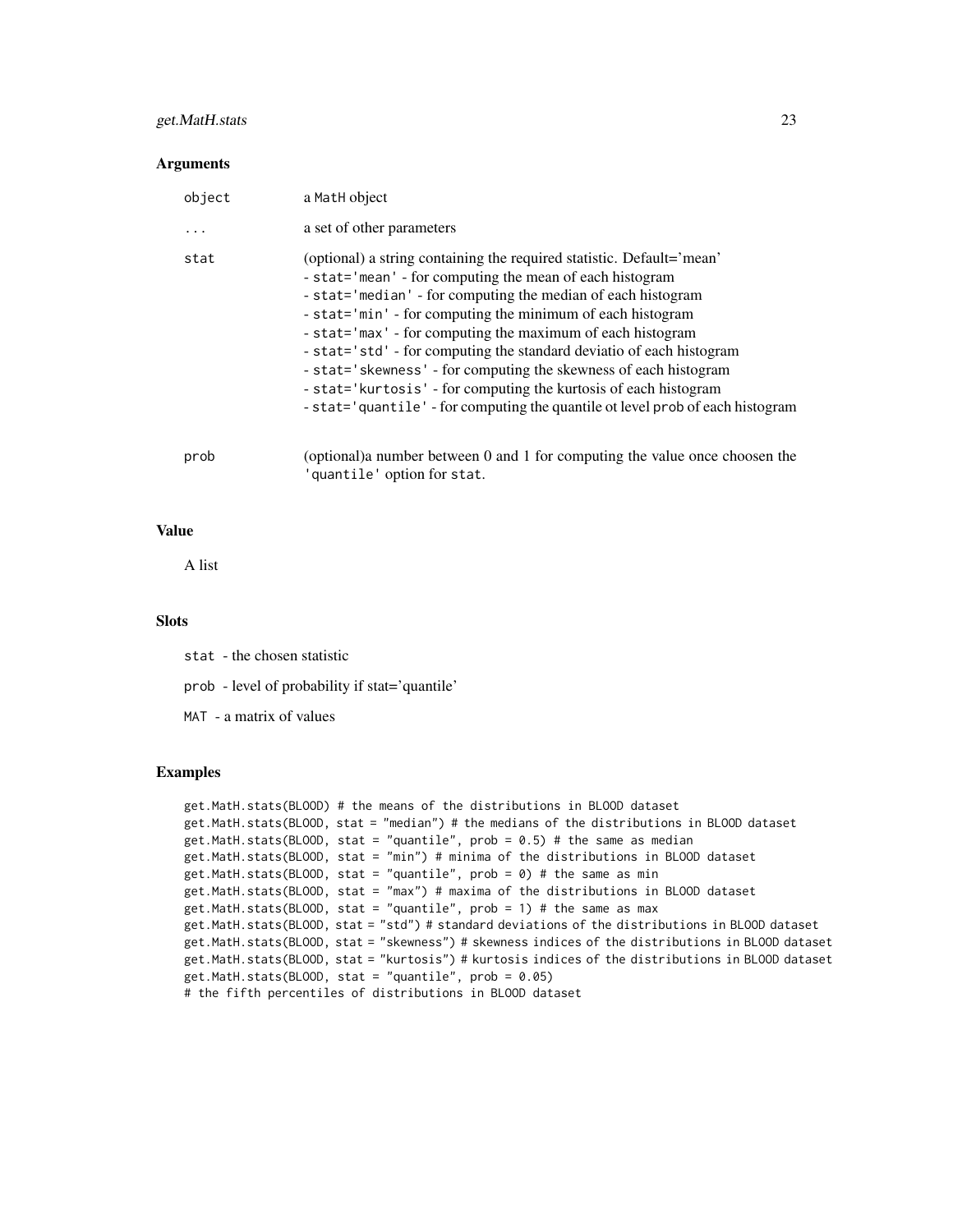### Arguments

| | |
|---|---|
| object | a MatH object |
| ... | a set of other parameters |
| stat | (optional) a string containing the required statistic. Default='mean'<br>- stat='mean' - for computing the mean of each histogram<br>- stat='median' - for computing the median of each histogram<br>- stat='min' - for computing the minimum of each histogram<br>- stat='max' - for computing the maximum of each histogram<br>- stat='std' - for computing the standard deviatio of each histogram<br>- stat='skewness' - for computing the skewness of each histogram<br>- stat='kurtosis' - for computing the kurtosis of each histogram<br>- stat='quantile' - for computing the quantile ot level prob of each histogram |
| prob | (optional)a number between 0 and 1 for computing the value once choosen the 'quantile' option for stat. |

### Value

A list

### Slots

stat - the chosen statistic

prob - level of probability if stat='quantile'

MAT - a matrix of values

### Examples

```
get.MatH.stats(BLOOD) # the means of the distributions in BLOOD dataset
get.MatH.stats(BLOOD, stat = "median") # the medians of the distributions in BLOOD dataset
get.MatH.stats(BLOOD, stat = "quantile", prob = 0.5) # the same as median
get.MatH.stats(BLOOD, stat = "min") # minima of the distributions in BLOOD dataset
get.MatH.stats(BLOOD, stat = "quantile", prob = 0) # the same as min
get.MatH.stats(BLOOD, stat = "max") # maxima of the distributions in BLOOD dataset
get.MatH.stats(BLOOD, stat = "quantile", prob = 1) # the same as max
get.MatH.stats(BLOOD, stat = "std") # standard deviations of the distributions in BLOOD dataset
get.MatH.stats(BLOOD, stat = "skewness") # skewness indices of the distributions in BLOOD dataset
get.MatH.stats(BLOOD, stat = "kurtosis") # kurtosis indices of the distributions in BLOOD dataset
get.MatH.stats(BLOOD, stat = "quantile", prob = 0.05)
# the fifth percentiles of distributions in BLOOD dataset
```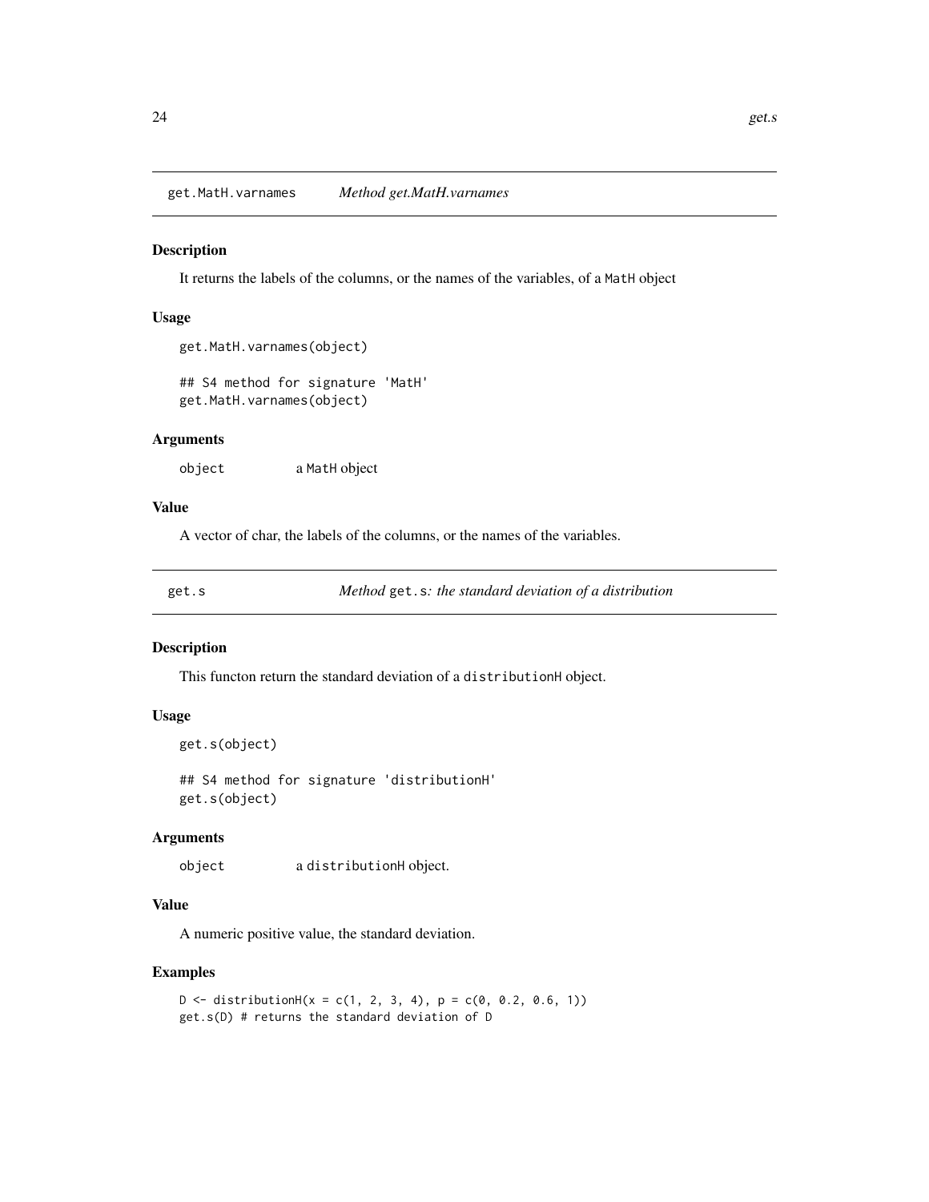## get.MatH.varnames — *Method get.MatH.varnames*

### Description

It returns the labels of the columns, or the names of the variables, of a `MatH` object

### Usage

```
get.MatH.varnames(object)

## S4 method for signature 'MatH'
get.MatH.varnames(object)
```

### Arguments

| | |
|---|---|
| object | a `MatH` object |

### Value

A vector of char, the labels of the columns, or the names of the variables.

## get.s — *Method* `get.s`*: the standard deviation of a distribution*

### Description

This functon return the standard deviation of a `distributionH` object.

### Usage

```
get.s(object)

## S4 method for signature 'distributionH'
get.s(object)
```

### Arguments

| | |
|---|---|
| object | a `distributionH` object. |

### Value

A numeric positive value, the standard deviation.

### Examples

```
D <- distributionH(x = c(1, 2, 3, 4), p = c(0, 0.2, 0.6, 1))
get.s(D) # returns the standard deviation of D
```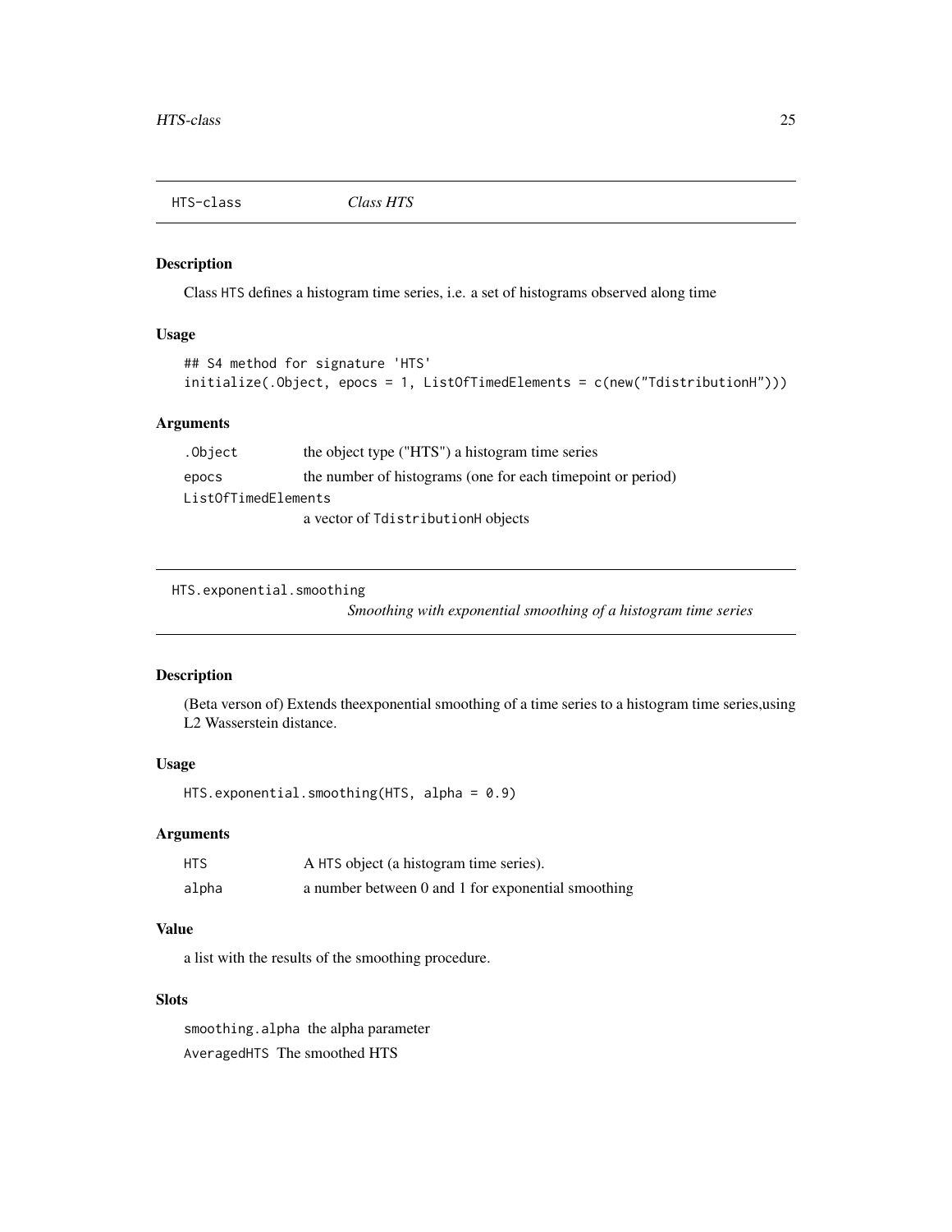## HTS-class *Class HTS*

### Description

Class HTS defines a histogram time series, i.e. a set of histograms observed along time

### Usage

```
## S4 method for signature 'HTS'
initialize(.Object, epocs = 1, ListOfTimedElements = c(new("TdistributionH")))
```

### Arguments

| | |
|---|---|
| .Object | the object type ("HTS") a histogram time series |
| epocs | the number of histograms (one for each timepoint or period) |
| ListOfTimedElements | a vector of TdistributionH objects |

## HTS.exponential.smoothing *Smoothing with exponential smoothing of a histogram time series*

### Description

(Beta verson of) Extends theexponential smoothing of a time series to a histogram time series,using L2 Wasserstein distance.

### Usage

```
HTS.exponential.smoothing(HTS, alpha = 0.9)
```

### Arguments

| | |
|---|---|
| HTS | A HTS object (a histogram time series). |
| alpha | a number between 0 and 1 for exponential smoothing |

### Value

a list with the results of the smoothing procedure.

### Slots

smoothing.alpha the alpha parameter

AveragedHTS The smoothed HTS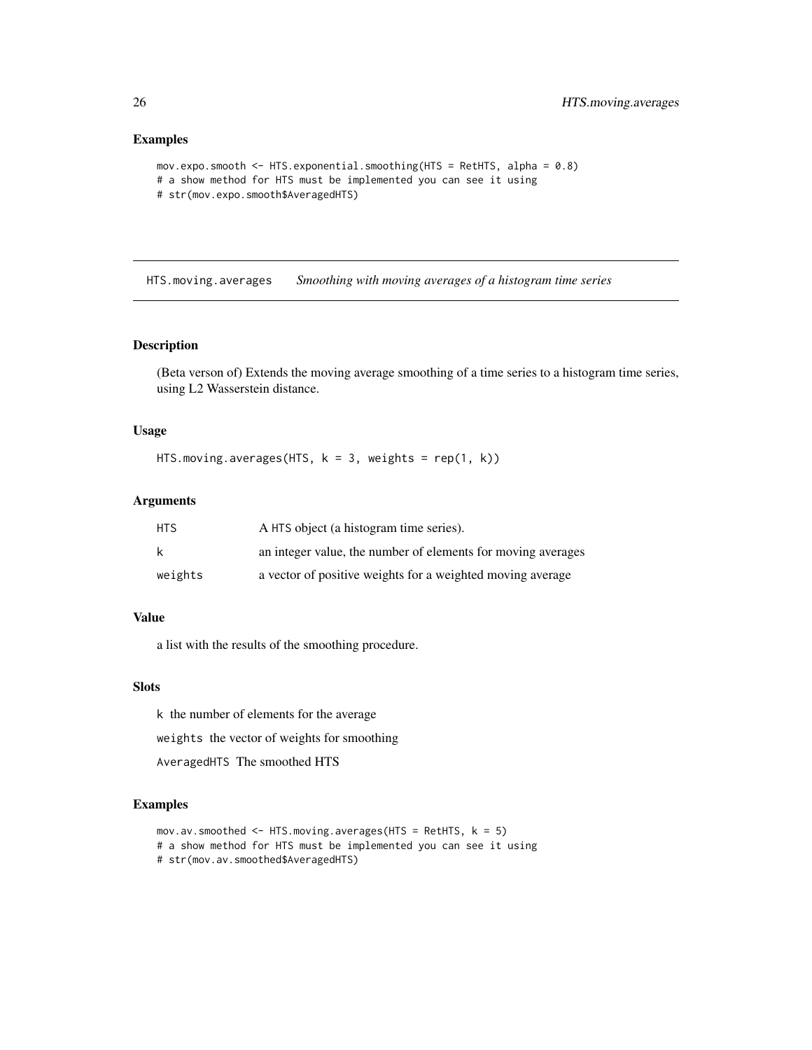## Examples

```
mov.expo.smooth <- HTS.exponential.smoothing(HTS = RetHTS, alpha = 0.8)
# a show method for HTS must be implemented you can see it using
# str(mov.expo.smooth$AveragedHTS)
```

---

# HTS.moving.averages *Smoothing with moving averages of a histogram time series*

---

## Description

(Beta verson of) Extends the moving average smoothing of a time series to a histogram time series, using L2 Wasserstein distance.

## Usage

```
HTS.moving.averages(HTS, k = 3, weights = rep(1, k))
```

## Arguments

| | |
|---|---|
| HTS | A HTS object (a histogram time series). |
| k | an integer value, the number of elements for moving averages |
| weights | a vector of positive weights for a weighted moving average |

## Value

a list with the results of the smoothing procedure.

## Slots

`k` the number of elements for the average

`weights` the vector of weights for smoothing

`AveragedHTS` The smoothed HTS

## Examples

```
mov.av.smoothed <- HTS.moving.averages(HTS = RetHTS, k = 5)
# a show method for HTS must be implemented you can see it using
# str(mov.av.smoothed$AveragedHTS)
```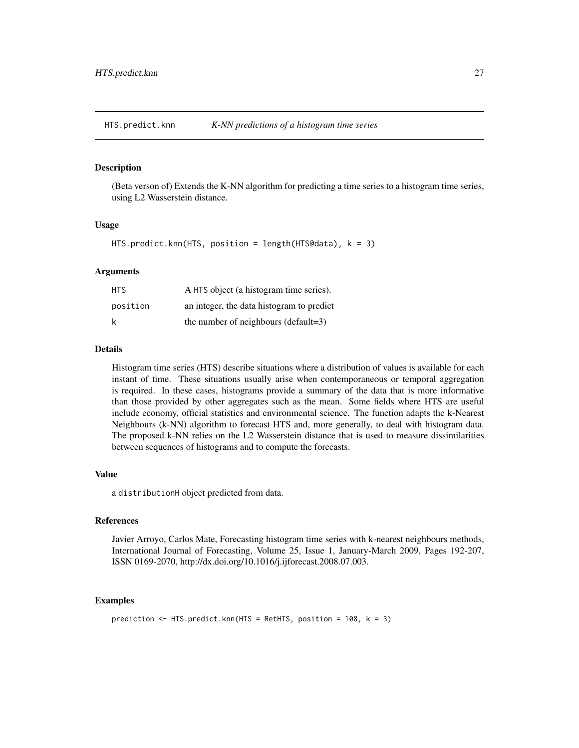## HTS.predict.knn — *K-NN predictions of a histogram time series*

### Description

(Beta verson of) Extends the K-NN algorithm for predicting a time series to a histogram time series, using L2 Wasserstein distance.

### Usage

```
HTS.predict.knn(HTS, position = length(HTS@data), k = 3)
```

### Arguments

| | |
|---|---|
| HTS | A HTS object (a histogram time series). |
| position | an integer, the data histogram to predict |
| k | the number of neighbours (default=3) |

### Details

Histogram time series (HTS) describe situations where a distribution of values is available for each instant of time. These situations usually arise when contemporaneous or temporal aggregation is required. In these cases, histograms provide a summary of the data that is more informative than those provided by other aggregates such as the mean. Some fields where HTS are useful include economy, official statistics and environmental science. The function adapts the k-Nearest Neighbours (k-NN) algorithm to forecast HTS and, more generally, to deal with histogram data. The proposed k-NN relies on the L2 Wasserstein distance that is used to measure dissimilarities between sequences of histograms and to compute the forecasts.

### Value

a distributionH object predicted from data.

### References

Javier Arroyo, Carlos Mate, Forecasting histogram time series with k-nearest neighbours methods, International Journal of Forecasting, Volume 25, Issue 1, January-March 2009, Pages 192-207, ISSN 0169-2070, http://dx.doi.org/10.1016/j.ijforecast.2008.07.003.

### Examples

```
prediction <- HTS.predict.knn(HTS = RetHTS, position = 108, k = 3)
```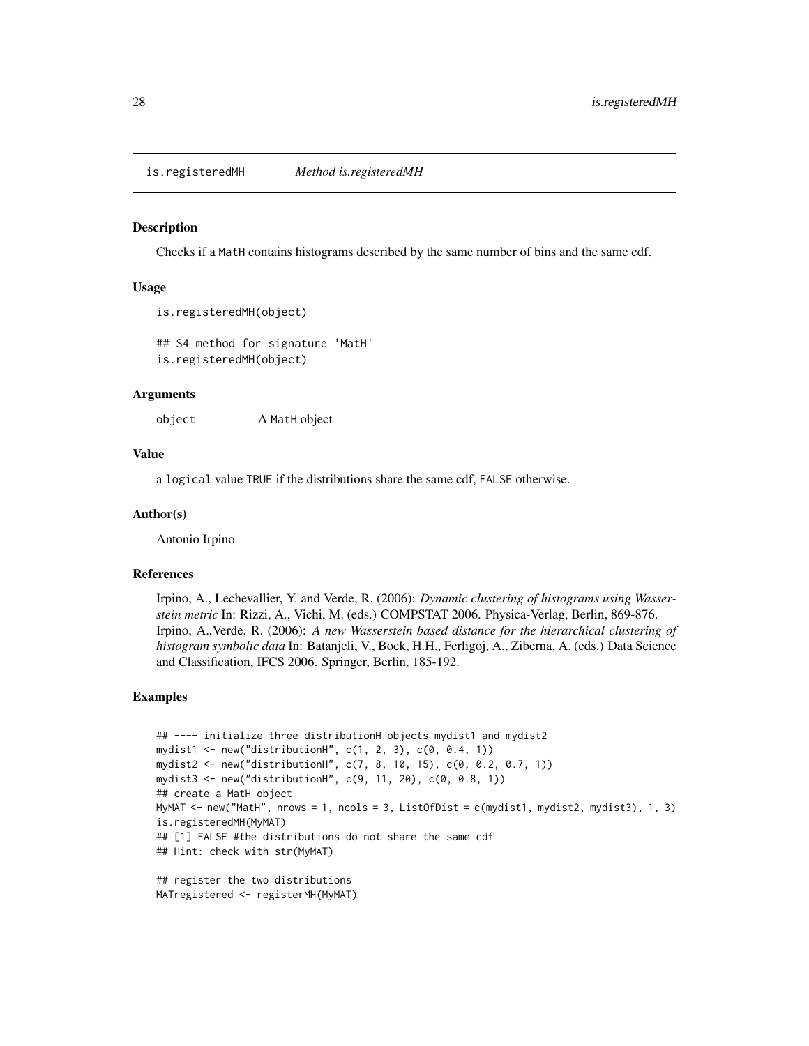is.registeredMH *Method is.registeredMH*

### Description

Checks if a MatH contains histograms described by the same number of bins and the same cdf.

### Usage

```
is.registeredMH(object)

## S4 method for signature 'MatH'
is.registeredMH(object)
```

### Arguments

object A MatH object

### Value

a logical value TRUE if the distributions share the same cdf, FALSE otherwise.

### Author(s)

Antonio Irpino

### References

Irpino, A., Lechevallier, Y. and Verde, R. (2006): *Dynamic clustering of histograms using Wasserstein metric* In: Rizzi, A., Vichi, M. (eds.) COMPSTAT 2006. Physica-Verlag, Berlin, 869-876.
Irpino, A.,Verde, R. (2006): *A new Wasserstein based distance for the hierarchical clustering of histogram symbolic data* In: Batanjeli, V., Bock, H.H., Ferligoj, A., Ziberna, A. (eds.) Data Science and Classification, IFCS 2006. Springer, Berlin, 185-192.

### Examples

```
## ---- initialize three distributionH objects mydist1 and mydist2
mydist1 <- new("distributionH", c(1, 2, 3), c(0, 0.4, 1))
mydist2 <- new("distributionH", c(7, 8, 10, 15), c(0, 0.2, 0.7, 1))
mydist3 <- new("distributionH", c(9, 11, 20), c(0, 0.8, 1))
## create a MatH object
MyMAT <- new("MatH", nrows = 1, ncols = 3, ListOfDist = c(mydist1, mydist2, mydist3), 1, 3)
is.registeredMH(MyMAT)
## [1] FALSE #the distributions do not share the same cdf
## Hint: check with str(MyMAT)

## register the two distributions
MATregistered <- registerMH(MyMAT)
```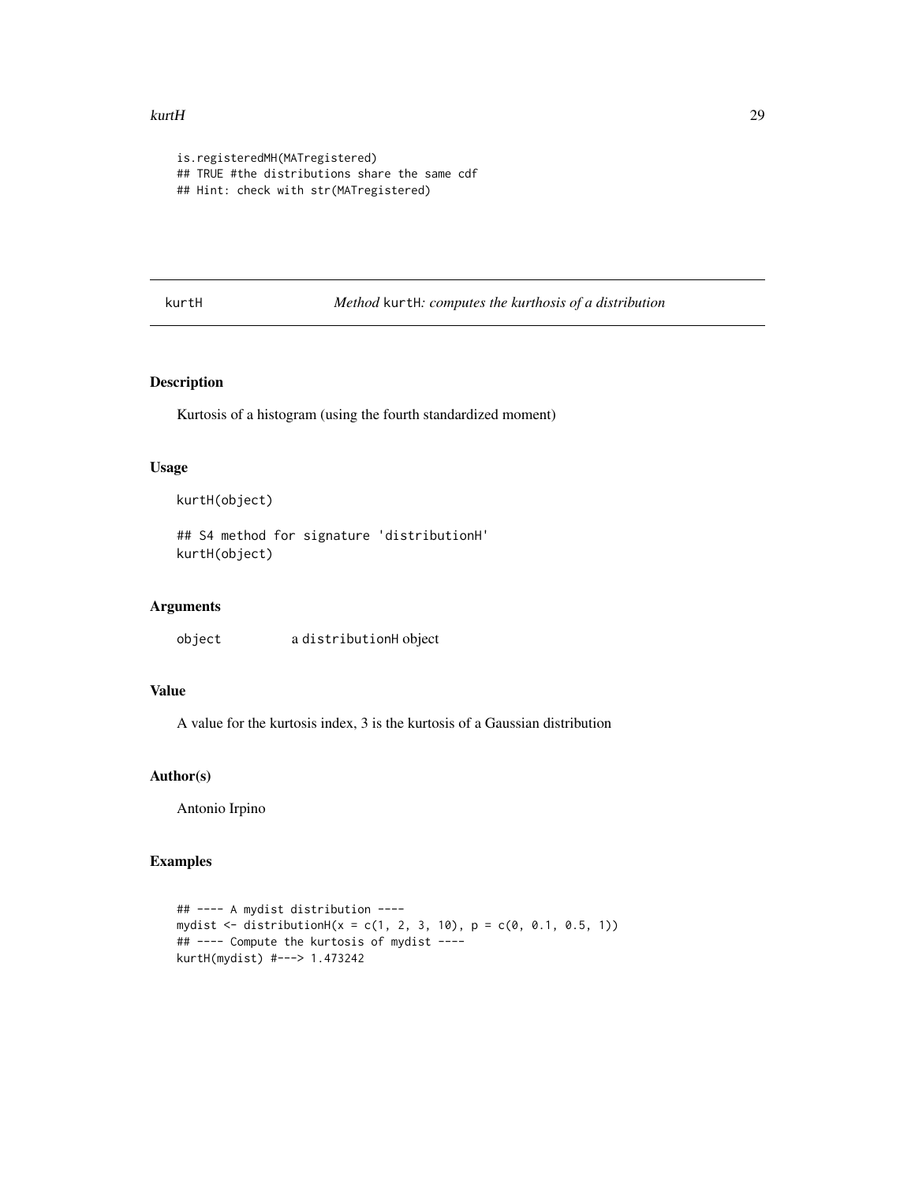```
is.registeredMH(MATregistered)
## TRUE #the distributions share the same cdf
## Hint: check with str(MATregistered)
```

## kurtH — *Method* `kurtH`*: computes the kurthosis of a distribution*

### Description

Kurtosis of a histogram (using the fourth standardized moment)

### Usage

```
kurtH(object)

## S4 method for signature 'distributionH'
kurtH(object)
```

### Arguments

| | |
|---|---|
| object | a `distributionH` object |

### Value

A value for the kurtosis index, 3 is the kurtosis of a Gaussian distribution

### Author(s)

Antonio Irpino

### Examples

```
## ---- A mydist distribution ----
mydist <- distributionH(x = c(1, 2, 3, 10), p = c(0, 0.1, 0.5, 1))
## ---- Compute the kurtosis of mydist ----
kurtH(mydist) #---> 1.473242
```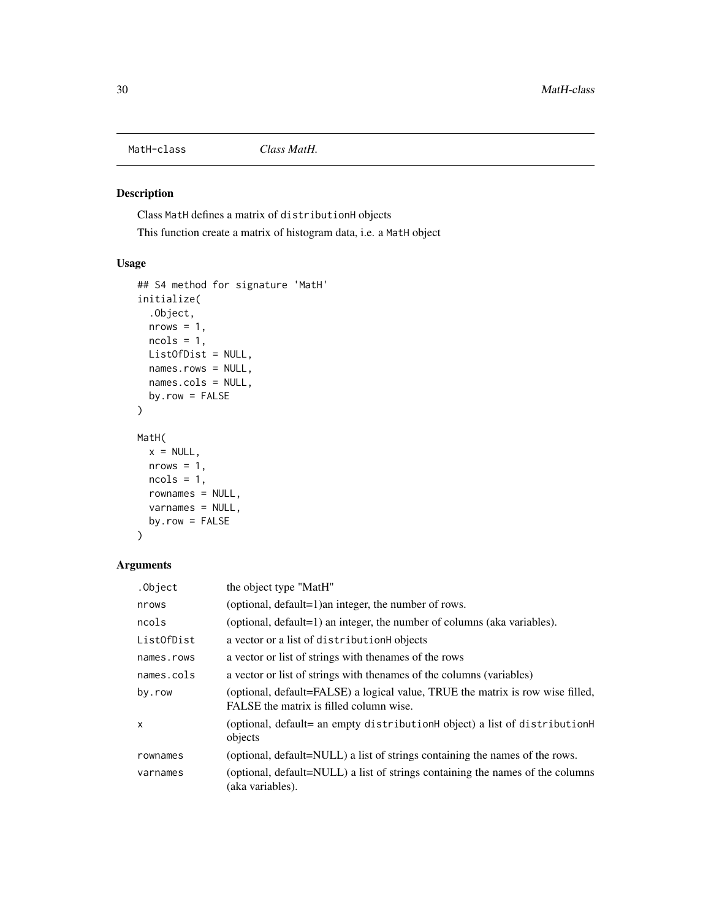MatH-class *Class MatH.*

## Description

Class MatH defines a matrix of distributionH objects

This function create a matrix of histogram data, i.e. a MatH object

## Usage

```
## S4 method for signature 'MatH'
initialize(
  .Object,
  nrows = 1,
  ncols = 1,
  ListOfDist = NULL,
  names.rows = NULL,
  names.cols = NULL,
  by.row = FALSE
)

MatH(
  x = NULL,
  nrows = 1,
  ncols = 1,
  rownames = NULL,
  varnames = NULL,
  by.row = FALSE
)
```

## Arguments

| | |
|---|---|
| .Object | the object type "MatH" |
| nrows | (optional, default=1)an integer, the number of rows. |
| ncols | (optional, default=1) an integer, the number of columns (aka variables). |
| ListOfDist | a vector or a list of distributionH objects |
| names.rows | a vector or list of strings with thenames of the rows |
| names.cols | a vector or list of strings with thenames of the columns (variables) |
| by.row | (optional, default=FALSE) a logical value, TRUE the matrix is row wise filled, FALSE the matrix is filled column wise. |
| x | (optional, default= an empty distributionH object) a list of distributionH objects |
| rownames | (optional, default=NULL) a list of strings containing the names of the rows. |
| varnames | (optional, default=NULL) a list of strings containing the names of the columns (aka variables). |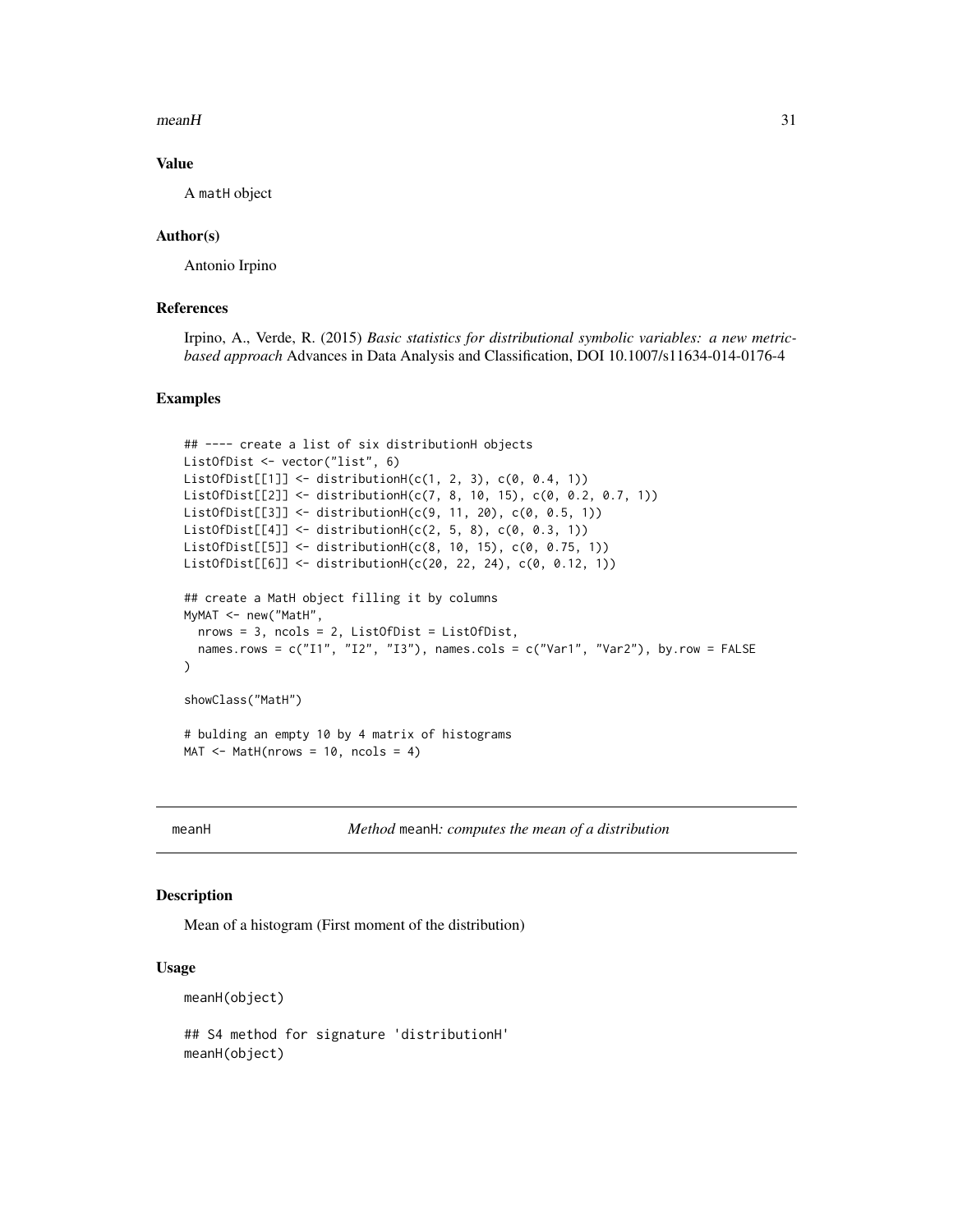## Value

A matH object

## Author(s)

Antonio Irpino

## References

Irpino, A., Verde, R. (2015) *Basic statistics for distributional symbolic variables: a new metric-based approach* Advances in Data Analysis and Classification, DOI 10.1007/s11634-014-0176-4

## Examples

```
## ---- create a list of six distributionH objects
ListOfDist <- vector("list", 6)
ListOfDist[[1]] <- distributionH(c(1, 2, 3), c(0, 0.4, 1))
ListOfDist[[2]] <- distributionH(c(7, 8, 10, 15), c(0, 0.2, 0.7, 1))
ListOfDist[[3]] <- distributionH(c(9, 11, 20), c(0, 0.5, 1))
ListOfDist[[4]] <- distributionH(c(2, 5, 8), c(0, 0.3, 1))
ListOfDist[[5]] <- distributionH(c(8, 10, 15), c(0, 0.75, 1))
ListOfDist[[6]] <- distributionH(c(20, 22, 24), c(0, 0.12, 1))

## create a MatH object filling it by columns
MyMAT <- new("MatH",
  nrows = 3, ncols = 2, ListOfDist = ListOfDist,
  names.rows = c("I1", "I2", "I3"), names.cols = c("Var1", "Var2"), by.row = FALSE
)

showClass("MatH")

# bulding an empty 10 by 4 matrix of histograms
MAT <- MatH(nrows = 10, ncols = 4)
```

---

# meanH — *Method* meanH*: computes the mean of a distribution*

## Description

Mean of a histogram (First moment of the distribution)

## Usage

```
meanH(object)

## S4 method for signature 'distributionH'
meanH(object)
```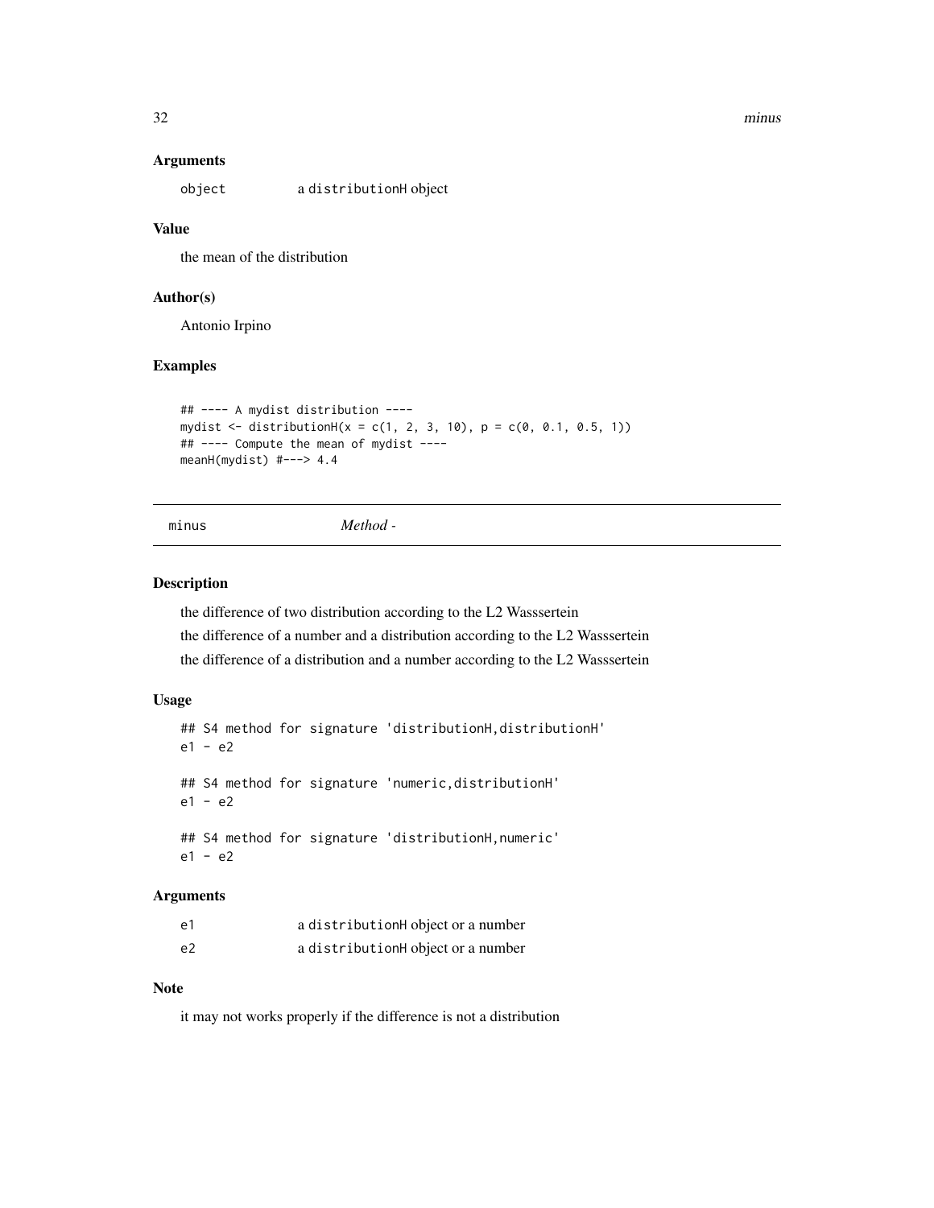### Arguments

object a distributionH object

### Value

the mean of the distribution

### Author(s)

Antonio Irpino

### Examples

```
## ---- A mydist distribution ----
mydist <- distributionH(x = c(1, 2, 3, 10), p = c(0, 0.1, 0.5, 1))
## ---- Compute the mean of mydist ----
meanH(mydist) #---> 4.4
```

---

## minus *Method -*

### Description

the difference of two distribution according to the L2 Wasssertein

the difference of a number and a distribution according to the L2 Wasssertein

the difference of a distribution and a number according to the L2 Wasssertein

### Usage

```
## S4 method for signature 'distributionH,distributionH'
e1 - e2

## S4 method for signature 'numeric,distributionH'
e1 - e2

## S4 method for signature 'distributionH,numeric'
e1 - e2
```

### Arguments

| | |
|---|---|
| e1 | a distributionH object or a number |
| e2 | a distributionH object or a number |

### Note

it may not works properly if the difference is not a distribution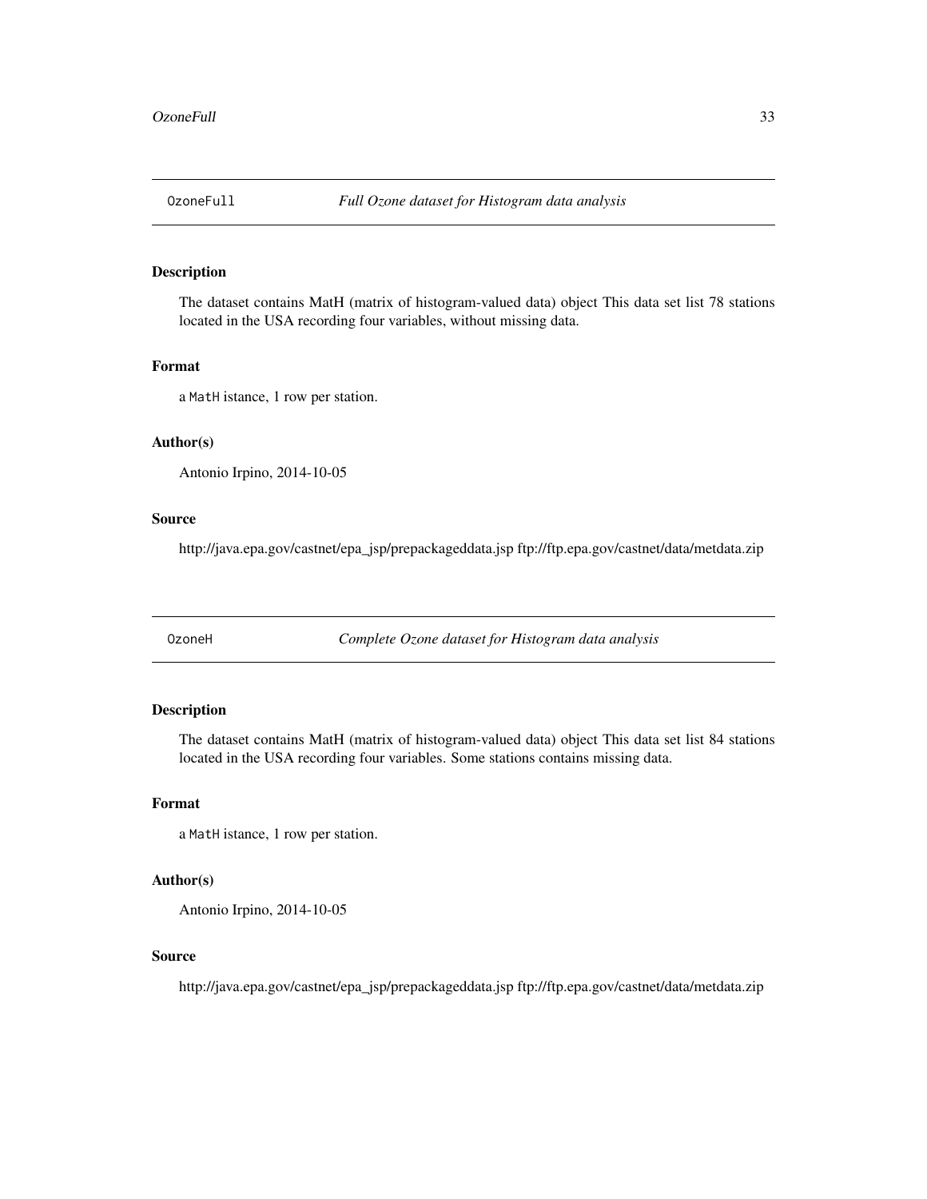## OzoneFull *Full Ozone dataset for Histogram data analysis*

### Description

The dataset contains MatH (matrix of histogram-valued data) object This data set list 78 stations located in the USA recording four variables, without missing data.

### Format

a `MatH` istance, 1 row per station.

### Author(s)

Antonio Irpino, 2014-10-05

### Source

http://java.epa.gov/castnet/epa_jsp/prepackageddata.jsp ftp://ftp.epa.gov/castnet/data/metdata.zip

## OzoneH *Complete Ozone dataset for Histogram data analysis*

### Description

The dataset contains MatH (matrix of histogram-valued data) object This data set list 84 stations located in the USA recording four variables. Some stations contains missing data.

### Format

a `MatH` istance, 1 row per station.

### Author(s)

Antonio Irpino, 2014-10-05

### Source

http://java.epa.gov/castnet/epa_jsp/prepackageddata.jsp ftp://ftp.epa.gov/castnet/data/metdata.zip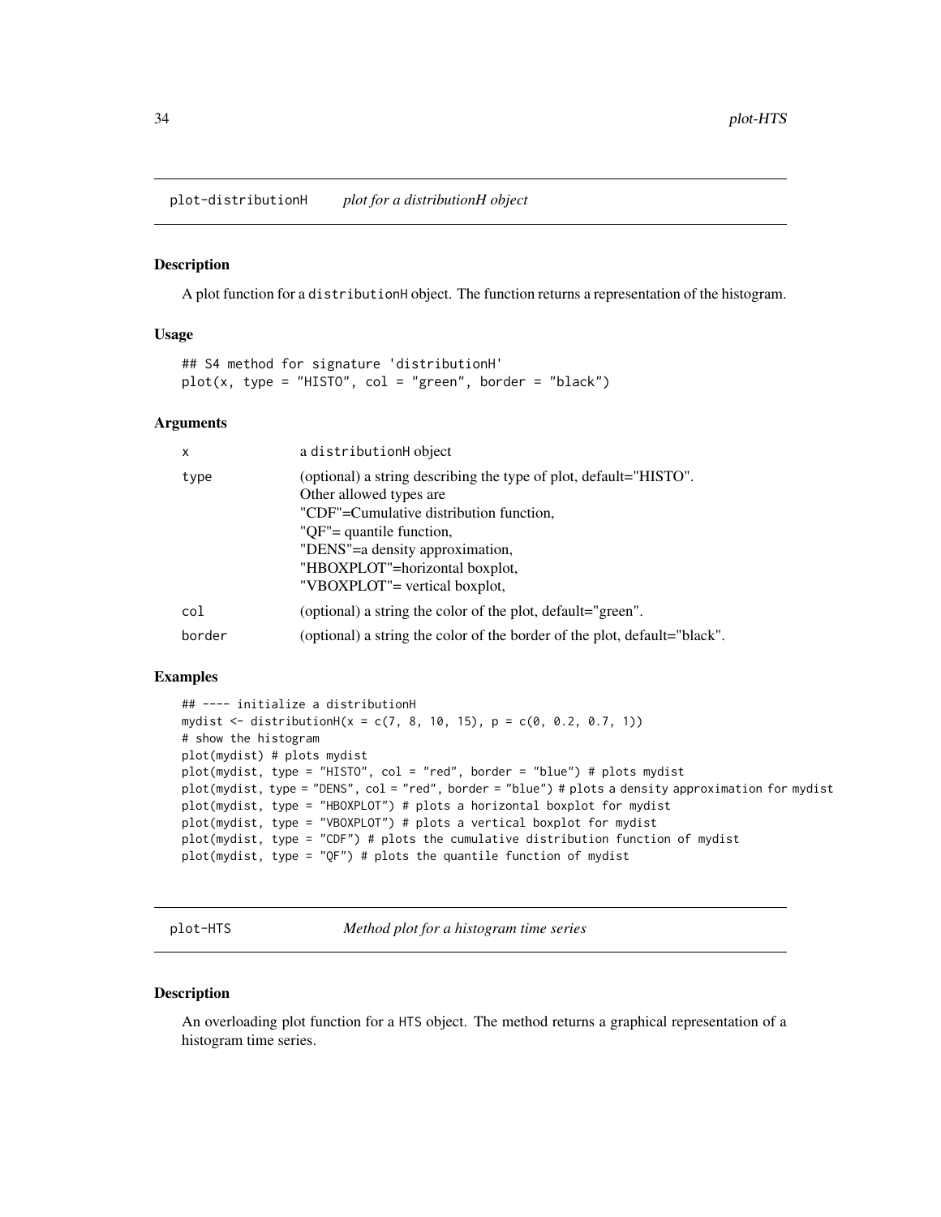## plot-distributionH — *plot for a distributionH object*

### Description

A plot function for a distributionH object. The function returns a representation of the histogram.

### Usage

```
## S4 method for signature 'distributionH'
plot(x, type = "HISTO", col = "green", border = "black")
```

### Arguments

| | |
|---|---|
| x | a distributionH object |
| type | (optional) a string describing the type of plot, default="HISTO". Other allowed types are<br>"CDF"=Cumulative distribution function,<br>"QF"= quantile function,<br>"DENS"=a density approximation,<br>"HBOXPLOT"=horizontal boxplot,<br>"VBOXPLOT"= vertical boxplot, |
| col | (optional) a string the color of the plot, default="green". |
| border | (optional) a string the color of the border of the plot, default="black". |

### Examples

```
## ---- initialize a distributionH
mydist <- distributionH(x = c(7, 8, 10, 15), p = c(0, 0.2, 0.7, 1))
# show the histogram
plot(mydist) # plots mydist
plot(mydist, type = "HISTO", col = "red", border = "blue") # plots mydist
plot(mydist, type = "DENS", col = "red", border = "blue") # plots a density approximation for mydist
plot(mydist, type = "HBOXPLOT") # plots a horizontal boxplot for mydist
plot(mydist, type = "VBOXPLOT") # plots a vertical boxplot for mydist
plot(mydist, type = "CDF") # plots the cumulative distribution function of mydist
plot(mydist, type = "QF") # plots the quantile function of mydist
```

## plot-HTS — *Method plot for a histogram time series*

### Description

An overloading plot function for a HTS object. The method returns a graphical representation of a histogram time series.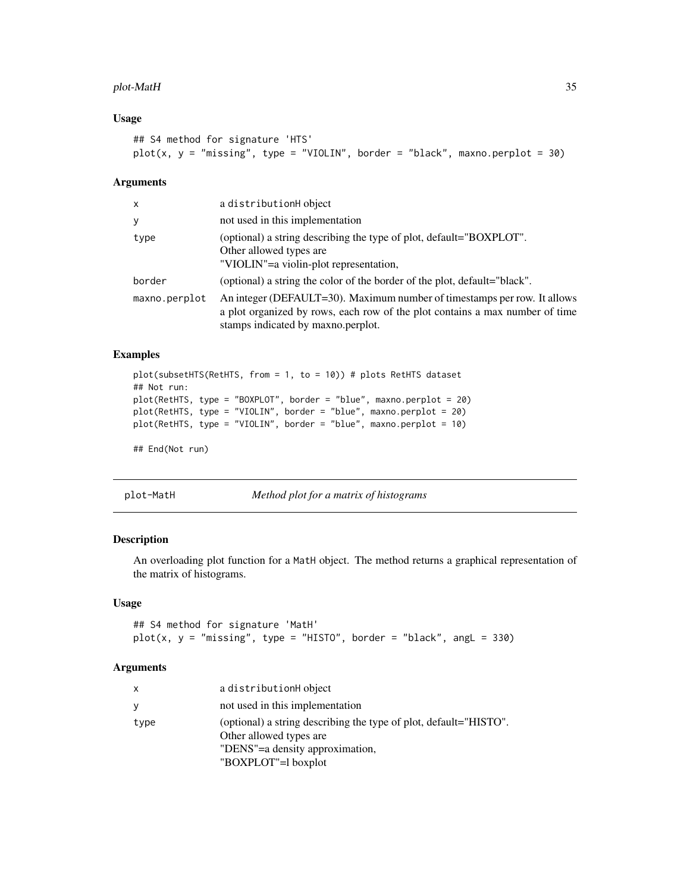### Usage

```
## S4 method for signature 'HTS'
plot(x, y = "missing", type = "VIOLIN", border = "black", maxno.perplot = 30)
```

### Arguments

| | |
|---|---|
| `x` | a `distributionH` object |
| `y` | not used in this implementation |
| `type` | (optional) a string describing the type of plot, default="BOXPLOT". Other allowed types are "VIOLIN"=a violin-plot representation, |
| `border` | (optional) a string the color of the border of the plot, default="black". |
| `maxno.perplot` | An integer (DEFAULT=30). Maximum number of timestamps per row. It allows a plot organized by rows, each row of the plot contains a max number of time stamps indicated by maxno.perplot. |

### Examples

```
plot(subsetHTS(RetHTS, from = 1, to = 10)) # plots RetHTS dataset
## Not run:
plot(RetHTS, type = "BOXPLOT", border = "blue", maxno.perplot = 20)
plot(RetHTS, type = "VIOLIN", border = "blue", maxno.perplot = 20)
plot(RetHTS, type = "VIOLIN", border = "blue", maxno.perplot = 10)

## End(Not run)
```

## plot-MatH — *Method plot for a matrix of histograms*

### Description

An overloading plot function for a `MatH` object. The method returns a graphical representation of the matrix of histograms.

### Usage

```
## S4 method for signature 'MatH'
plot(x, y = "missing", type = "HISTO", border = "black", angL = 330)
```

### Arguments

| | |
|---|---|
| `x` | a `distributionH` object |
| `y` | not used in this implementation |
| `type` | (optional) a string describing the type of plot, default="HISTO". Other allowed types are "DENS"=a density approximation, "BOXPLOT"=l boxplot |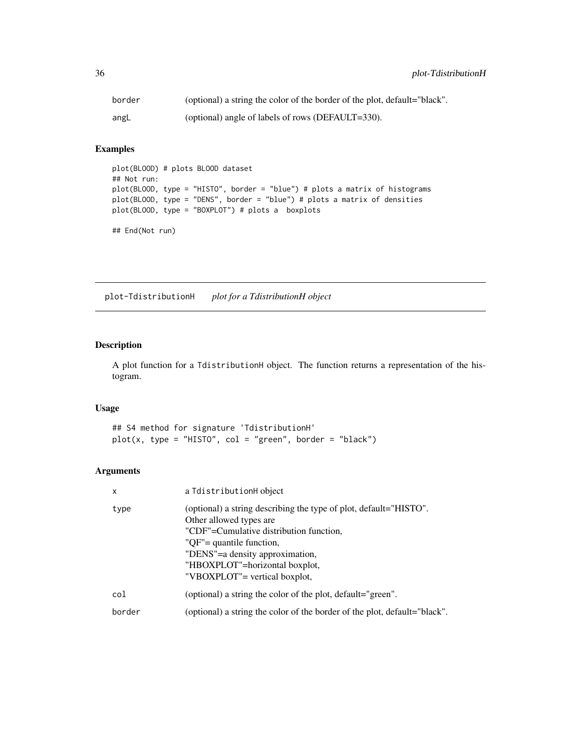| | |
|---|---|
| border | (optional) a string the color of the border of the plot, default="black". |
| angL | (optional) angle of labels of rows (DEFAULT=330). |

## Examples

```
plot(BLOOD) # plots BLOOD dataset
## Not run:
plot(BLOOD, type = "HISTO", border = "blue") # plots a matrix of histograms
plot(BLOOD, type = "DENS", border = "blue") # plots a matrix of densities
plot(BLOOD, type = "BOXPLOT") # plots a  boxplots

## End(Not run)
```

---

# plot-TdistributionH    *plot for a TdistributionH object*

---

## Description

A plot function for a TdistributionH object. The function returns a representation of the histogram.

## Usage

```
## S4 method for signature 'TdistributionH'
plot(x, type = "HISTO", col = "green", border = "black")
```

## Arguments

| | |
|---|---|
| x | a TdistributionH object |
| type | (optional) a string describing the type of plot, default="HISTO".<br>Other allowed types are<br>"CDF"=Cumulative distribution function,<br>"QF"= quantile function,<br>"DENS"=a density approximation,<br>"HBOXPLOT"=horizontal boxplot,<br>"VBOXPLOT"= vertical boxplot, |
| col | (optional) a string the color of the plot, default="green". |
| border | (optional) a string the color of the border of the plot, default="black". |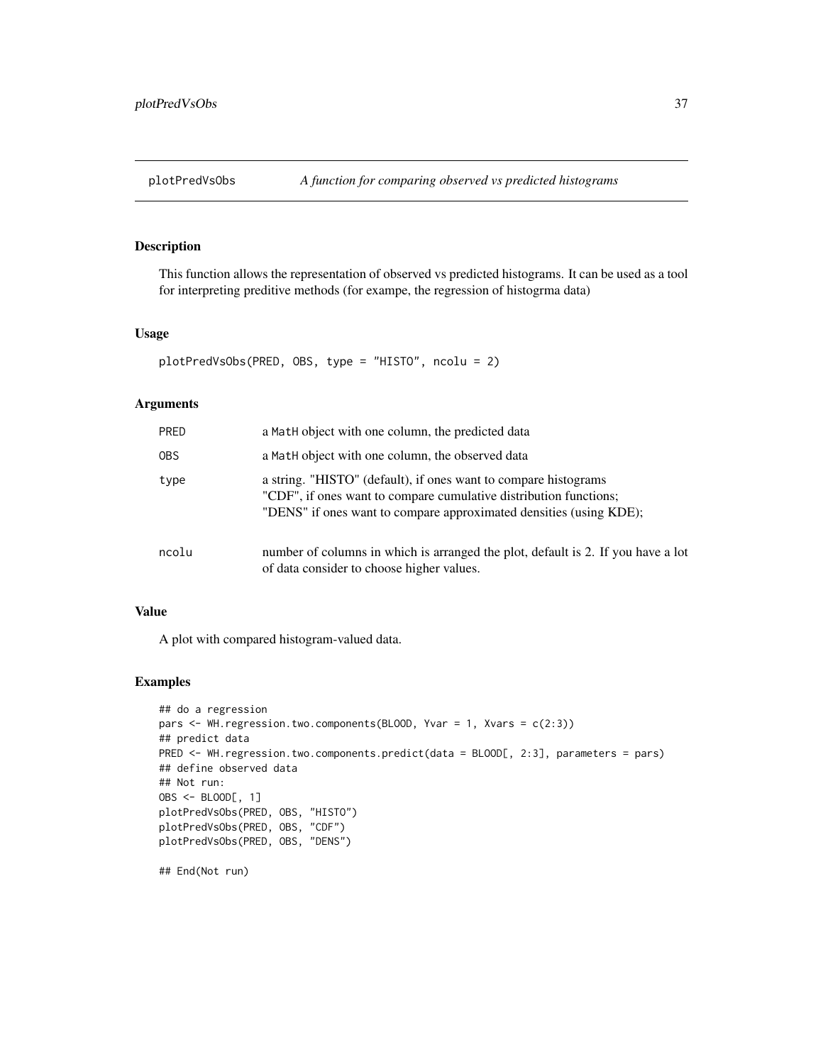# plotPredVsObs — *A function for comparing observed vs predicted histograms*

## Description

This function allows the representation of observed vs predicted histograms. It can be used as a tool for interpreting preditive methods (for exampe, the regression of histogrma data)

## Usage

```
plotPredVsObs(PRED, OBS, type = "HISTO", ncolu = 2)
```

## Arguments

| | |
|---|---|
| PRED | a MatH object with one column, the predicted data |
| OBS | a MatH object with one column, the observed data |
| type | a string. "HISTO" (default), if ones want to compare histograms "CDF", if ones want to compare cumulative distribution functions; "DENS" if ones want to compare approximated densities (using KDE); |
| ncolu | number of columns in which is arranged the plot, default is 2. If you have a lot of data consider to choose higher values. |

## Value

A plot with compared histogram-valued data.

## Examples

```
## do a regression
pars <- WH.regression.two.components(BLOOD, Yvar = 1, Xvars = c(2:3))
## predict data
PRED <- WH.regression.two.components.predict(data = BLOOD[, 2:3], parameters = pars)
## define observed data
## Not run:
OBS <- BLOOD[, 1]
plotPredVsObs(PRED, OBS, "HISTO")
plotPredVsObs(PRED, OBS, "CDF")
plotPredVsObs(PRED, OBS, "DENS")

## End(Not run)
```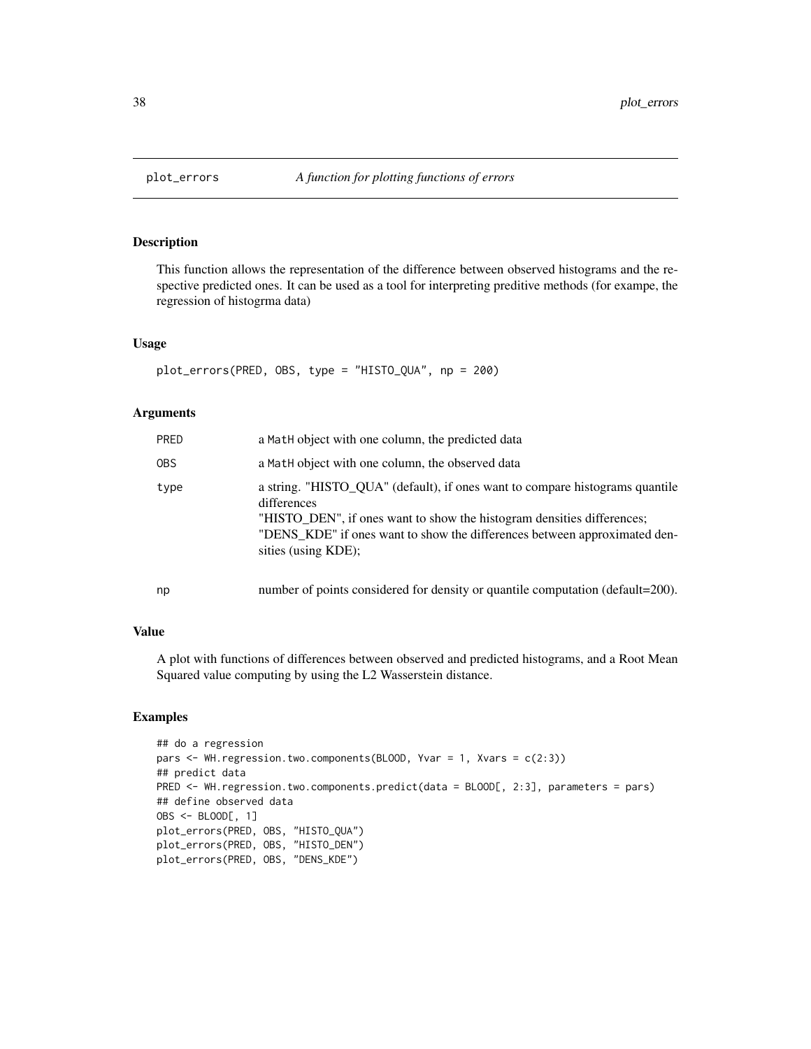# plot_errors    *A function for plotting functions of errors*

## Description

This function allows the representation of the difference between observed histograms and the respective predicted ones. It can be used as a tool for interpreting preditive methods (for exampe, the regression of histogrma data)

## Usage

```
plot_errors(PRED, OBS, type = "HISTO_QUA", np = 200)
```

## Arguments

| | |
|---|---|
| PRED | a MatH object with one column, the predicted data |
| OBS | a MatH object with one column, the observed data |
| type | a string. "HISTO_QUA" (default), if ones want to compare histograms quantile differences<br>"HISTO_DEN", if ones want to show the histogram densities differences;<br>"DENS_KDE" if ones want to show the differences between approximated densities (using KDE); |
| np | number of points considered for density or quantile computation (default=200). |

## Value

A plot with functions of differences between observed and predicted histograms, and a Root Mean Squared value computing by using the L2 Wasserstein distance.

## Examples

```
## do a regression
pars <- WH.regression.two.components(BLOOD, Yvar = 1, Xvars = c(2:3))
## predict data
PRED <- WH.regression.two.components.predict(data = BLOOD[, 2:3], parameters = pars)
## define observed data
OBS <- BLOOD[, 1]
plot_errors(PRED, OBS, "HISTO_QUA")
plot_errors(PRED, OBS, "HISTO_DEN")
plot_errors(PRED, OBS, "DENS_KDE")
```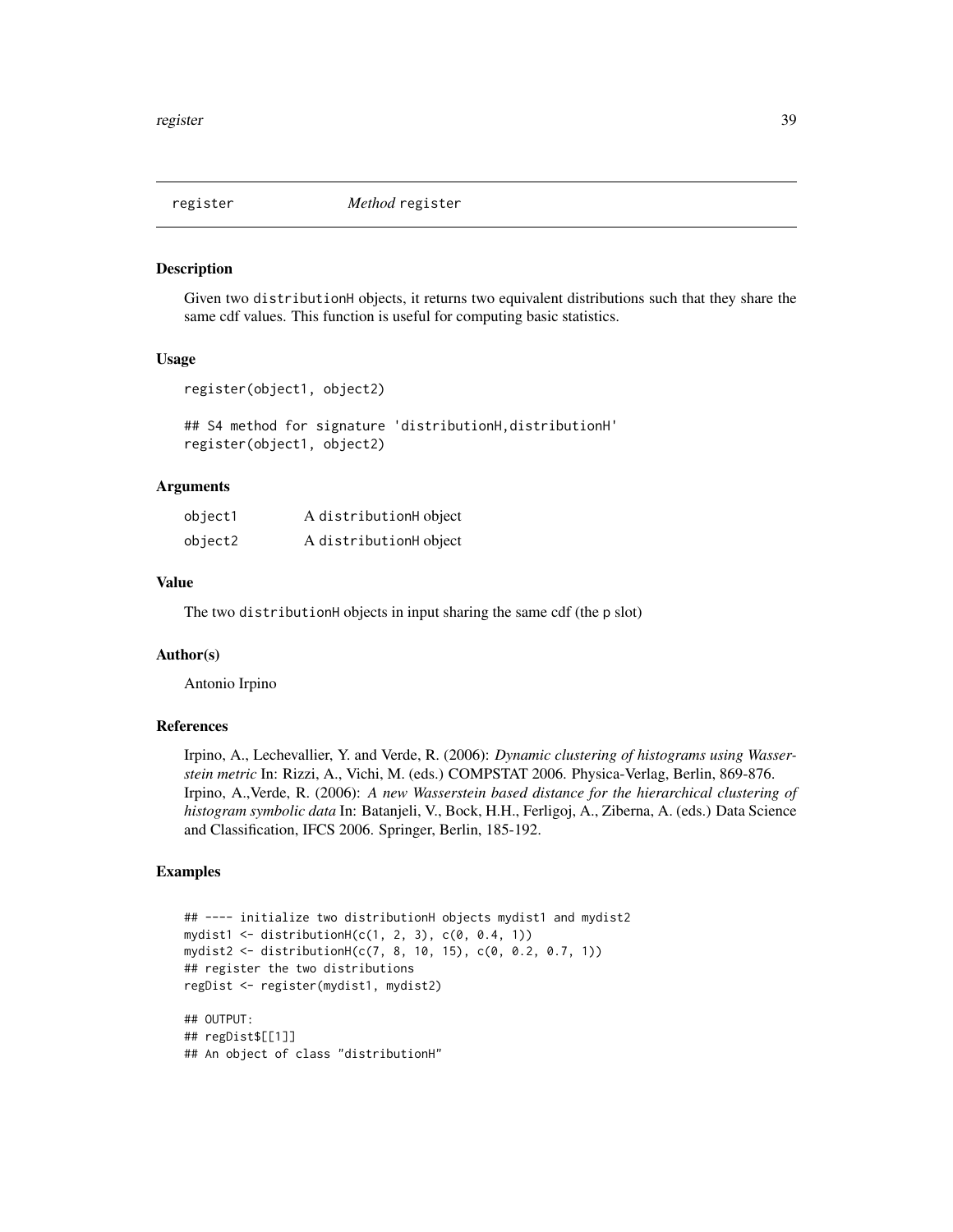register *Method* register

### Description

Given two distributionH objects, it returns two equivalent distributions such that they share the same cdf values. This function is useful for computing basic statistics.

### Usage

```
register(object1, object2)

## S4 method for signature 'distributionH,distributionH'
register(object1, object2)
```

### Arguments

| | |
|---|---|
| object1 | A distributionH object |
| object2 | A distributionH object |

### Value

The two distributionH objects in input sharing the same cdf (the p slot)

### Author(s)

Antonio Irpino

### References

Irpino, A., Lechevallier, Y. and Verde, R. (2006): *Dynamic clustering of histograms using Wasserstein metric* In: Rizzi, A., Vichi, M. (eds.) COMPSTAT 2006. Physica-Verlag, Berlin, 869-876.
Irpino, A.,Verde, R. (2006): *A new Wasserstein based distance for the hierarchical clustering of histogram symbolic data* In: Batanjeli, V., Bock, H.H., Ferligoj, A., Ziberna, A. (eds.) Data Science and Classification, IFCS 2006. Springer, Berlin, 185-192.

### Examples

```
## ---- initialize two distributionH objects mydist1 and mydist2
mydist1 <- distributionH(c(1, 2, 3), c(0, 0.4, 1))
mydist2 <- distributionH(c(7, 8, 10, 15), c(0, 0.2, 0.7, 1))
## register the two distributions
regDist <- register(mydist1, mydist2)

## OUTPUT:
## regDist$[[1]]
## An object of class "distributionH"
```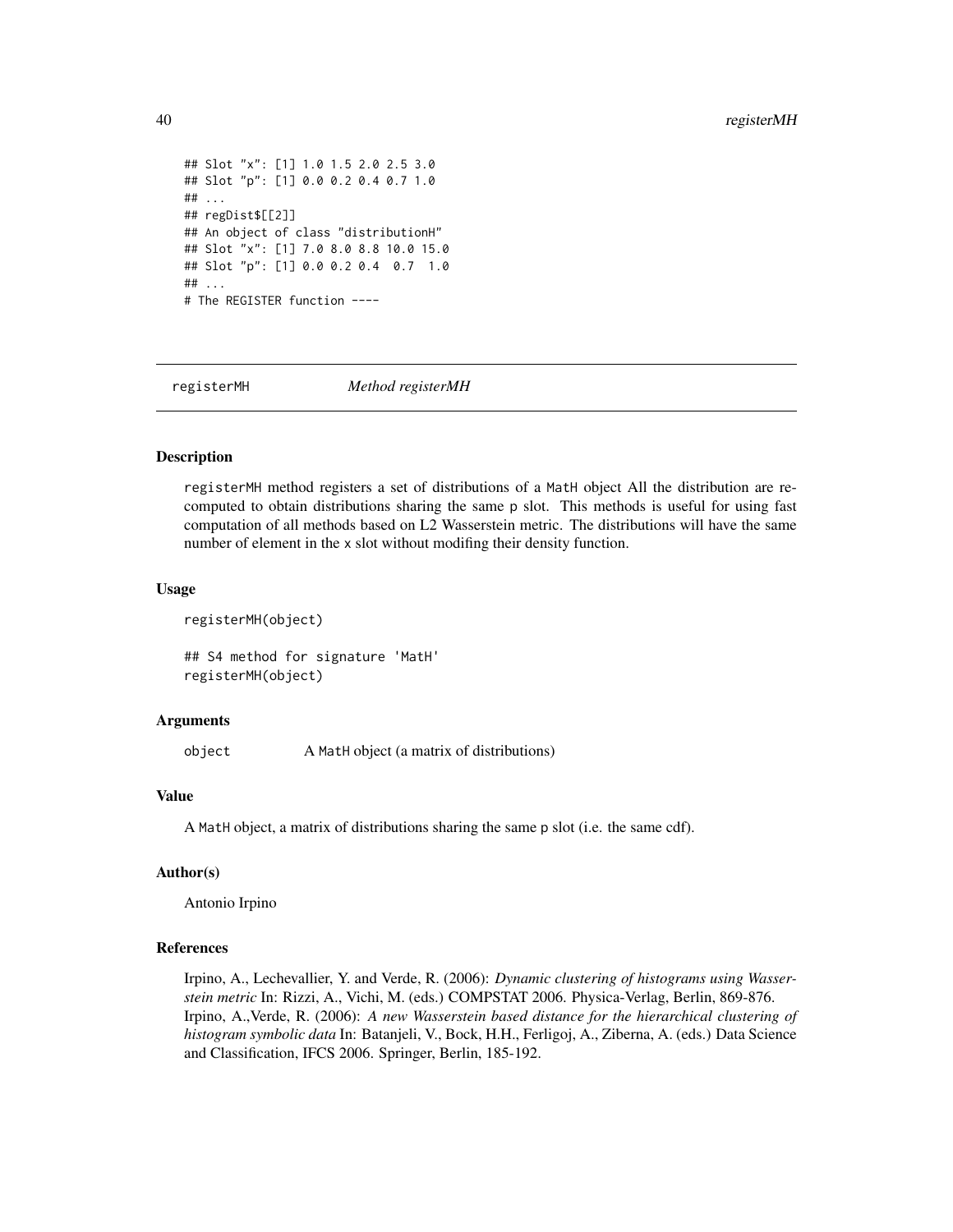```
## Slot "x": [1] 1.0 1.5 2.0 2.5 3.0
## Slot "p": [1] 0.0 0.2 0.4 0.7 1.0
## ...
## regDist$[[2]]
## An object of class "distributionH"
## Slot "x": [1] 7.0 8.0 8.8 10.0 15.0
## Slot "p": [1] 0.0 0.2 0.4  0.7  1.0
## ...
# The REGISTER function ----
```

---

registerMH *Method registerMH*

---

## Description

registerMH method registers a set of distributions of a MatH object All the distribution are recomputed to obtain distributions sharing the same p slot. This methods is useful for using fast computation of all methods based on L2 Wasserstein metric. The distributions will have the same number of element in the x slot without modifing their density function.

## Usage

```
registerMH(object)

## S4 method for signature 'MatH'
registerMH(object)
```

## Arguments

object — A MatH object (a matrix of distributions)

## Value

A MatH object, a matrix of distributions sharing the same p slot (i.e. the same cdf).

## Author(s)

Antonio Irpino

## References

Irpino, A., Lechevallier, Y. and Verde, R. (2006): *Dynamic clustering of histograms using Wasserstein metric* In: Rizzi, A., Vichi, M. (eds.) COMPSTAT 2006. Physica-Verlag, Berlin, 869-876.
Irpino, A.,Verde, R. (2006): *A new Wasserstein based distance for the hierarchical clustering of histogram symbolic data* In: Batanjeli, V., Bock, H.H., Ferligoj, A., Ziberna, A. (eds.) Data Science and Classification, IFCS 2006. Springer, Berlin, 185-192.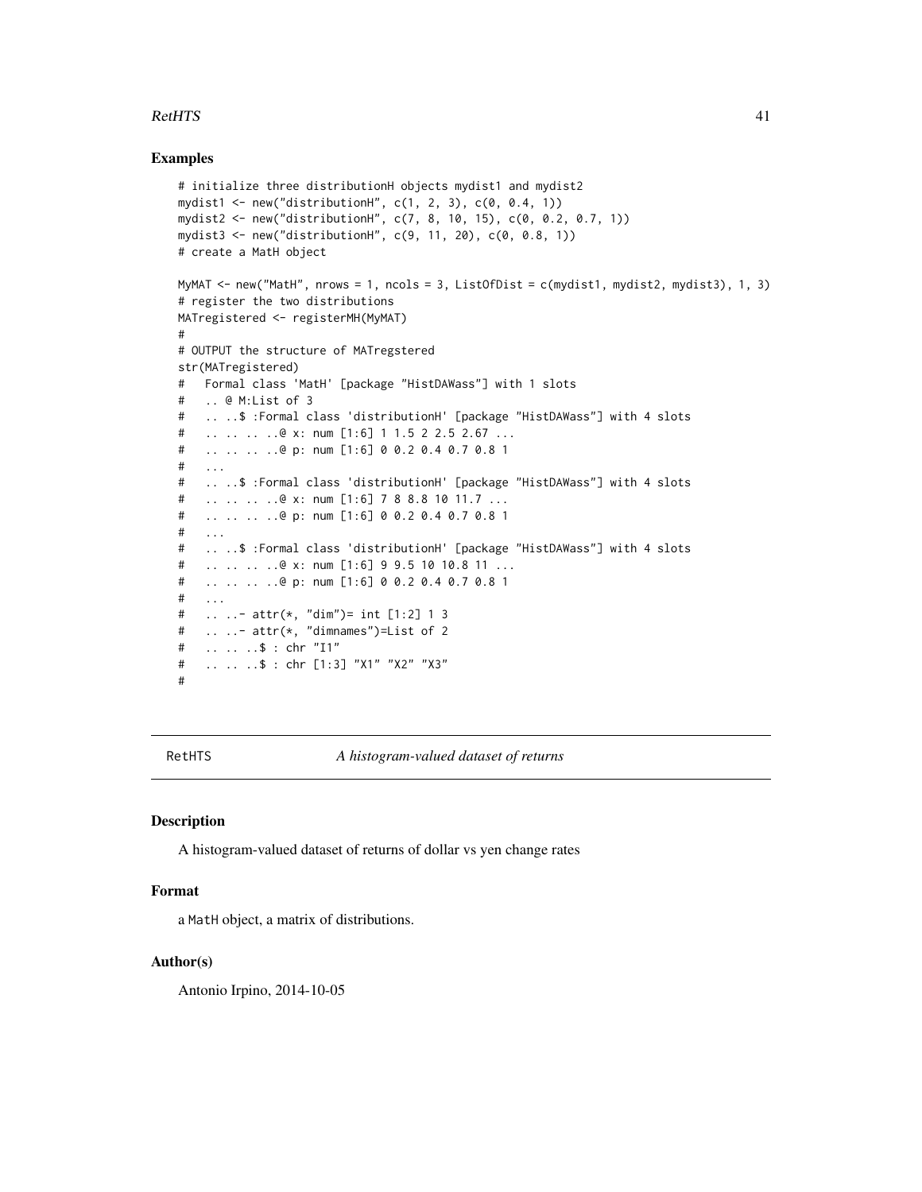## Examples

```
# initialize three distributionH objects mydist1 and mydist2
mydist1 <- new("distributionH", c(1, 2, 3), c(0, 0.4, 1))
mydist2 <- new("distributionH", c(7, 8, 10, 15), c(0, 0.2, 0.7, 1))
mydist3 <- new("distributionH", c(9, 11, 20), c(0, 0.8, 1))
# create a MatH object

MyMAT <- new("MatH", nrows = 1, ncols = 3, ListOfDist = c(mydist1, mydist2, mydist3), 1, 3)
# register the two distributions
MATregistered <- registerMH(MyMAT)
#
# OUTPUT the structure of MATregstered
str(MATregistered)
#   Formal class 'MatH' [package "HistDAWass"] with 1 slots
#   .. @ M:List of 3
#   .. ..$ :Formal class 'distributionH' [package "HistDAWass"] with 4 slots
#   .. .. .. ..@ x: num [1:6] 1 1.5 2 2.5 2.67 ...
#   .. .. .. ..@ p: num [1:6] 0 0.2 0.4 0.7 0.8 1
#   ...
#   .. ..$ :Formal class 'distributionH' [package "HistDAWass"] with 4 slots
#   .. .. .. ..@ x: num [1:6] 7 8 8.8 10 11.7 ...
#   .. .. .. ..@ p: num [1:6] 0 0.2 0.4 0.7 0.8 1
#   ...
#   .. ..$ :Formal class 'distributionH' [package "HistDAWass"] with 4 slots
#   .. .. .. ..@ x: num [1:6] 9 9.5 10 10.8 11 ...
#   .. .. .. ..@ p: num [1:6] 0 0.2 0.4 0.7 0.8 1
#   ...
#   .. ..- attr(*, "dim")= int [1:2] 1 3
#   .. ..- attr(*, "dimnames")=List of 2
#   .. .. ..$ : chr "I1"
#   .. .. ..$ : chr [1:3] "X1" "X2" "X3"
#
```

---

# RetHTS *A histogram-valued dataset of returns*

## Description

A histogram-valued dataset of returns of dollar vs yen change rates

## Format

a MatH object, a matrix of distributions.

## Author(s)

Antonio Irpino, 2014-10-05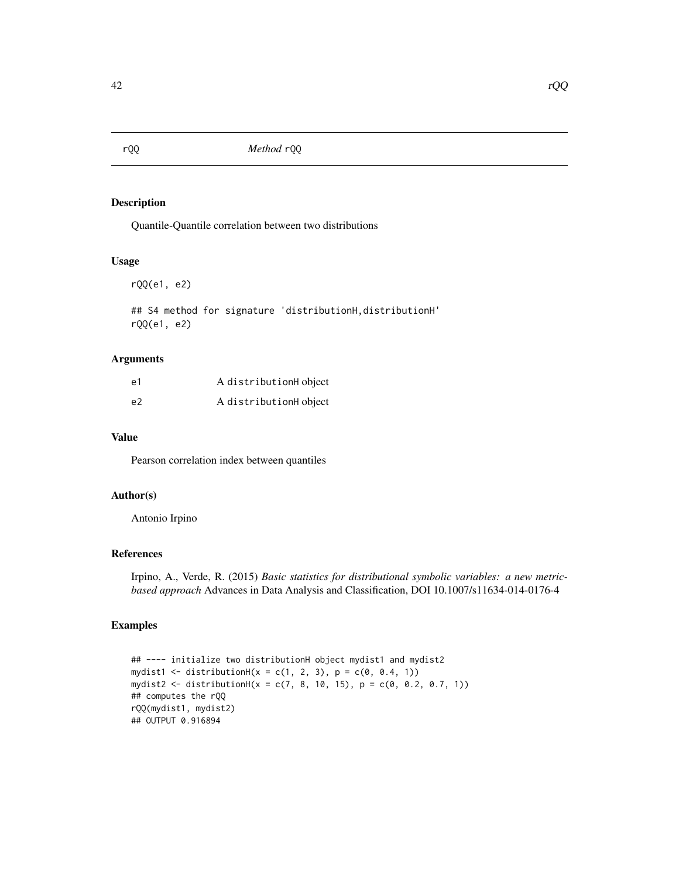# rQQ *Method* rQQ

## Description

Quantile-Quantile correlation between two distributions

## Usage

```
rQQ(e1, e2)

## S4 method for signature 'distributionH,distributionH'
rQQ(e1, e2)
```

## Arguments

| | |
|---|---|
| e1 | A distributionH object |
| e2 | A distributionH object |

## Value

Pearson correlation index between quantiles

## Author(s)

Antonio Irpino

## References

Irpino, A., Verde, R. (2015) *Basic statistics for distributional symbolic variables: a new metric-based approach* Advances in Data Analysis and Classification, DOI 10.1007/s11634-014-0176-4

## Examples

```
## ---- initialize two distributionH object mydist1 and mydist2
mydist1 <- distributionH(x = c(1, 2, 3), p = c(0, 0.4, 1))
mydist2 <- distributionH(x = c(7, 8, 10, 15), p = c(0, 0.2, 0.7, 1))
## computes the rQQ
rQQ(mydist1, mydist2)
## OUTPUT 0.916894
```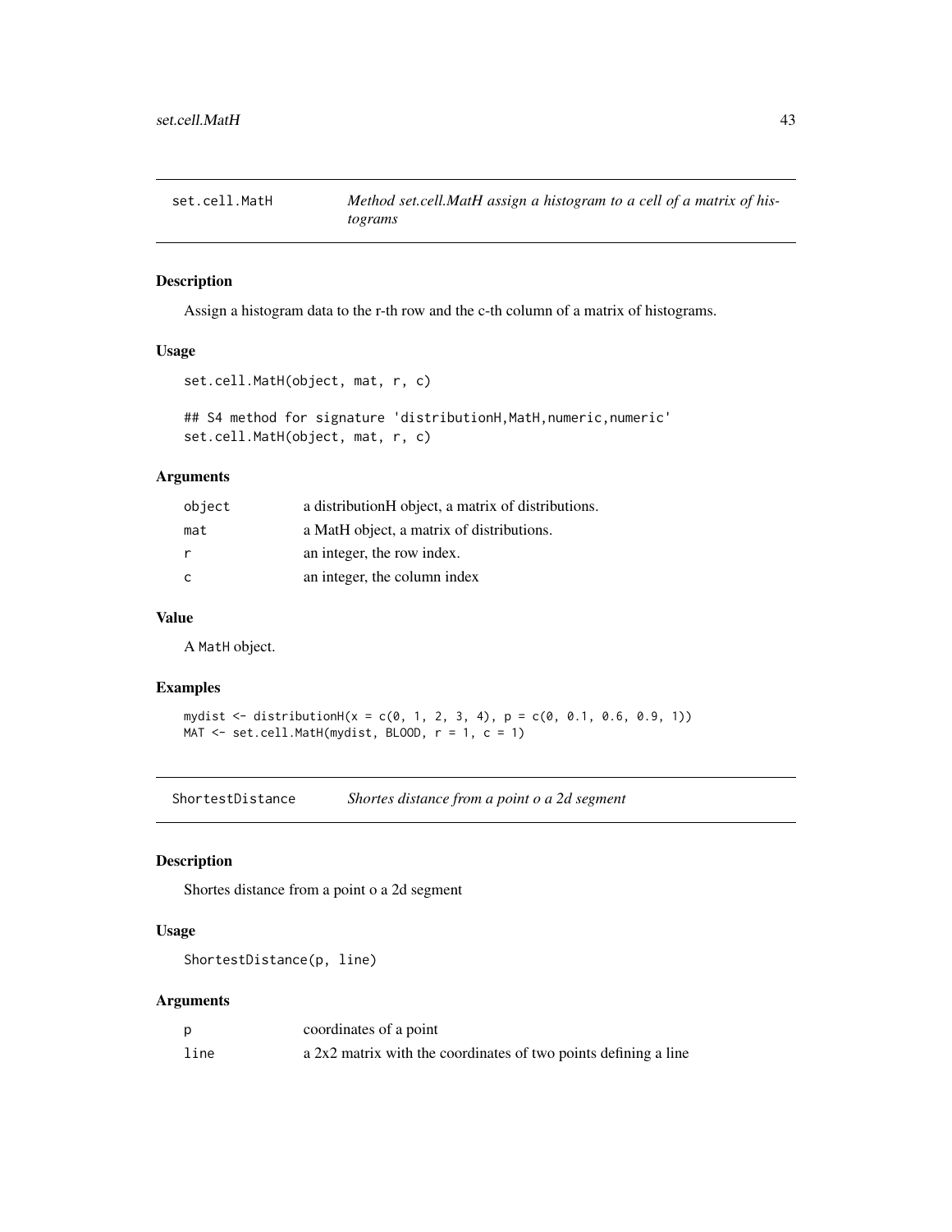## set.cell.MatH — *Method set.cell.MatH assign a histogram to a cell of a matrix of histograms*

### Description

Assign a histogram data to the r-th row and the c-th column of a matrix of histograms.

### Usage

```
set.cell.MatH(object, mat, r, c)

## S4 method for signature 'distributionH,MatH,numeric,numeric'
set.cell.MatH(object, mat, r, c)
```

### Arguments

| | |
|---|---|
| object | a distributionH object, a matrix of distributions. |
| mat | a MatH object, a matrix of distributions. |
| r | an integer, the row index. |
| c | an integer, the column index |

### Value

A MatH object.

### Examples

```
mydist <- distributionH(x = c(0, 1, 2, 3, 4), p = c(0, 0.1, 0.6, 0.9, 1))
MAT <- set.cell.MatH(mydist, BLOOD, r = 1, c = 1)
```

## ShortestDistance — *Shortes distance from a point o a 2d segment*

### Description

Shortes distance from a point o a 2d segment

### Usage

```
ShortestDistance(p, line)
```

### Arguments

| | |
|---|---|
| p | coordinates of a point |
| line | a 2x2 matrix with the coordinates of two points defining a line |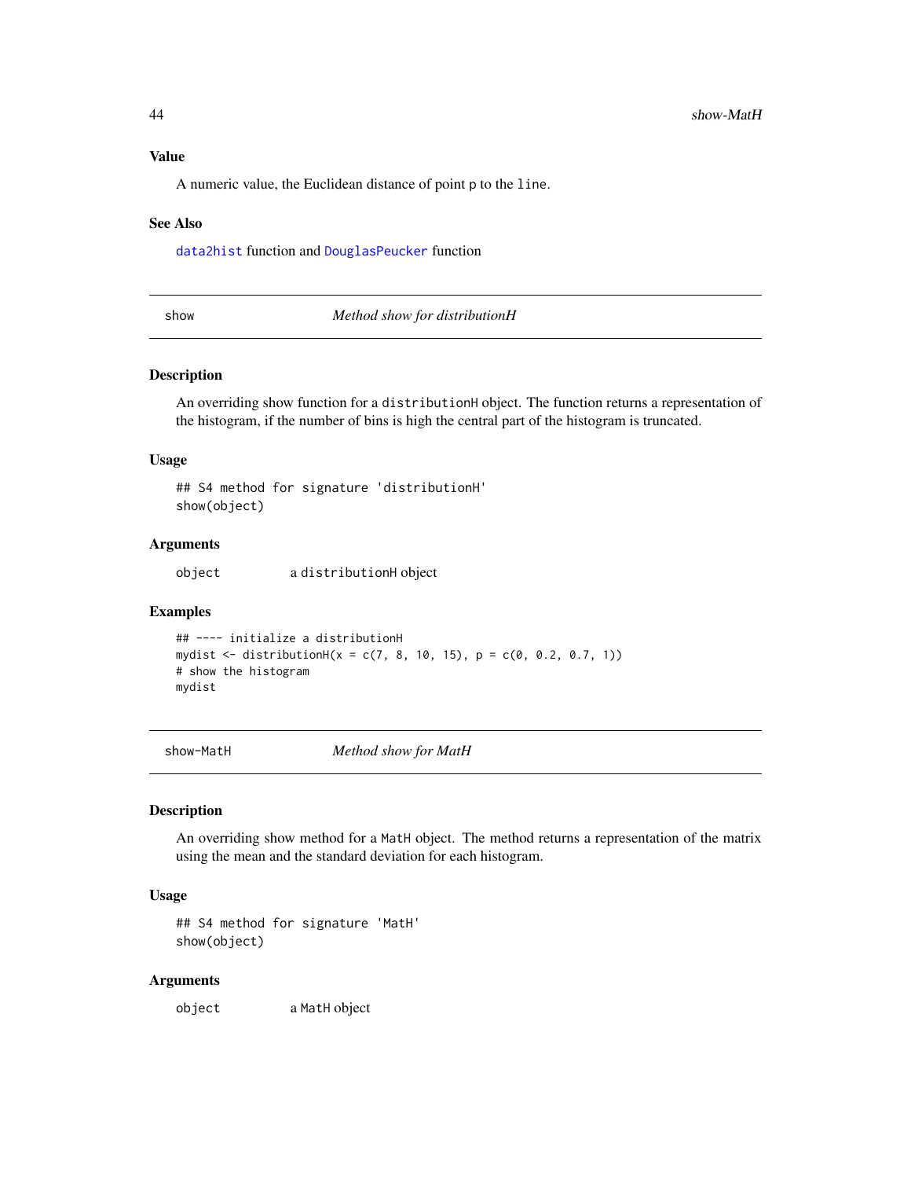### Value

A numeric value, the Euclidean distance of point `p` to the `line`.

### See Also

`data2hist` function and `DouglasPeucker` function

---

## show *Method show for distributionH*

### Description

An overriding show function for a `distributionH` object. The function returns a representation of the histogram, if the number of bins is high the central part of the histogram is truncated.

### Usage

```
## S4 method for signature 'distributionH'
show(object)
```

### Arguments

| | |
|---|---|
| `object` | a `distributionH` object |

### Examples

```
## ---- initialize a distributionH
mydist <- distributionH(x = c(7, 8, 10, 15), p = c(0, 0.2, 0.7, 1))
# show the histogram
mydist
```

---

## show-MatH *Method show for MatH*

### Description

An overriding show method for a `MatH` object. The method returns a representation of the matrix using the mean and the standard deviation for each histogram.

### Usage

```
## S4 method for signature 'MatH'
show(object)
```

### Arguments

| | |
|---|---|
| `object` | a `MatH` object |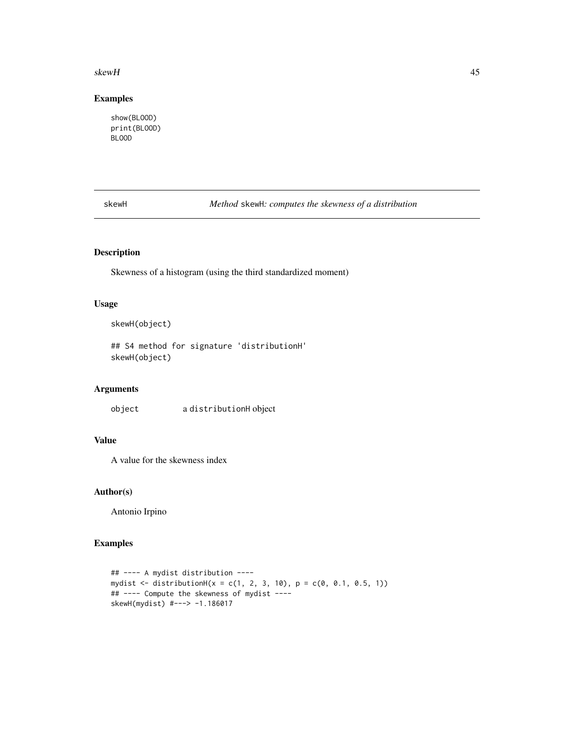## Examples

```
show(BLOOD)
print(BLOOD)
BLOOD
```

---

skewH &emsp; *Method* skewH*: computes the skewness of a distribution*

---

## Description

Skewness of a histogram (using the third standardized moment)

## Usage

```
skewH(object)

## S4 method for signature 'distributionH'
skewH(object)
```

## Arguments

| | |
|---|---|
| object | a distributionH object |

## Value

A value for the skewness index

## Author(s)

Antonio Irpino

## Examples

```
## ---- A mydist distribution ----
mydist <- distributionH(x = c(1, 2, 3, 10), p = c(0, 0.1, 0.5, 1))
## ---- Compute the skewness of mydist ----
skewH(mydist) #---> -1.186017
```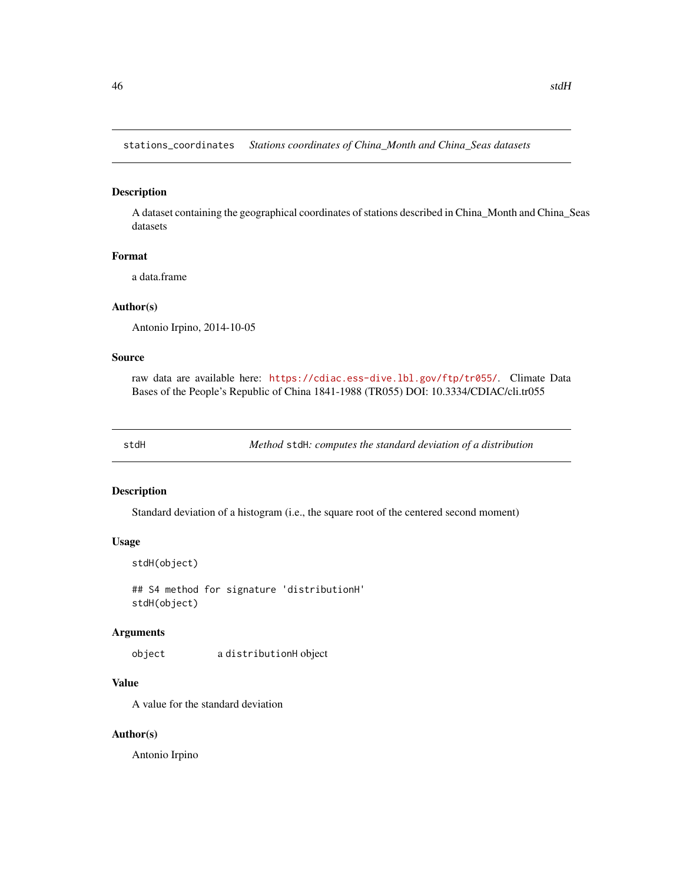## stations_coordinates — *Stations coordinates of China_Month and China_Seas datasets*

### Description

A dataset containing the geographical coordinates of stations described in China_Month and China_Seas datasets

### Format

a data.frame

### Author(s)

Antonio Irpino, 2014-10-05

### Source

raw data are available here: https://cdiac.ess-dive.lbl.gov/ftp/tr055/. Climate Data Bases of the People's Republic of China 1841-1988 (TR055) DOI: 10.3334/CDIAC/cli.tr055

## stdH — *Method `stdH`: computes the standard deviation of a distribution*

### Description

Standard deviation of a histogram (i.e., the square root of the centered second moment)

### Usage

```
stdH(object)

## S4 method for signature 'distributionH'
stdH(object)
```

### Arguments

| | |
|---|---|
| `object` | a `distributionH` object |

### Value

A value for the standard deviation

### Author(s)

Antonio Irpino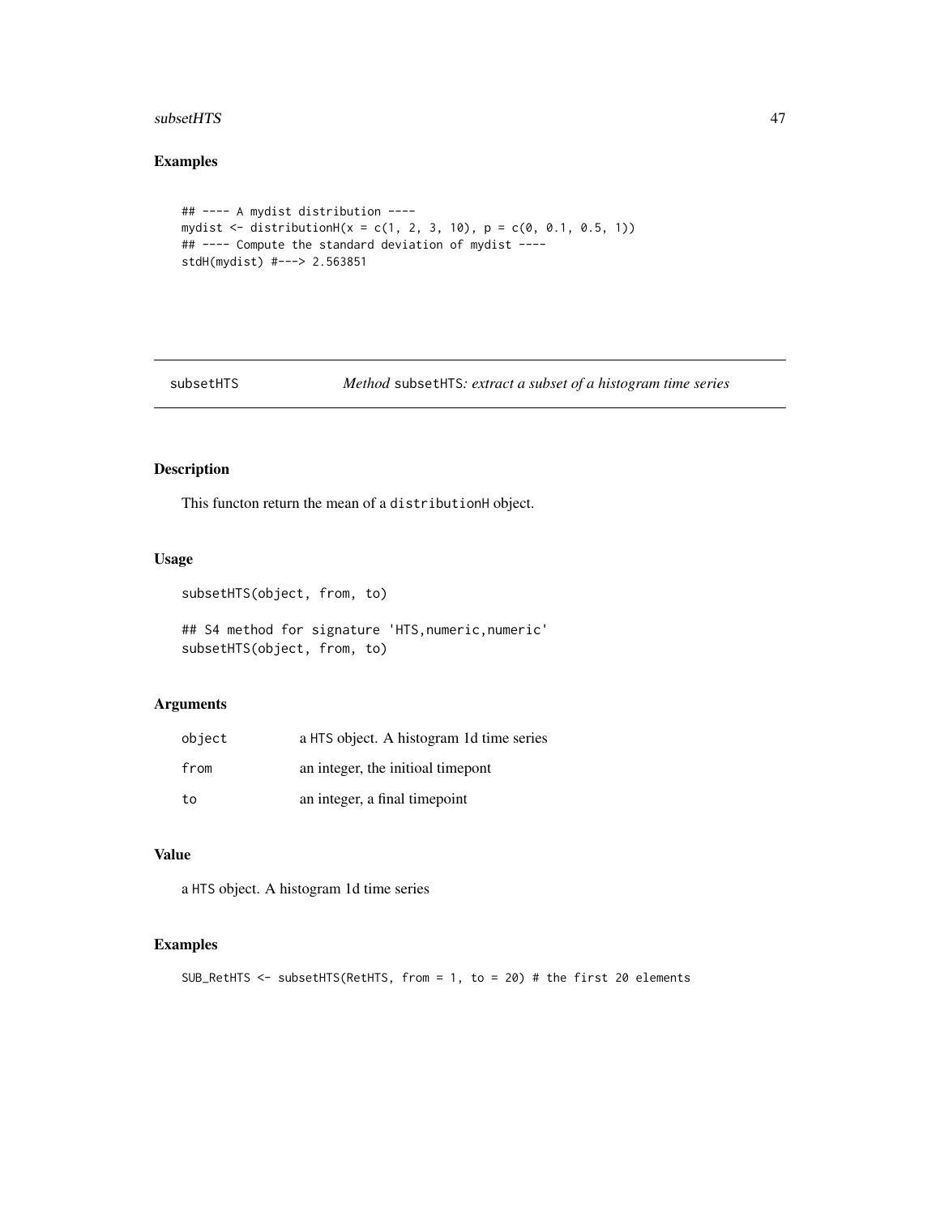## Examples

```
## ---- A mydist distribution ----
mydist <- distributionH(x = c(1, 2, 3, 10), p = c(0, 0.1, 0.5, 1))
## ---- Compute the standard deviation of mydist ----
stdH(mydist) #---> 2.563851
```

---

# subsetHTS — *Method* `subsetHTS`*: extract a subset of a histogram time series*

## Description

This functon return the mean of a `distributionH` object.

## Usage

```
subsetHTS(object, from, to)

## S4 method for signature 'HTS,numeric,numeric'
subsetHTS(object, from, to)
```

## Arguments

| | |
|---|---|
| `object` | a `HTS` object. A histogram 1d time series |
| `from` | an integer, the initioal timepont |
| `to` | an integer, a final timepoint |

## Value

a `HTS` object. A histogram 1d time series

## Examples

```
SUB_RetHTS <- subsetHTS(RetHTS, from = 1, to = 20) # the first 20 elements
```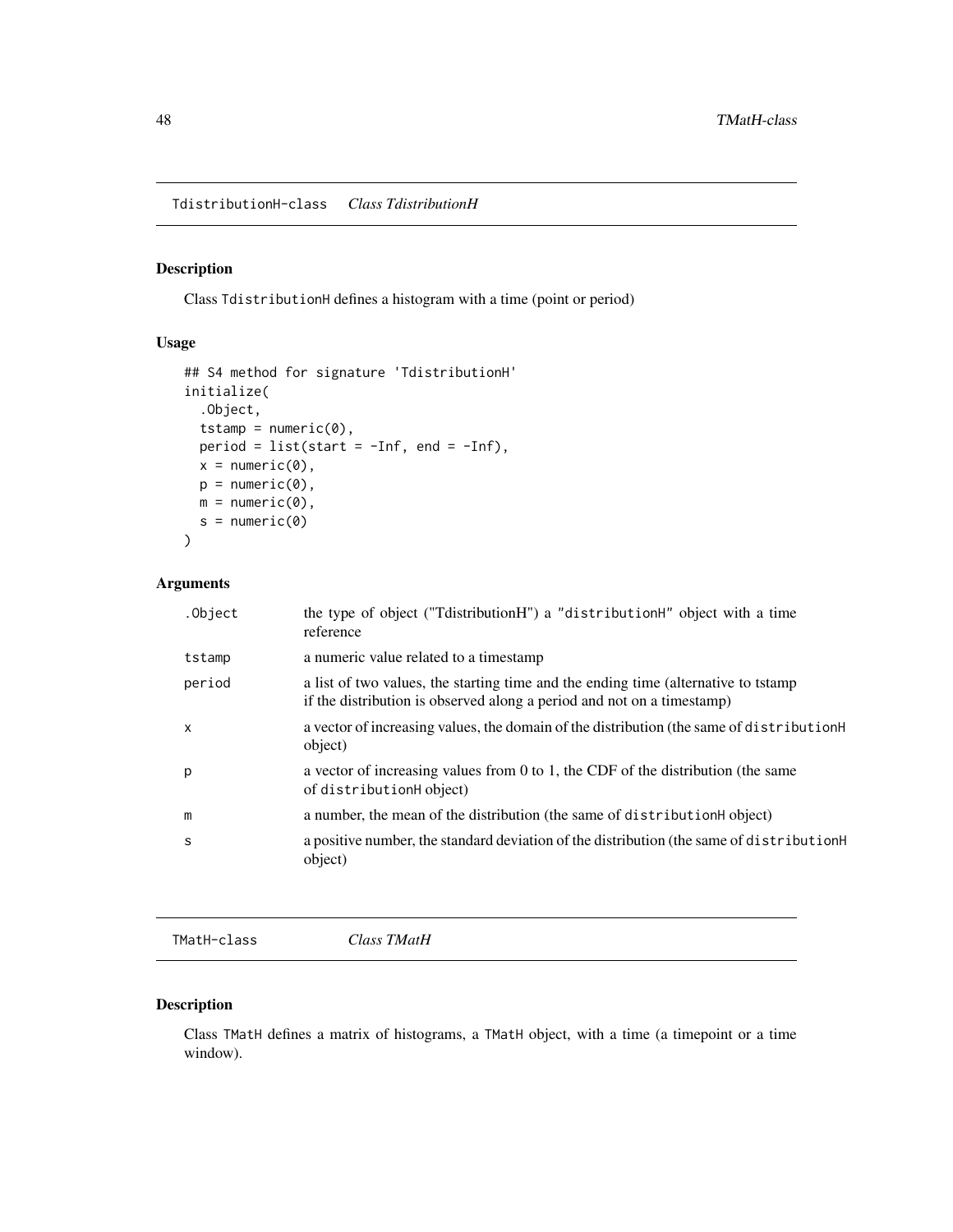## TdistributionH-class *Class TdistributionH*

### Description

Class TdistributionH defines a histogram with a time (point or period)

### Usage

```
## S4 method for signature 'TdistributionH'
initialize(
  .Object,
  tstamp = numeric(0),
  period = list(start = -Inf, end = -Inf),
  x = numeric(0),
  p = numeric(0),
  m = numeric(0),
  s = numeric(0)
)
```

### Arguments

| | |
|---|---|
| .Object | the type of object ("TdistributionH") a "distributionH" object with a time reference |
| tstamp | a numeric value related to a timestamp |
| period | a list of two values, the starting time and the ending time (alternative to tstamp if the distribution is observed along a period and not on a timestamp) |
| x | a vector of increasing values, the domain of the distribution (the same of distributionH object) |
| p | a vector of increasing values from 0 to 1, the CDF of the distribution (the same of distributionH object) |
| m | a number, the mean of the distribution (the same of distributionH object) |
| s | a positive number, the standard deviation of the distribution (the same of distributionH object) |

## TMatH-class *Class TMatH*

### Description

Class TMatH defines a matrix of histograms, a TMatH object, with a time (a timepoint or a time window).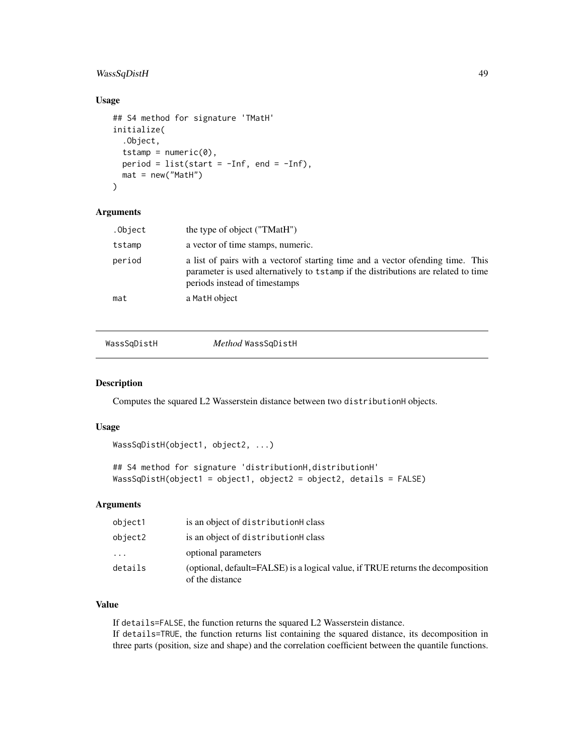### Usage

```
## S4 method for signature 'TMatH'
initialize(
  .Object,
  tstamp = numeric(0),
  period = list(start = -Inf, end = -Inf),
  mat = new("MatH")
)
```

### Arguments

| | |
|---|---|
| .Object | the type of object ("TMatH") |
| tstamp | a vector of time stamps, numeric. |
| period | a list of pairs with a vectorof starting time and a vector ofending time. This parameter is used alternatively to tstamp if the distributions are related to time periods instead of timestamps |
| mat | a MatH object |

---

## WassSqDistH — *Method* WassSqDistH

### Description

Computes the squared L2 Wasserstein distance between two distributionH objects.

### Usage

```
WassSqDistH(object1, object2, ...)

## S4 method for signature 'distributionH,distributionH'
WassSqDistH(object1 = object1, object2 = object2, details = FALSE)
```

### Arguments

| | |
|---|---|
| object1 | is an object of distributionH class |
| object2 | is an object of distributionH class |
| ... | optional parameters |
| details | (optional, default=FALSE) is a logical value, if TRUE returns the decomposition of the distance |

### Value

If details=FALSE, the function returns the squared L2 Wasserstein distance.
If details=TRUE, the function returns list containing the squared distance, its decomposition in three parts (position, size and shape) and the correlation coefficient between the quantile functions.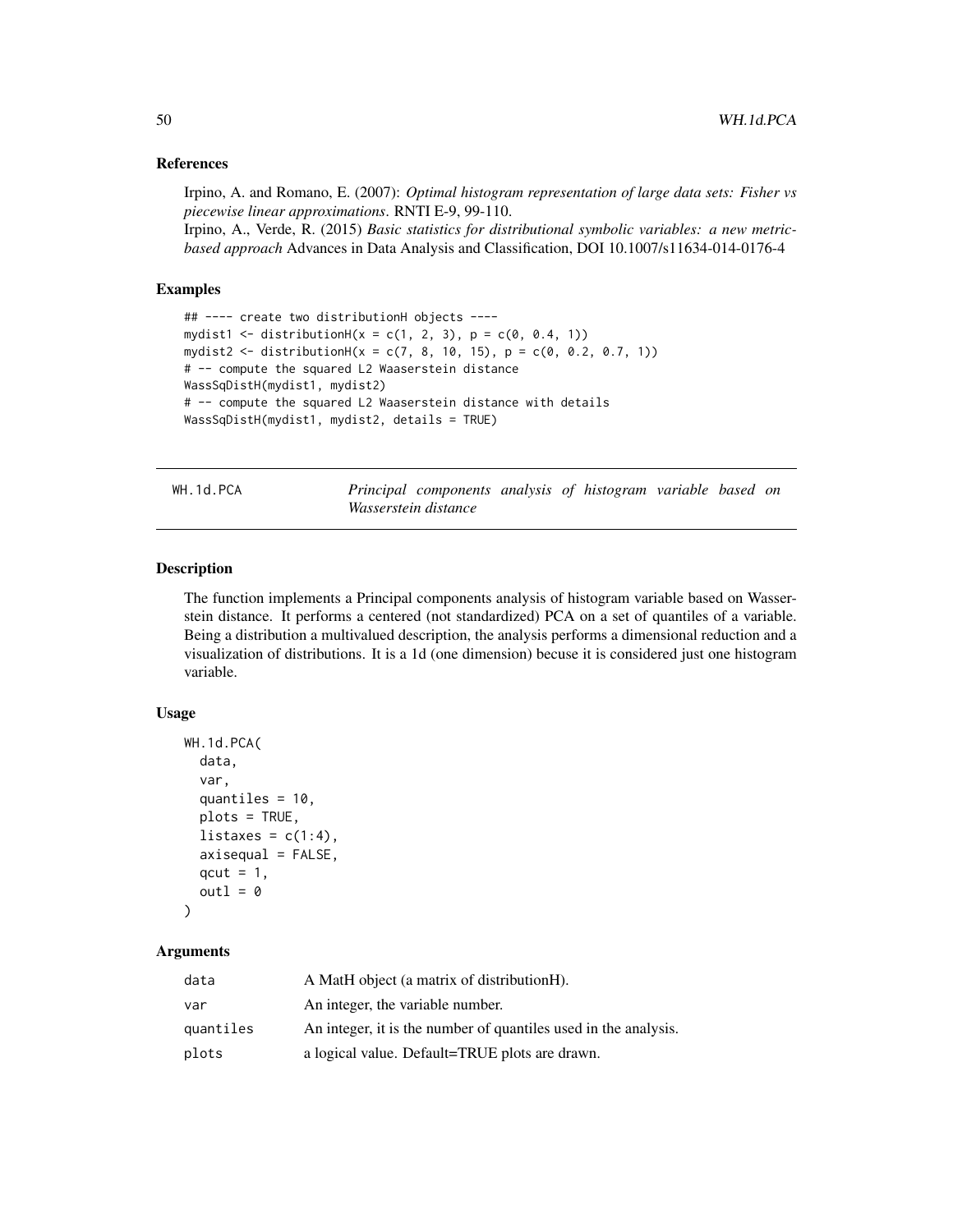### References

Irpino, A. and Romano, E. (2007): *Optimal histogram representation of large data sets: Fisher vs piecewise linear approximations*. RNTI E-9, 99-110.
Irpino, A., Verde, R. (2015) *Basic statistics for distributional symbolic variables: a new metric-based approach* Advances in Data Analysis and Classification, DOI 10.1007/s11634-014-0176-4

### Examples

```
## ---- create two distributionH objects ----
mydist1 <- distributionH(x = c(1, 2, 3), p = c(0, 0.4, 1))
mydist2 <- distributionH(x = c(7, 8, 10, 15), p = c(0, 0.2, 0.7, 1))
# -- compute the squared L2 Waaserstein distance
WassSqDistH(mydist1, mydist2)
# -- compute the squared L2 Waaserstein distance with details
WassSqDistH(mydist1, mydist2, details = TRUE)
```

---

## WH.1d.PCA — *Principal components analysis of histogram variable based on Wasserstein distance*

### Description

The function implements a Principal components analysis of histogram variable based on Wasserstein distance. It performs a centered (not standardized) PCA on a set of quantiles of a variable. Being a distribution a multivalued description, the analysis performs a dimensional reduction and a visualization of distributions. It is a 1d (one dimension) becuse it is considered just one histogram variable.

### Usage

```
WH.1d.PCA(
  data,
  var,
  quantiles = 10,
  plots = TRUE,
  listaxes = c(1:4),
  axisequal = FALSE,
  qcut = 1,
  outl = 0
)
```

### Arguments

| | |
|---|---|
| data | A MatH object (a matrix of distributionH). |
| var | An integer, the variable number. |
| quantiles | An integer, it is the number of quantiles used in the analysis. |
| plots | a logical value. Default=TRUE plots are drawn. |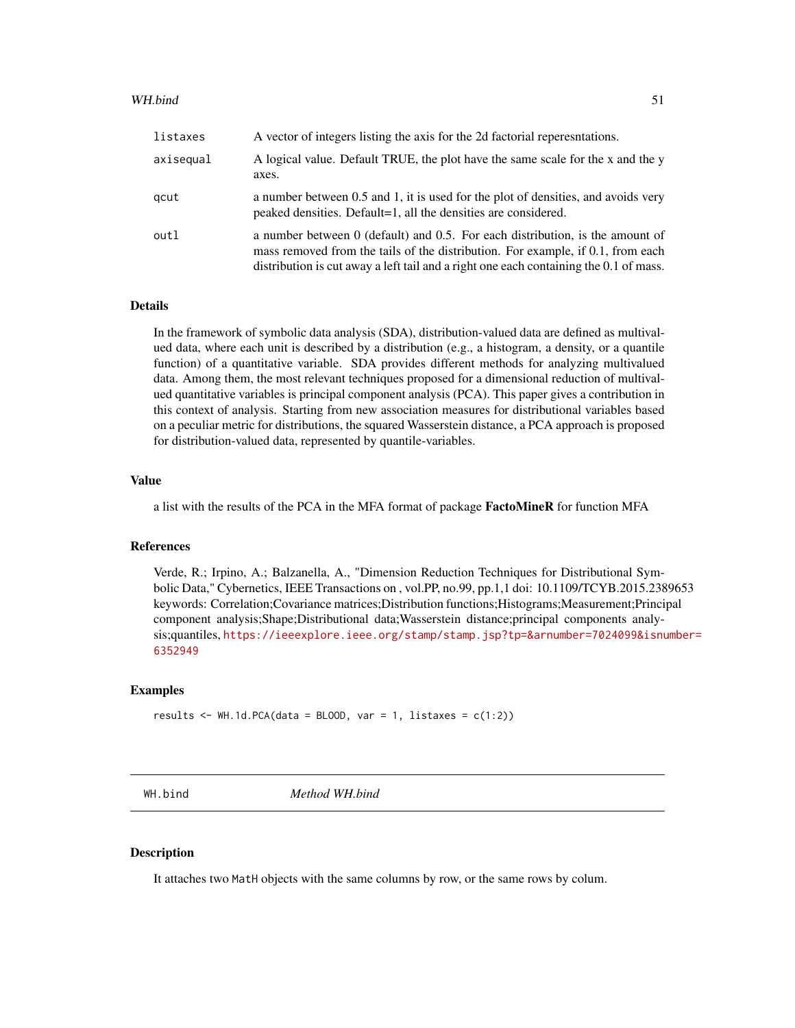| | |
|---|---|
| listaxes | A vector of integers listing the axis for the 2d factorial reperesntations. |
| axisequal | A logical value. Default TRUE, the plot have the same scale for the x and the y axes. |
| qcut | a number between 0.5 and 1, it is used for the plot of densities, and avoids very peaked densities. Default=1, all the densities are considered. |
| outl | a number between 0 (default) and 0.5. For each distribution, is the amount of mass removed from the tails of the distribution. For example, if 0.1, from each distribution is cut away a left tail and a right one each containing the 0.1 of mass. |

### Details

In the framework of symbolic data analysis (SDA), distribution-valued data are defined as multivalued data, where each unit is described by a distribution (e.g., a histogram, a density, or a quantile function) of a quantitative variable. SDA provides different methods for analyzing multivalued data. Among them, the most relevant techniques proposed for a dimensional reduction of multivalued quantitative variables is principal component analysis (PCA). This paper gives a contribution in this context of analysis. Starting from new association measures for distributional variables based on a peculiar metric for distributions, the squared Wasserstein distance, a PCA approach is proposed for distribution-valued data, represented by quantile-variables.

### Value

a list with the results of the PCA in the MFA format of package **FactoMineR** for function MFA

### References

Verde, R.; Irpino, A.; Balzanella, A., "Dimension Reduction Techniques for Distributional Symbolic Data," Cybernetics, IEEE Transactions on , vol.PP, no.99, pp.1,1 doi: 10.1109/TCYB.2015.2389653 keywords: Correlation;Covariance matrices;Distribution functions;Histograms;Measurement;Principal component analysis;Shape;Distributional data;Wasserstein distance;principal components analysis;quantiles, https://ieeexplore.ieee.org/stamp/stamp.jsp?tp=&arnumber=7024099&isnumber=6352949

### Examples

```
results <- WH.1d.PCA(data = BLOOD, var = 1, listaxes = c(1:2))
```

---

## WH.bind &emsp; *Method WH.bind*

### Description

It attaches two MatH objects with the same columns by row, or the same rows by colum.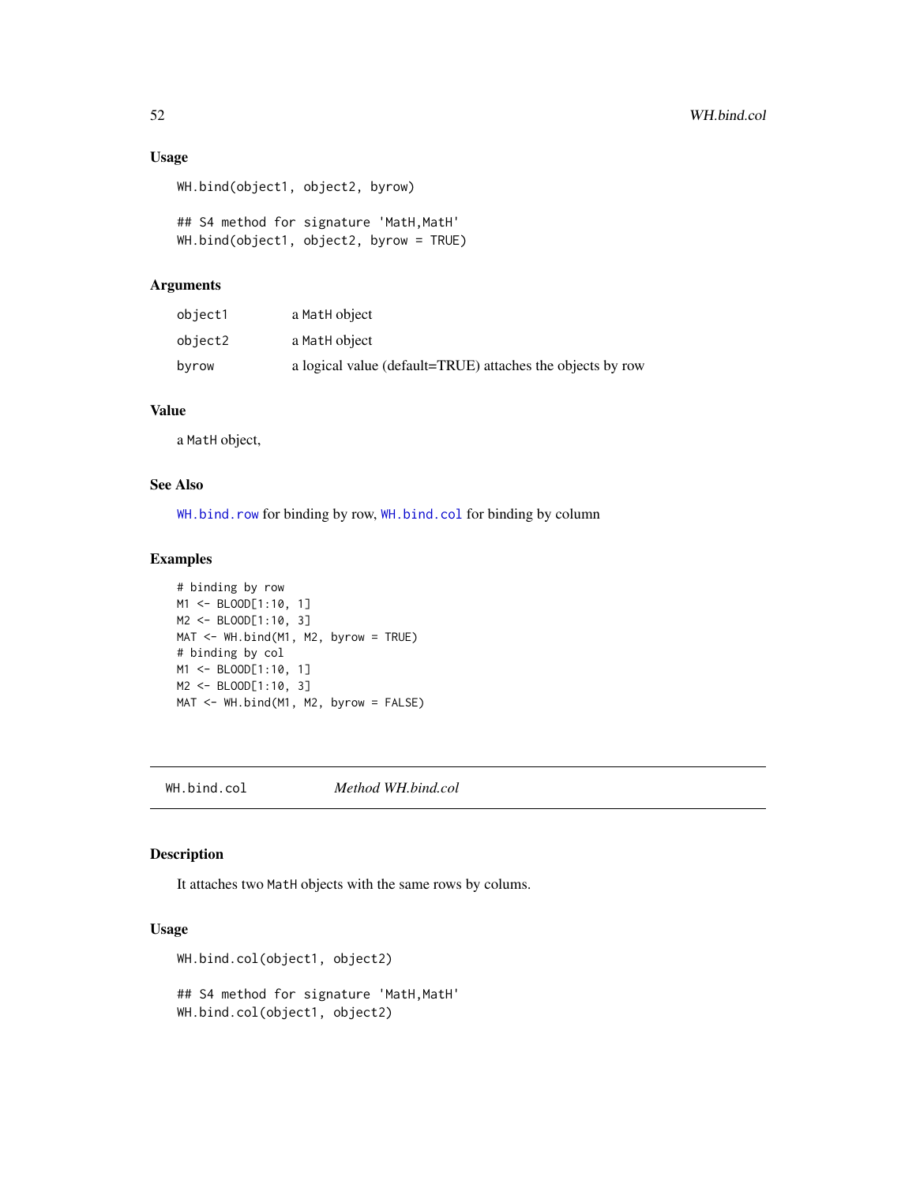### Usage

```
WH.bind(object1, object2, byrow)

## S4 method for signature 'MatH,MatH'
WH.bind(object1, object2, byrow = TRUE)
```

### Arguments

| | |
|---|---|
| object1 | a MatH object |
| object2 | a MatH object |
| byrow | a logical value (default=TRUE) attaches the objects by row |

### Value

a MatH object,

### See Also

WH.bind.row for binding by row, WH.bind.col for binding by column

### Examples

```
# binding by row
M1 <- BLOOD[1:10, 1]
M2 <- BLOOD[1:10, 3]
MAT <- WH.bind(M1, M2, byrow = TRUE)
# binding by col
M1 <- BLOOD[1:10, 1]
M2 <- BLOOD[1:10, 3]
MAT <- WH.bind(M1, M2, byrow = FALSE)
```

---

## WH.bind.col    *Method WH.bind.col*

### Description

It attaches two MatH objects with the same rows by colums.

### Usage

```
WH.bind.col(object1, object2)

## S4 method for signature 'MatH,MatH'
WH.bind.col(object1, object2)
```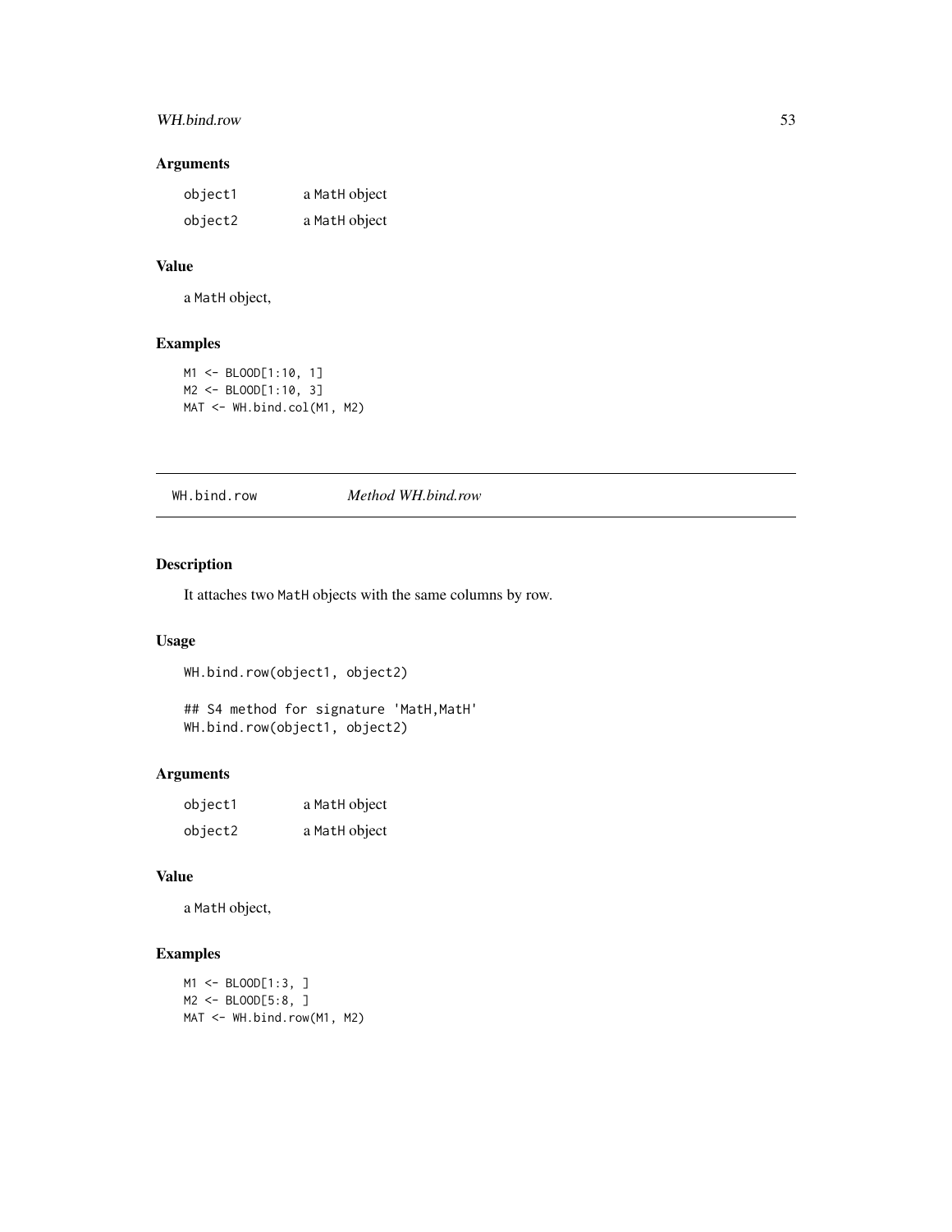## Arguments

| | |
|---|---|
| object1 | a MatH object |
| object2 | a MatH object |

## Value

a MatH object,

## Examples

```
M1 <- BLOOD[1:10, 1]
M2 <- BLOOD[1:10, 3]
MAT <- WH.bind.col(M1, M2)
```

---

# WH.bind.row *Method WH.bind.row*

## Description

It attaches two MatH objects with the same columns by row.

## Usage

```
WH.bind.row(object1, object2)

## S4 method for signature 'MatH,MatH'
WH.bind.row(object1, object2)
```

## Arguments

| | |
|---|---|
| object1 | a MatH object |
| object2 | a MatH object |

## Value

a MatH object,

## Examples

```
M1 <- BLOOD[1:3, ]
M2 <- BLOOD[5:8, ]
MAT <- WH.bind.row(M1, M2)
```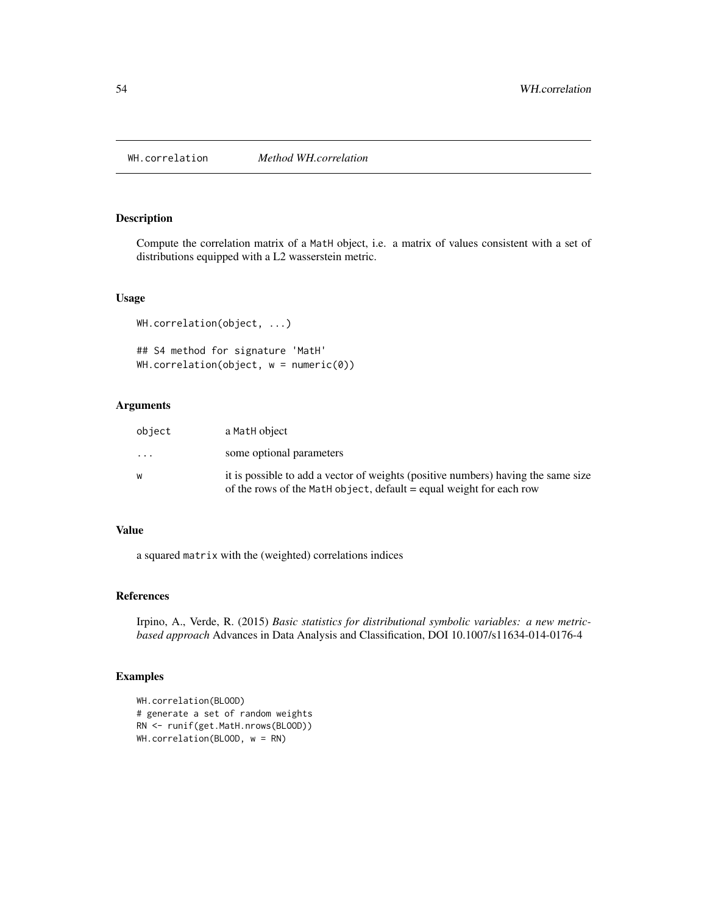## WH.correlation *Method WH.correlation*

### Description

Compute the correlation matrix of a MatH object, i.e. a matrix of values consistent with a set of distributions equipped with a L2 wasserstein metric.

### Usage

```
WH.correlation(object, ...)

## S4 method for signature 'MatH'
WH.correlation(object, w = numeric(0))
```

### Arguments

| | |
|---|---|
| object | a MatH object |
| ... | some optional parameters |
| w | it is possible to add a vector of weights (positive numbers) having the same size of the rows of the MatH object, default = equal weight for each row |

### Value

a squared matrix with the (weighted) correlations indices

### References

Irpino, A., Verde, R. (2015) *Basic statistics for distributional symbolic variables: a new metric-based approach* Advances in Data Analysis and Classification, DOI 10.1007/s11634-014-0176-4

### Examples

```
WH.correlation(BLOOD)
# generate a set of random weights
RN <- runif(get.MatH.nrows(BLOOD))
WH.correlation(BLOOD, w = RN)
```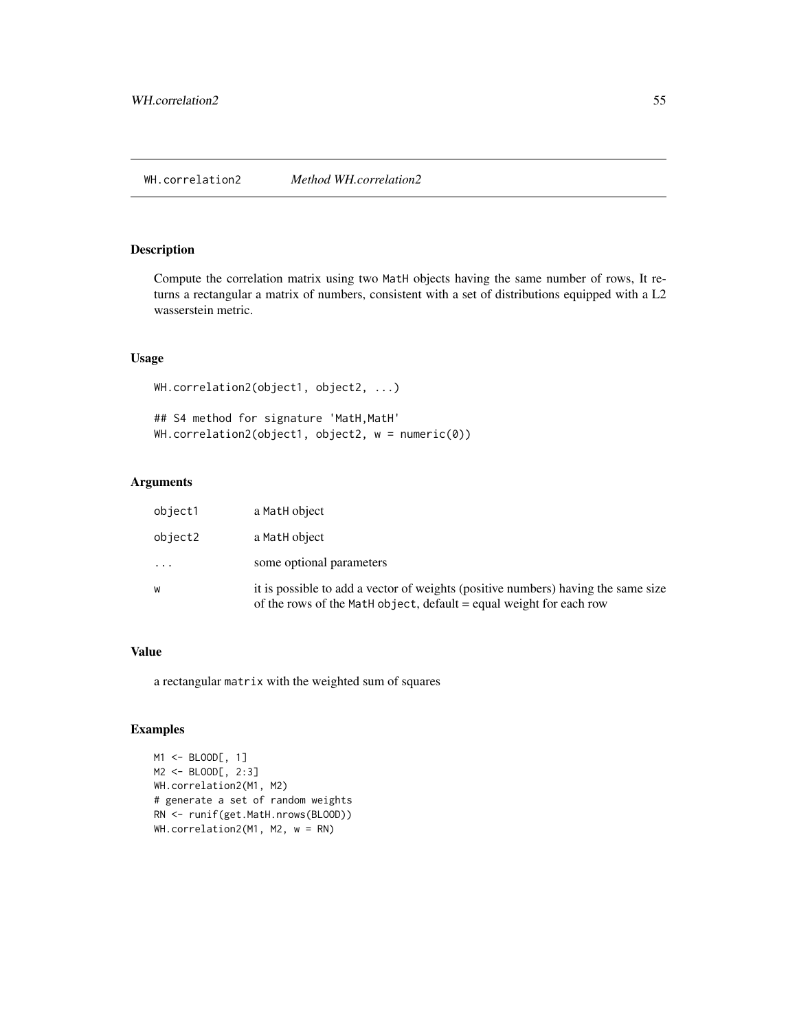## WH.correlation2 *Method WH.correlation2*

### Description

Compute the correlation matrix using two MatH objects having the same number of rows, It returns a rectangular a matrix of numbers, consistent with a set of distributions equipped with a L2 wasserstein metric.

### Usage

```
WH.correlation2(object1, object2, ...)

## S4 method for signature 'MatH,MatH'
WH.correlation2(object1, object2, w = numeric(0))
```

### Arguments

| | |
|---|---|
| object1 | a MatH object |
| object2 | a MatH object |
| ... | some optional parameters |
| w | it is possible to add a vector of weights (positive numbers) having the same size of the rows of the MatH object, default = equal weight for each row |

### Value

a rectangular matrix with the weighted sum of squares

### Examples

```
M1 <- BLOOD[, 1]
M2 <- BLOOD[, 2:3]
WH.correlation2(M1, M2)
# generate a set of random weights
RN <- runif(get.MatH.nrows(BLOOD))
WH.correlation2(M1, M2, w = RN)
```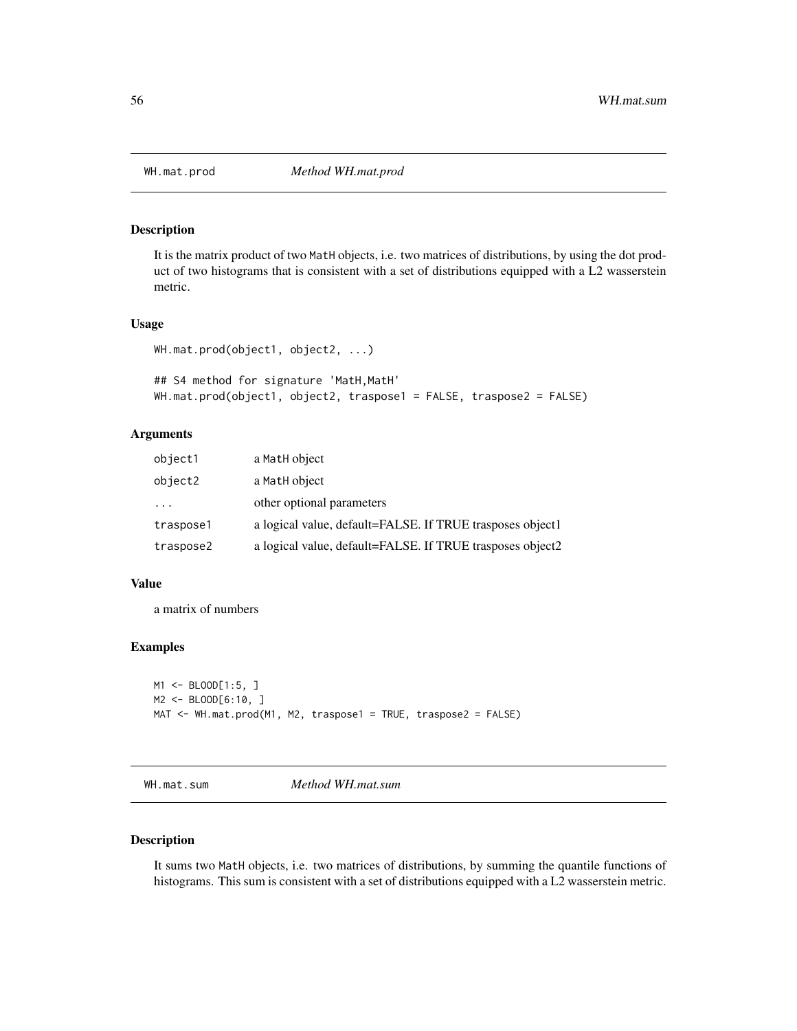## WH.mat.prod *Method WH.mat.prod*

### Description

It is the matrix product of two MatH objects, i.e. two matrices of distributions, by using the dot product of two histograms that is consistent with a set of distributions equipped with a L2 wasserstein metric.

### Usage

```
WH.mat.prod(object1, object2, ...)

## S4 method for signature 'MatH,MatH'
WH.mat.prod(object1, object2, traspose1 = FALSE, traspose2 = FALSE)
```

### Arguments

| | |
|---|---|
| object1 | a MatH object |
| object2 | a MatH object |
| ... | other optional parameters |
| traspose1 | a logical value, default=FALSE. If TRUE trasposes object1 |
| traspose2 | a logical value, default=FALSE. If TRUE trasposes object2 |

### Value

a matrix of numbers

### Examples

```
M1 <- BLOOD[1:5, ]
M2 <- BLOOD[6:10, ]
MAT <- WH.mat.prod(M1, M2, traspose1 = TRUE, traspose2 = FALSE)
```

## WH.mat.sum *Method WH.mat.sum*

### Description

It sums two MatH objects, i.e. two matrices of distributions, by summing the quantile functions of histograms. This sum is consistent with a set of distributions equipped with a L2 wasserstein metric.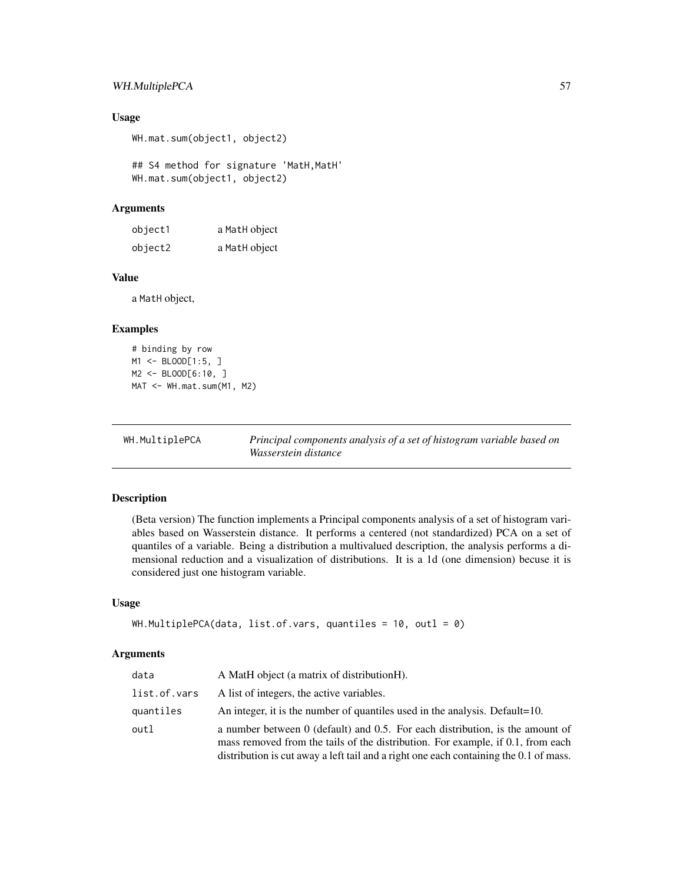### Usage

```
WH.mat.sum(object1, object2)

## S4 method for signature 'MatH,MatH'
WH.mat.sum(object1, object2)
```

### Arguments

| | |
|---|---|
| object1 | a MatH object |
| object2 | a MatH object |

### Value

a MatH object,

### Examples

```
# binding by row
M1 <- BLOOD[1:5, ]
M2 <- BLOOD[6:10, ]
MAT <- WH.mat.sum(M1, M2)
```

---

## WH.MultiplePCA — *Principal components analysis of a set of histogram variable based on Wasserstein distance*

### Description

(Beta version) The function implements a Principal components analysis of a set of histogram variables based on Wasserstein distance. It performs a centered (not standardized) PCA on a set of quantiles of a variable. Being a distribution a multivalued description, the analysis performs a dimensional reduction and a visualization of distributions. It is a 1d (one dimension) becuse it is considered just one histogram variable.

### Usage

```
WH.MultiplePCA(data, list.of.vars, quantiles = 10, outl = 0)
```

### Arguments

| | |
|---|---|
| data | A MatH object (a matrix of distributionH). |
| list.of.vars | A list of integers, the active variables. |
| quantiles | An integer, it is the number of quantiles used in the analysis. Default=10. |
| outl | a number between 0 (default) and 0.5. For each distribution, is the amount of mass removed from the tails of the distribution. For example, if 0.1, from each distribution is cut away a left tail and a right one each containing the 0.1 of mass. |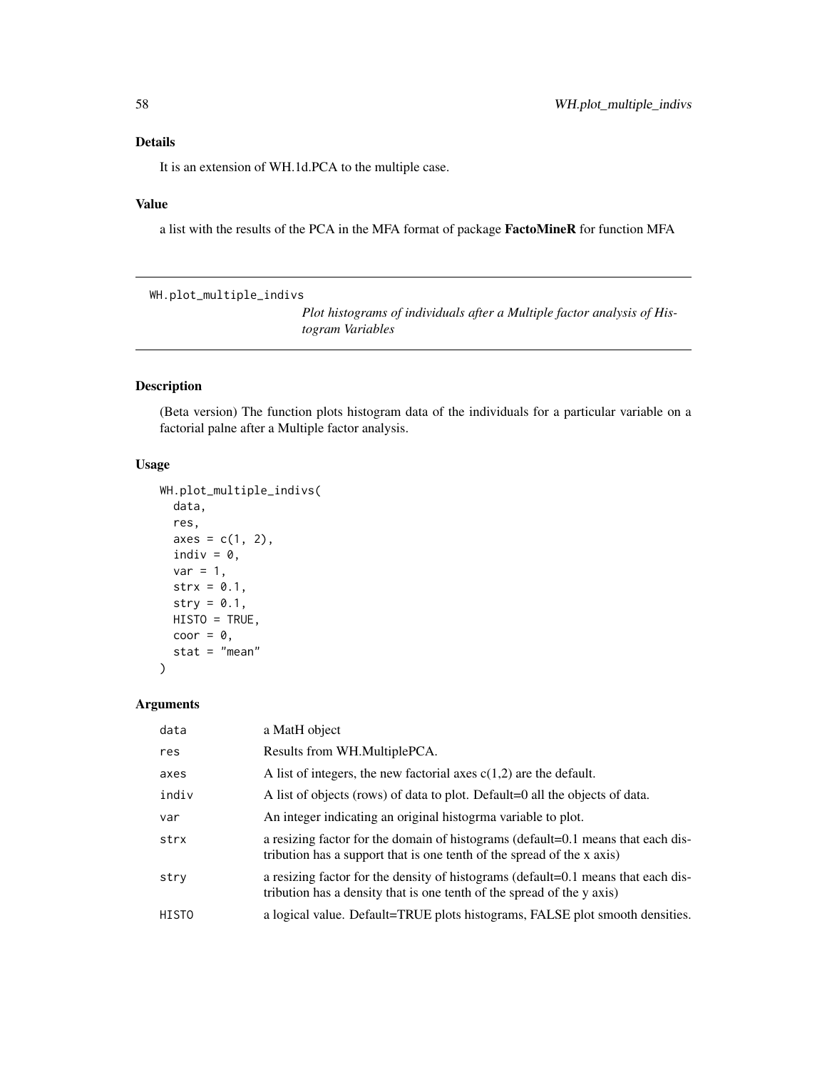## Details

It is an extension of WH.1d.PCA to the multiple case.

## Value

a list with the results of the PCA in the MFA format of package **FactoMineR** for function MFA

---

# WH.plot_multiple_indivs

*Plot histograms of individuals after a Multiple factor analysis of Histogram Variables*

---

## Description

(Beta version) The function plots histogram data of the individuals for a particular variable on a factorial palne after a Multiple factor analysis.

## Usage

```
WH.plot_multiple_indivs(
  data,
  res,
  axes = c(1, 2),
  indiv = 0,
  var = 1,
  strx = 0.1,
  stry = 0.1,
  HISTO = TRUE,
  coor = 0,
  stat = "mean"
)
```

## Arguments

| | |
|---|---|
| data | a MatH object |
| res | Results from WH.MultiplePCA. |
| axes | A list of integers, the new factorial axes c(1,2) are the default. |
| indiv | A list of objects (rows) of data to plot. Default=0 all the objects of data. |
| var | An integer indicating an original histogrma variable to plot. |
| strx | a resizing factor for the domain of histograms (default=0.1 means that each distribution has a support that is one tenth of the spread of the x axis) |
| stry | a resizing factor for the density of histograms (default=0.1 means that each distribution has a density that is one tenth of the spread of the y axis) |
| HISTO | a logical value. Default=TRUE plots histograms, FALSE plot smooth densities. |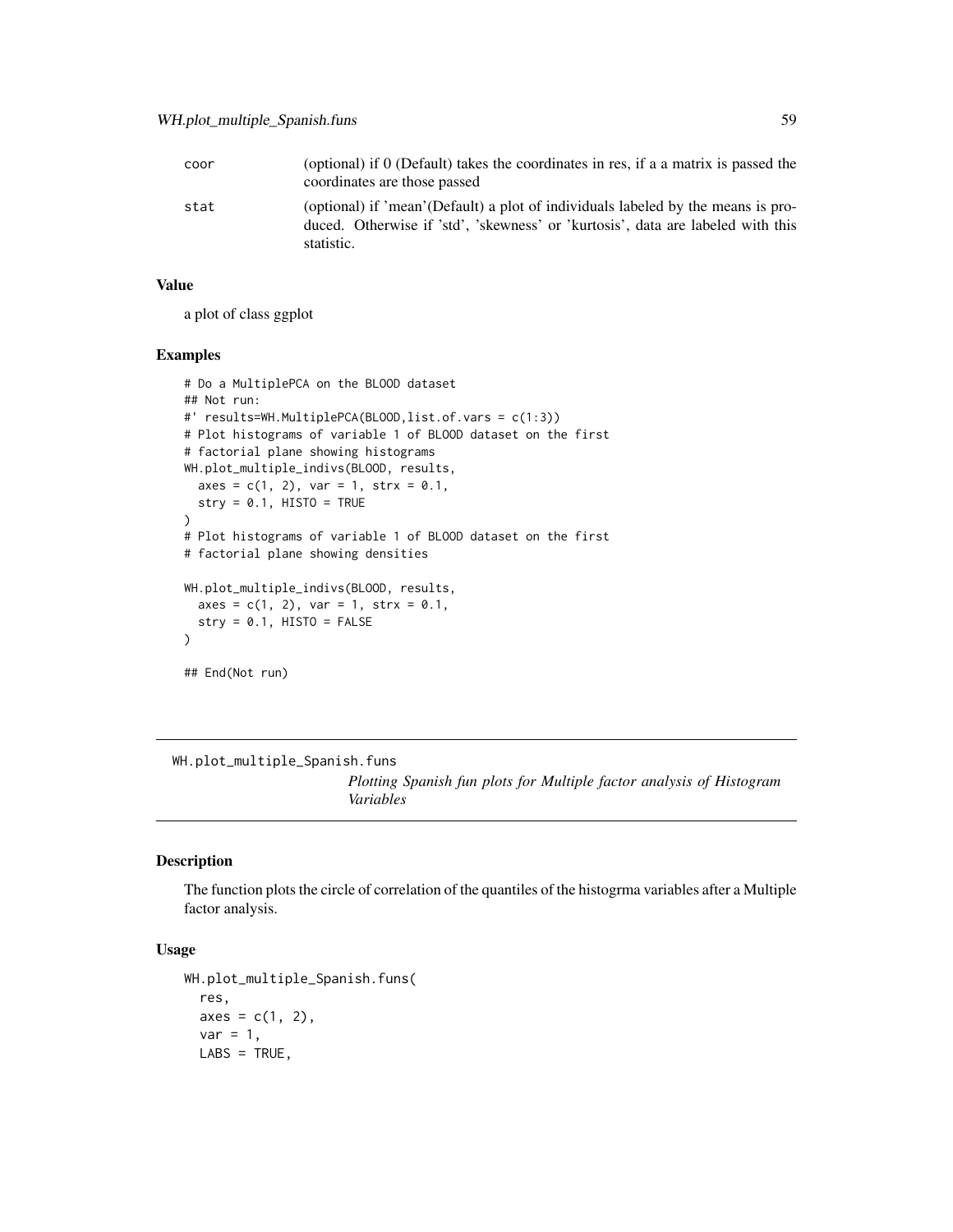| | |
|---|---|
| coor | (optional) if 0 (Default) takes the coordinates in res, if a a matrix is passed the coordinates are those passed |
| stat | (optional) if 'mean'(Default) a plot of individuals labeled by the means is produced. Otherwise if 'std', 'skewness' or 'kurtosis', data are labeled with this statistic. |

### Value

a plot of class ggplot

### Examples

```
# Do a MultiplePCA on the BLOOD dataset
## Not run:
#' results=WH.MultiplePCA(BLOOD,list.of.vars = c(1:3))
# Plot histograms of variable 1 of BLOOD dataset on the first
# factorial plane showing histograms
WH.plot_multiple_indivs(BLOOD, results,
  axes = c(1, 2), var = 1, strx = 0.1,
  stry = 0.1, HISTO = TRUE
)
# Plot histograms of variable 1 of BLOOD dataset on the first
# factorial plane showing densities

WH.plot_multiple_indivs(BLOOD, results,
  axes = c(1, 2), var = 1, strx = 0.1,
  stry = 0.1, HISTO = FALSE
)

## End(Not run)
```

---

## WH.plot_multiple_Spanish.funs

*Plotting Spanish fun plots for Multiple factor analysis of Histogram Variables*

### Description

The function plots the circle of correlation of the quantiles of the histogrma variables after a Multiple factor analysis.

### Usage

```
WH.plot_multiple_Spanish.funs(
  res,
  axes = c(1, 2),
  var = 1,
  LABS = TRUE,
```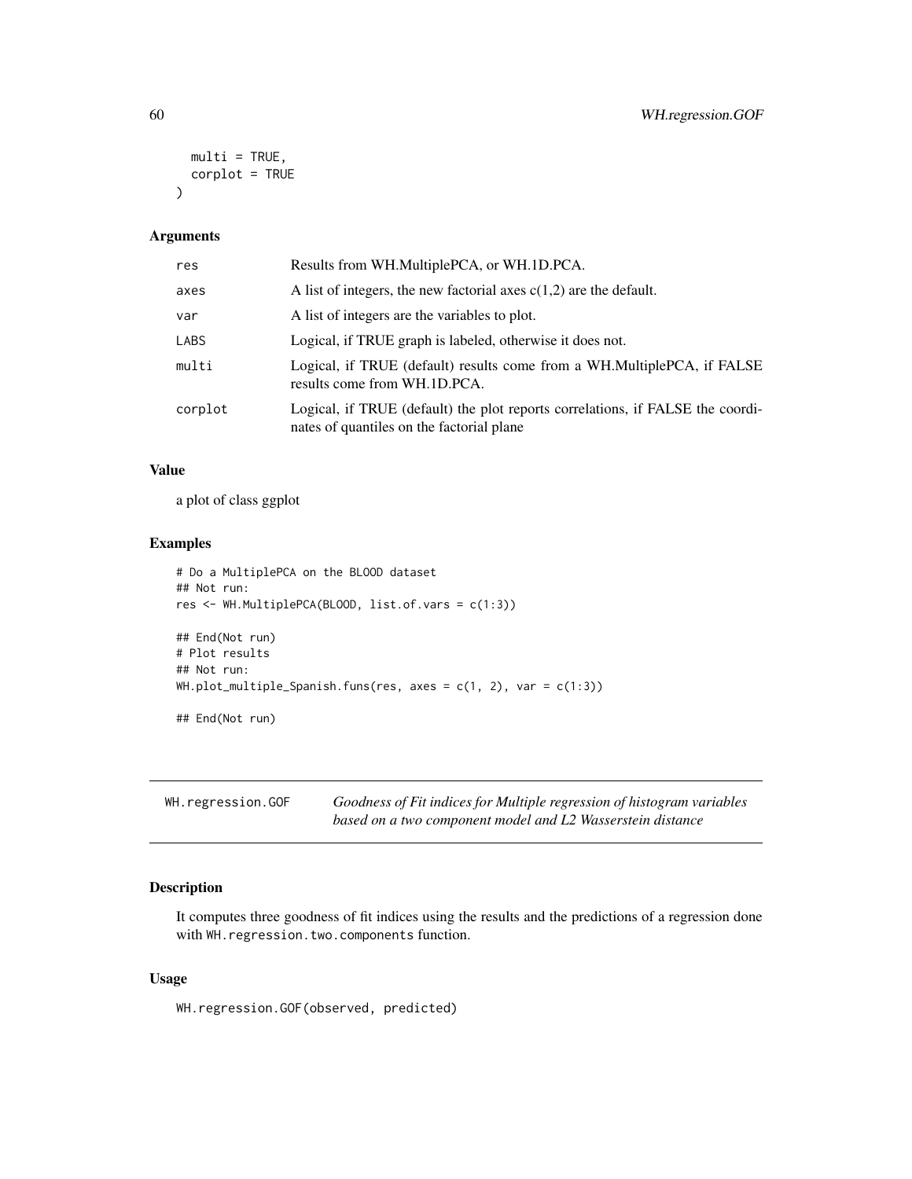```
  multi = TRUE,
  corplot = TRUE
)
```

### Arguments

| | |
|---|---|
| `res` | Results from WH.MultiplePCA, or WH.1D.PCA. |
| `axes` | A list of integers, the new factorial axes c(1,2) are the default. |
| `var` | A list of integers are the variables to plot. |
| `LABS` | Logical, if TRUE graph is labeled, otherwise it does not. |
| `multi` | Logical, if TRUE (default) results come from a WH.MultiplePCA, if FALSE results come from WH.1D.PCA. |
| `corplot` | Logical, if TRUE (default) the plot reports correlations, if FALSE the coordinates of quantiles on the factorial plane |

### Value

a plot of class ggplot

### Examples

```
# Do a MultiplePCA on the BLOOD dataset
## Not run:
res <- WH.MultiplePCA(BLOOD, list.of.vars = c(1:3))

## End(Not run)
# Plot results
## Not run:
WH.plot_multiple_Spanish.funs(res, axes = c(1, 2), var = c(1:3))

## End(Not run)
```

---

## WH.regression.GOF

*Goodness of Fit indices for Multiple regression of histogram variables based on a two component model and L2 Wasserstein distance*

### Description

It computes three goodness of fit indices using the results and the predictions of a regression done with `WH.regression.two.components` function.

### Usage

```
WH.regression.GOF(observed, predicted)
```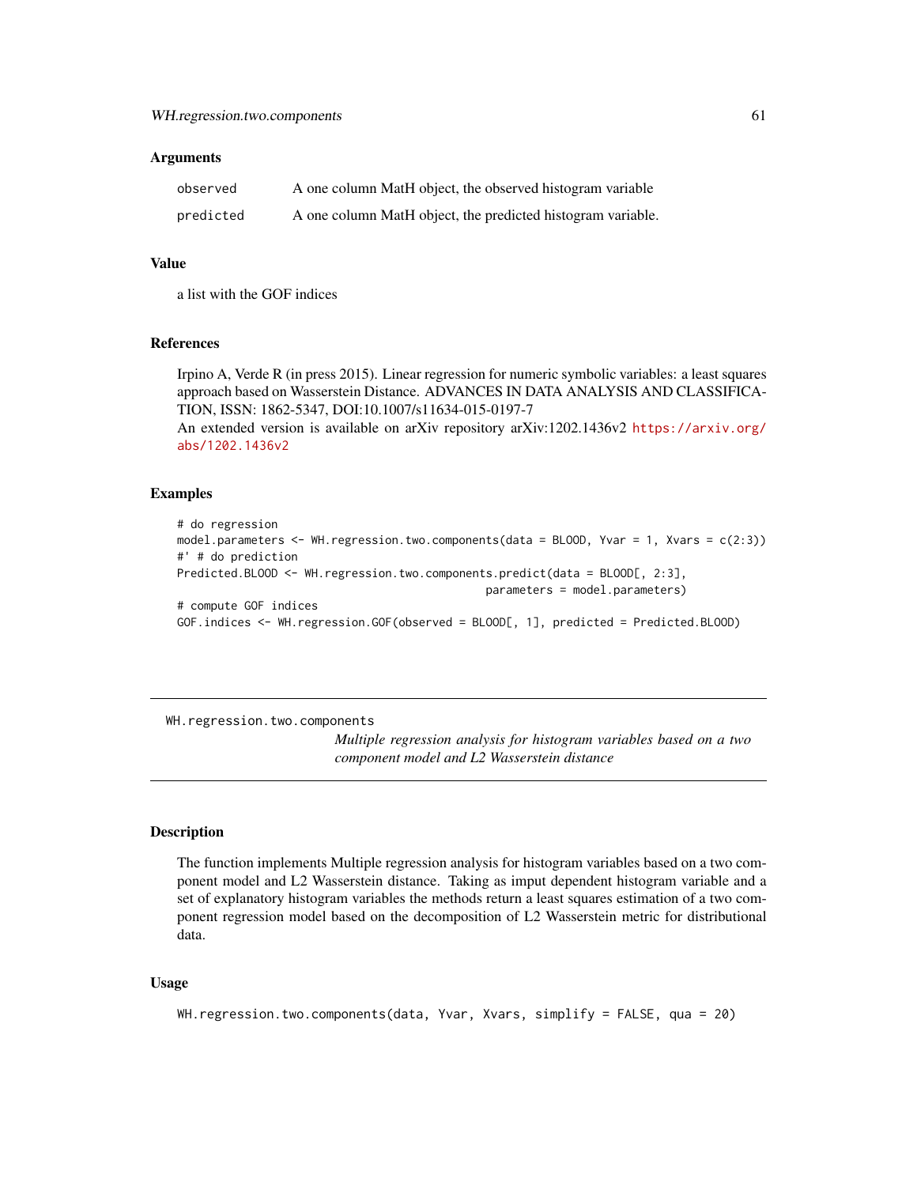### Arguments

| | |
|---|---|
| observed | A one column MatH object, the observed histogram variable |
| predicted | A one column MatH object, the predicted histogram variable. |

### Value

a list with the GOF indices

### References

Irpino A, Verde R (in press 2015). Linear regression for numeric symbolic variables: a least squares approach based on Wasserstein Distance. ADVANCES IN DATA ANALYSIS AND CLASSIFICATION, ISSN: 1862-5347, DOI:10.1007/s11634-015-0197-7
An extended version is available on arXiv repository arXiv:1202.1436v2 https://arxiv.org/abs/1202.1436v2

### Examples

```
# do regression
model.parameters <- WH.regression.two.components(data = BLOOD, Yvar = 1, Xvars = c(2:3))
#' # do prediction
Predicted.BLOOD <- WH.regression.two.components.predict(data = BLOOD[, 2:3],
                                              parameters = model.parameters)
# compute GOF indices
GOF.indices <- WH.regression.GOF(observed = BLOOD[, 1], predicted = Predicted.BLOOD)
```

---

## WH.regression.two.components

*Multiple regression analysis for histogram variables based on a two component model and L2 Wasserstein distance*

---

### Description

The function implements Multiple regression analysis for histogram variables based on a two component model and L2 Wasserstein distance. Taking as imput dependent histogram variable and a set of explanatory histogram variables the methods return a least squares estimation of a two component regression model based on the decomposition of L2 Wasserstein metric for distributional data.

### Usage

```
WH.regression.two.components(data, Yvar, Xvars, simplify = FALSE, qua = 20)
```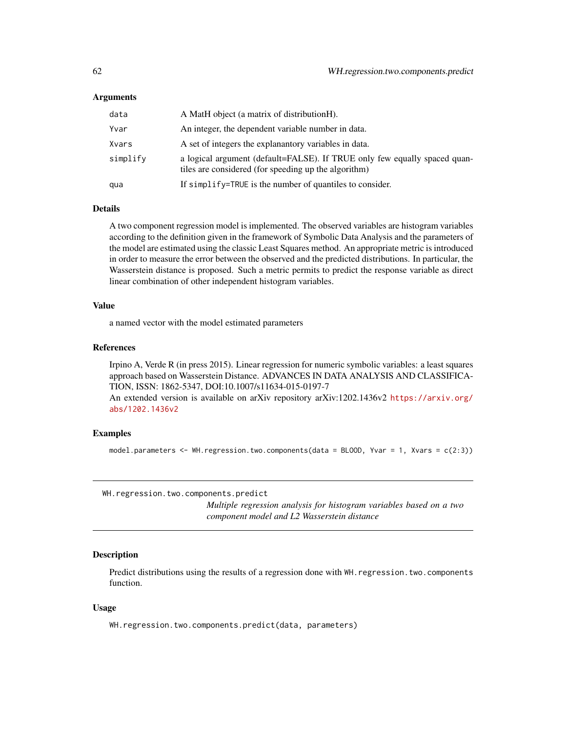### Arguments

| | |
|---|---|
| `data` | A MatH object (a matrix of distributionH). |
| `Yvar` | An integer, the dependent variable number in data. |
| `Xvars` | A set of integers the explanantory variables in data. |
| `simplify` | a logical argument (default=FALSE). If TRUE only few equally spaced quantiles are considered (for speeding up the algorithm) |
| `qua` | If `simplify=TRUE` is the number of quantiles to consider. |

### Details

A two component regression model is implemented. The observed variables are histogram variables according to the definition given in the framework of Symbolic Data Analysis and the parameters of the model are estimated using the classic Least Squares method. An appropriate metric is introduced in order to measure the error between the observed and the predicted distributions. In particular, the Wasserstein distance is proposed. Such a metric permits to predict the response variable as direct linear combination of other independent histogram variables.

### Value

a named vector with the model estimated parameters

### References

Irpino A, Verde R (in press 2015). Linear regression for numeric symbolic variables: a least squares approach based on Wasserstein Distance. ADVANCES IN DATA ANALYSIS AND CLASSIFICATION, ISSN: 1862-5347, DOI:10.1007/s11634-015-0197-7
An extended version is available on arXiv repository arXiv:1202.1436v2 https://arxiv.org/abs/1202.1436v2

### Examples

```
model.parameters <- WH.regression.two.components(data = BLOOD, Yvar = 1, Xvars = c(2:3))
```

---

## WH.regression.two.components.predict

*Multiple regression analysis for histogram variables based on a two component model and L2 Wasserstein distance*

---

### Description

Predict distributions using the results of a regression done with `WH.regression.two.components` function.

### Usage

```
WH.regression.two.components.predict(data, parameters)
```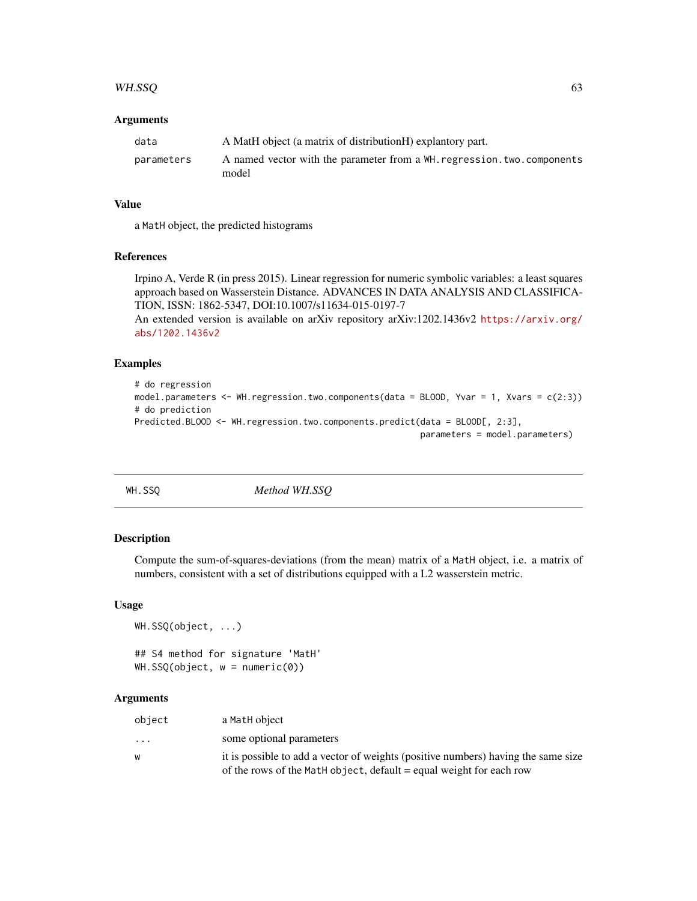### Arguments

| | |
|---|---|
| data | A MatH object (a matrix of distributionH) explantory part. |
| parameters | A named vector with the parameter from a `WH.regression.two.components` model |

### Value

a `MatH` object, the predicted histograms

### References

Irpino A, Verde R (in press 2015). Linear regression for numeric symbolic variables: a least squares approach based on Wasserstein Distance. ADVANCES IN DATA ANALYSIS AND CLASSIFICATION, ISSN: 1862-5347, DOI:10.1007/s11634-015-0197-7
An extended version is available on arXiv repository arXiv:1202.1436v2 https://arxiv.org/abs/1202.1436v2

### Examples

```
# do regression
model.parameters <- WH.regression.two.components(data = BLOOD, Yvar = 1, Xvars = c(2:3))
# do prediction
Predicted.BLOOD <- WH.regression.two.components.predict(data = BLOOD[, 2:3],
                                                         parameters = model.parameters)
```

---

## WH.SSQ    *Method WH.SSQ*

---

### Description

Compute the sum-of-squares-deviations (from the mean) matrix of a `MatH` object, i.e. a matrix of numbers, consistent with a set of distributions equipped with a L2 wasserstein metric.

### Usage

```
WH.SSQ(object, ...)

## S4 method for signature 'MatH'
WH.SSQ(object, w = numeric(0))
```

### Arguments

| | |
|---|---|
| object | a `MatH` object |
| ... | some optional parameters |
| w | it is possible to add a vector of weights (positive numbers) having the same size of the rows of the `MatH object`, default = equal weight for each row |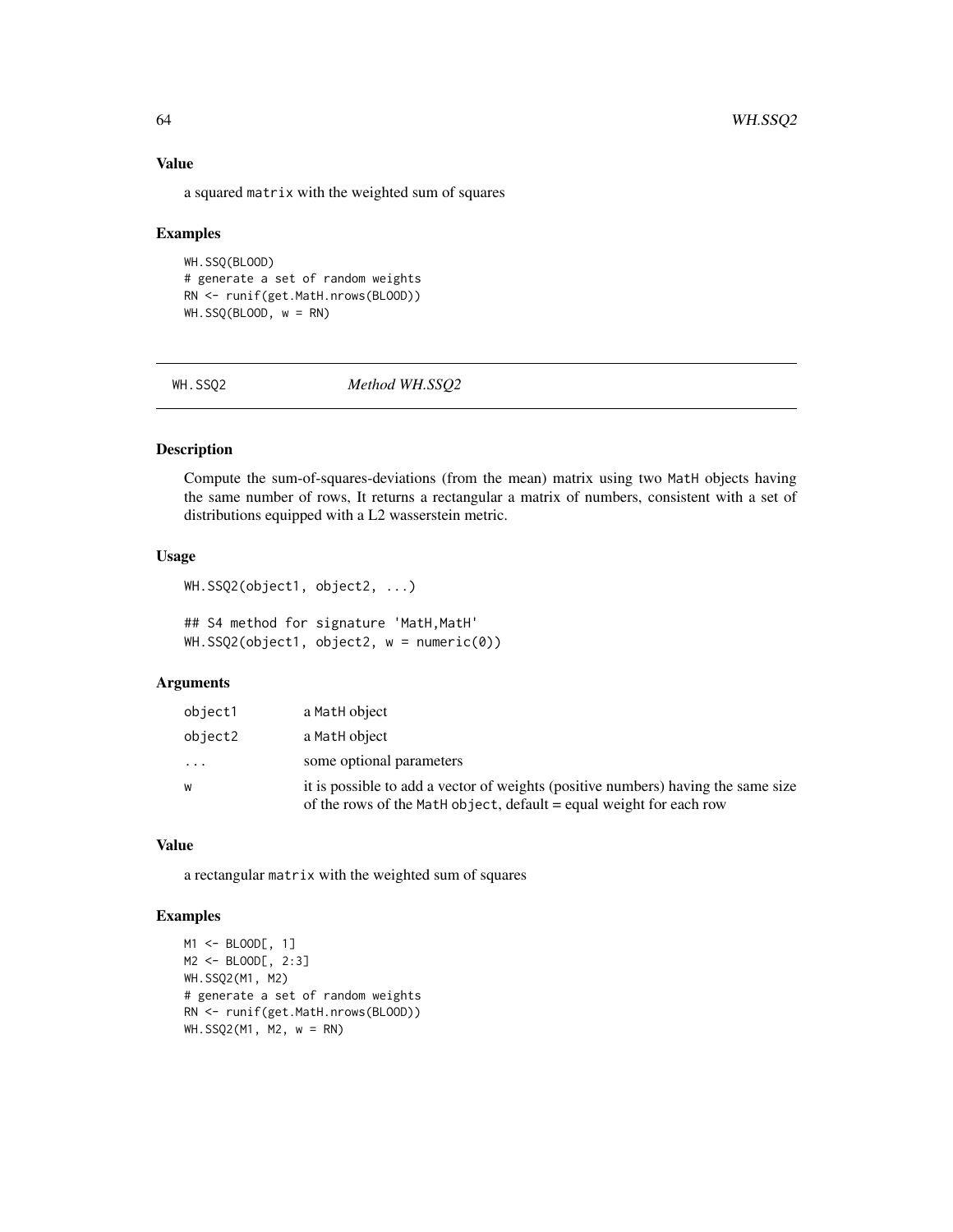### Value

a squared matrix with the weighted sum of squares

### Examples

```
WH.SSQ(BLOOD)
# generate a set of random weights
RN <- runif(get.MatH.nrows(BLOOD))
WH.SSQ(BLOOD, w = RN)
```

---

## WH.SSQ2 *Method WH.SSQ2*

---

### Description

Compute the sum-of-squares-deviations (from the mean) matrix using two MatH objects having the same number of rows, It returns a rectangular a matrix of numbers, consistent with a set of distributions equipped with a L2 wasserstein metric.

### Usage

```
WH.SSQ2(object1, object2, ...)

## S4 method for signature 'MatH,MatH'
WH.SSQ2(object1, object2, w = numeric(0))
```

### Arguments

| | |
|---|---|
| object1 | a MatH object |
| object2 | a MatH object |
| ... | some optional parameters |
| w | it is possible to add a vector of weights (positive numbers) having the same size of the rows of the MatH object, default = equal weight for each row |

### Value

a rectangular matrix with the weighted sum of squares

### Examples

```
M1 <- BLOOD[, 1]
M2 <- BLOOD[, 2:3]
WH.SSQ2(M1, M2)
# generate a set of random weights
RN <- runif(get.MatH.nrows(BLOOD))
WH.SSQ2(M1, M2, w = RN)
```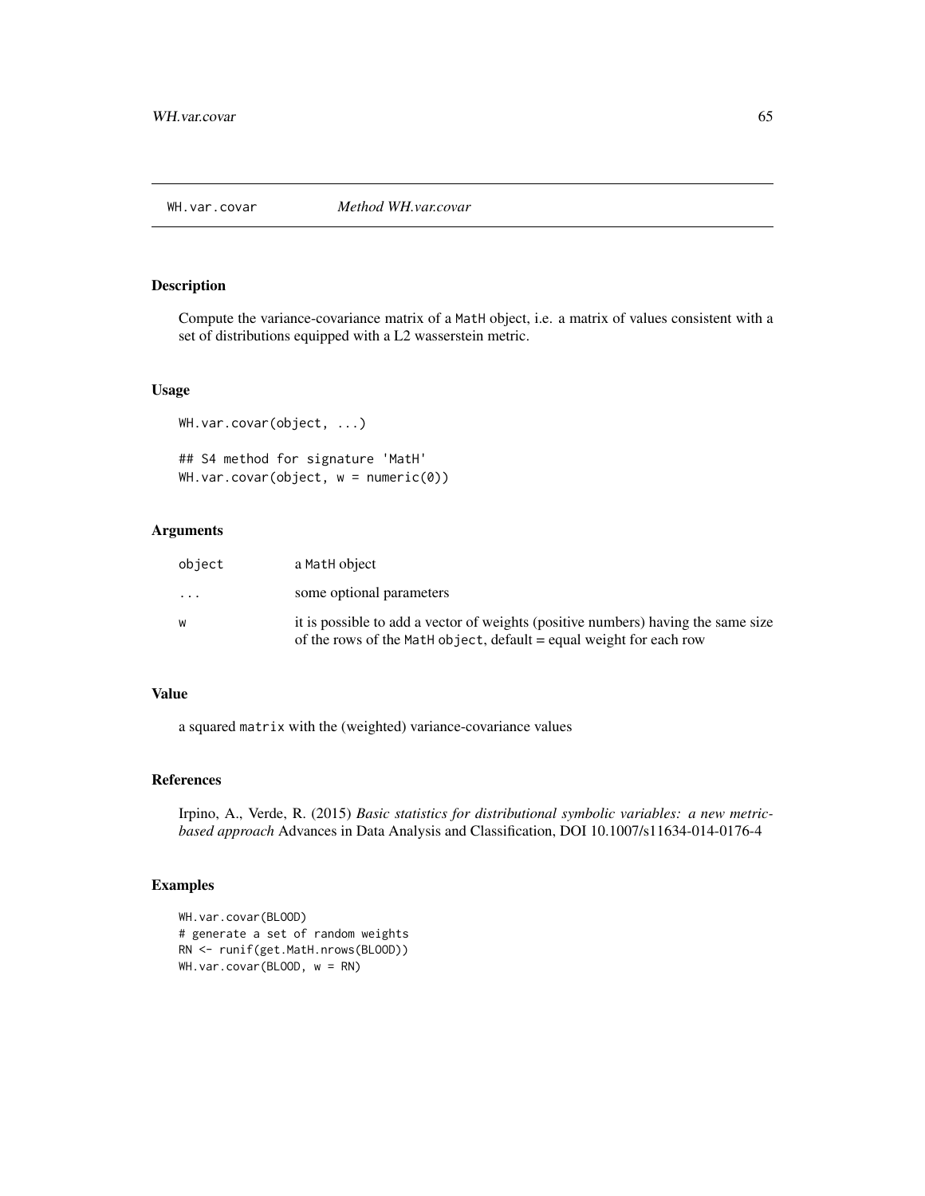## WH.var.covar *Method WH.var.covar*

### Description

Compute the variance-covariance matrix of a MatH object, i.e. a matrix of values consistent with a set of distributions equipped with a L2 wasserstein metric.

### Usage

```
WH.var.covar(object, ...)

## S4 method for signature 'MatH'
WH.var.covar(object, w = numeric(0))
```

### Arguments

| | |
|---|---|
| object | a MatH object |
| ... | some optional parameters |
| w | it is possible to add a vector of weights (positive numbers) having the same size of the rows of the MatH object, default = equal weight for each row |

### Value

a squared matrix with the (weighted) variance-covariance values

### References

Irpino, A., Verde, R. (2015) *Basic statistics for distributional symbolic variables: a new metric-based approach* Advances in Data Analysis and Classification, DOI 10.1007/s11634-014-0176-4

### Examples

```
WH.var.covar(BLOOD)
# generate a set of random weights
RN <- runif(get.MatH.nrows(BLOOD))
WH.var.covar(BLOOD, w = RN)
```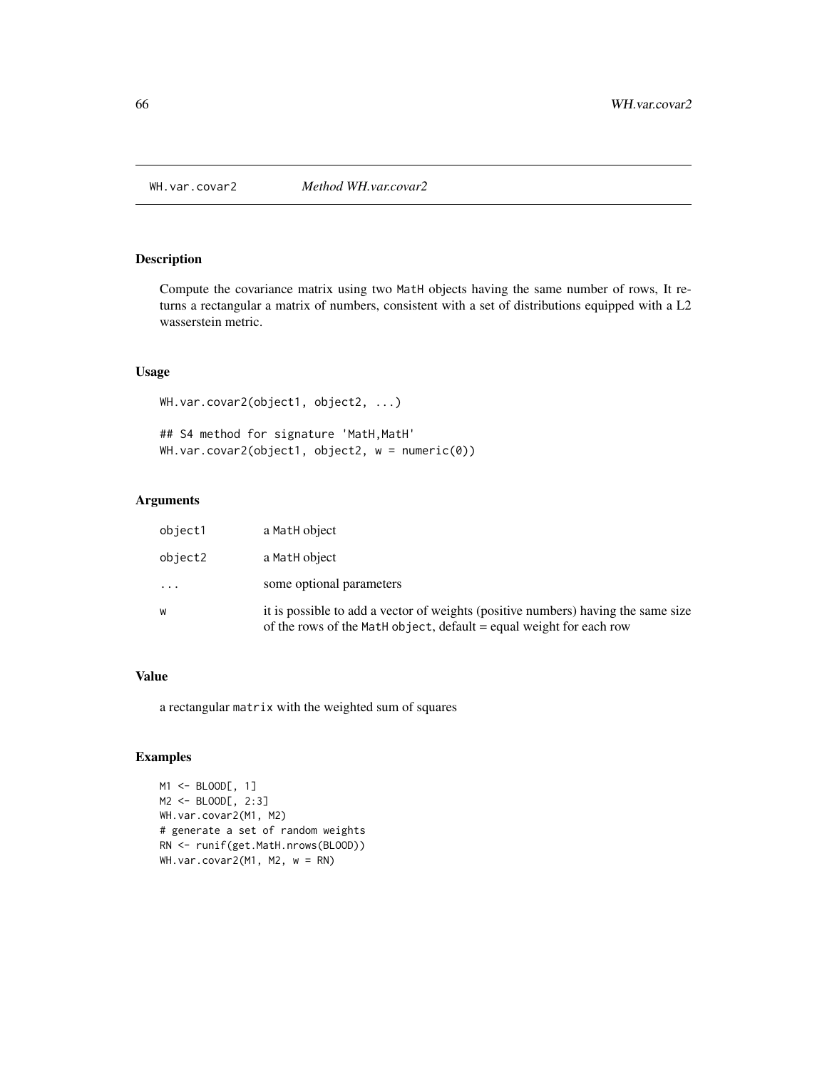WH.var.covar2 *Method WH.var.covar2*

## Description

Compute the covariance matrix using two MatH objects having the same number of rows, It returns a rectangular a matrix of numbers, consistent with a set of distributions equipped with a L2 wasserstein metric.

## Usage

```
WH.var.covar2(object1, object2, ...)

## S4 method for signature 'MatH,MatH'
WH.var.covar2(object1, object2, w = numeric(0))
```

## Arguments

| | |
|---|---|
| object1 | a MatH object |
| object2 | a MatH object |
| ... | some optional parameters |
| w | it is possible to add a vector of weights (positive numbers) having the same size of the rows of the MatH object, default = equal weight for each row |

## Value

a rectangular matrix with the weighted sum of squares

## Examples

```
M1 <- BLOOD[, 1]
M2 <- BLOOD[, 2:3]
WH.var.covar2(M1, M2)
# generate a set of random weights
RN <- runif(get.MatH.nrows(BLOOD))
WH.var.covar2(M1, M2, w = RN)
```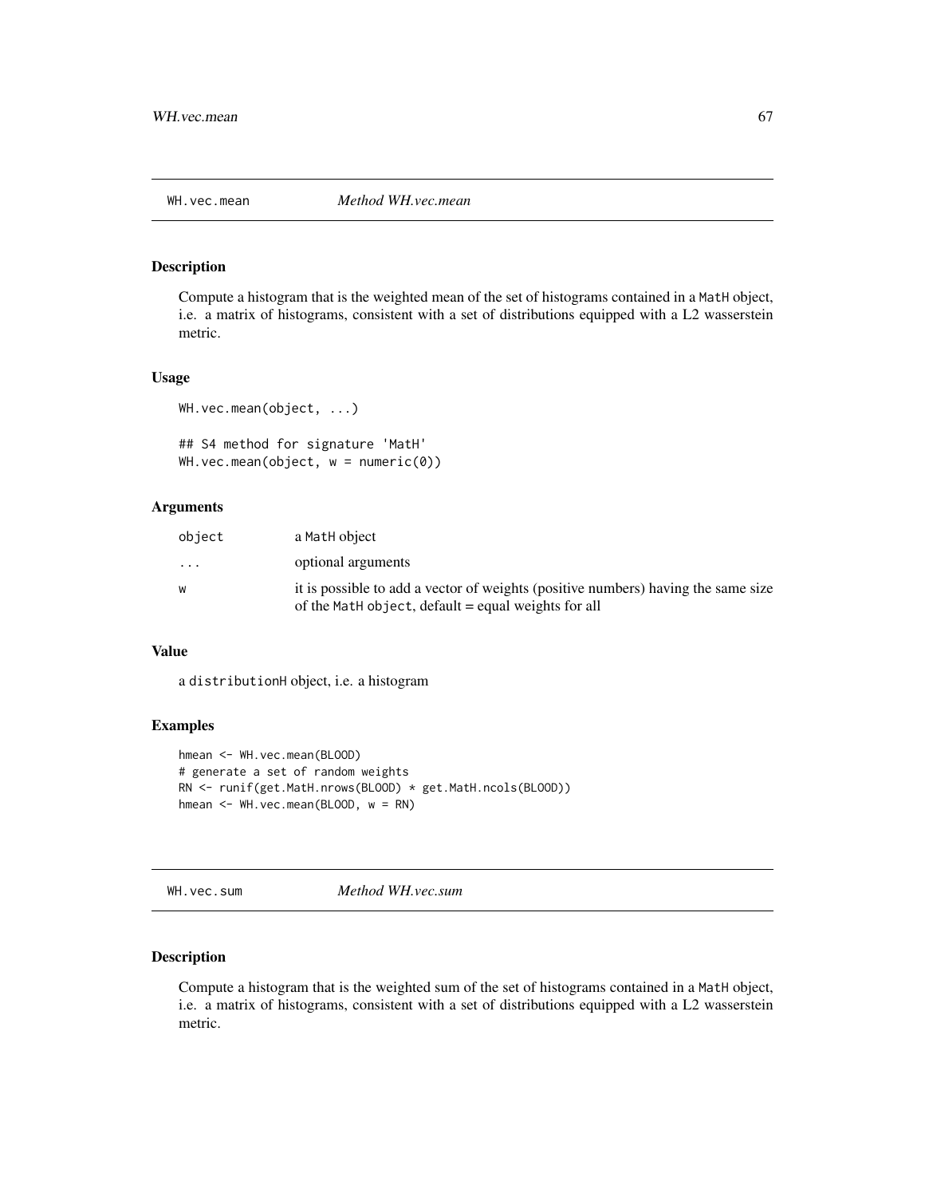## WH.vec.mean *Method WH.vec.mean*

### Description

Compute a histogram that is the weighted mean of the set of histograms contained in a MatH object, i.e. a matrix of histograms, consistent with a set of distributions equipped with a L2 wasserstein metric.

### Usage

```
WH.vec.mean(object, ...)

## S4 method for signature 'MatH'
WH.vec.mean(object, w = numeric(0))
```

### Arguments

| | |
|---|---|
| object | a MatH object |
| ... | optional arguments |
| w | it is possible to add a vector of weights (positive numbers) having the same size of the MatH object, default = equal weights for all |

### Value

a distributionH object, i.e. a histogram

### Examples

```
hmean <- WH.vec.mean(BLOOD)
# generate a set of random weights
RN <- runif(get.MatH.nrows(BLOOD) * get.MatH.ncols(BLOOD))
hmean <- WH.vec.mean(BLOOD, w = RN)
```

## WH.vec.sum *Method WH.vec.sum*

### Description

Compute a histogram that is the weighted sum of the set of histograms contained in a MatH object, i.e. a matrix of histograms, consistent with a set of distributions equipped with a L2 wasserstein metric.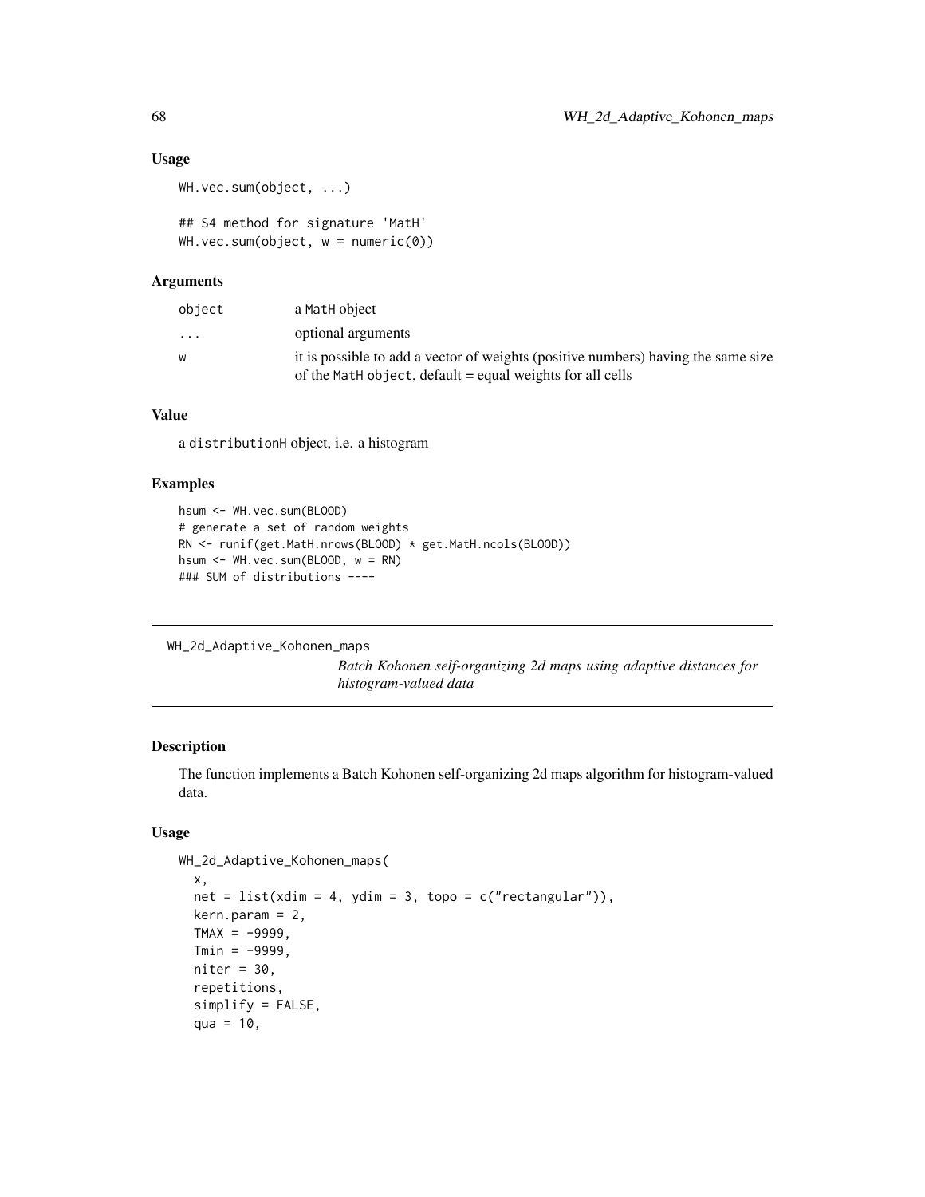### Usage

```
WH.vec.sum(object, ...)

## S4 method for signature 'MatH'
WH.vec.sum(object, w = numeric(0))
```

### Arguments

| | |
|---|---|
| object | a MatH object |
| ... | optional arguments |
| w | it is possible to add a vector of weights (positive numbers) having the same size of the MatH object, default = equal weights for all cells |

### Value

a distributionH object, i.e. a histogram

### Examples

```
hsum <- WH.vec.sum(BLOOD)
# generate a set of random weights
RN <- runif(get.MatH.nrows(BLOOD) * get.MatH.ncols(BLOOD))
hsum <- WH.vec.sum(BLOOD, w = RN)
### SUM of distributions ----
```

---

## WH_2d_Adaptive_Kohonen_maps

*Batch Kohonen self-organizing 2d maps using adaptive distances for histogram-valued data*

---

### Description

The function implements a Batch Kohonen self-organizing 2d maps algorithm for histogram-valued data.

### Usage

```
WH_2d_Adaptive_Kohonen_maps(
  x,
  net = list(xdim = 4, ydim = 3, topo = c("rectangular")),
  kern.param = 2,
  TMAX = -9999,
  Tmin = -9999,
  niter = 30,
  repetitions,
  simplify = FALSE,
  qua = 10,
```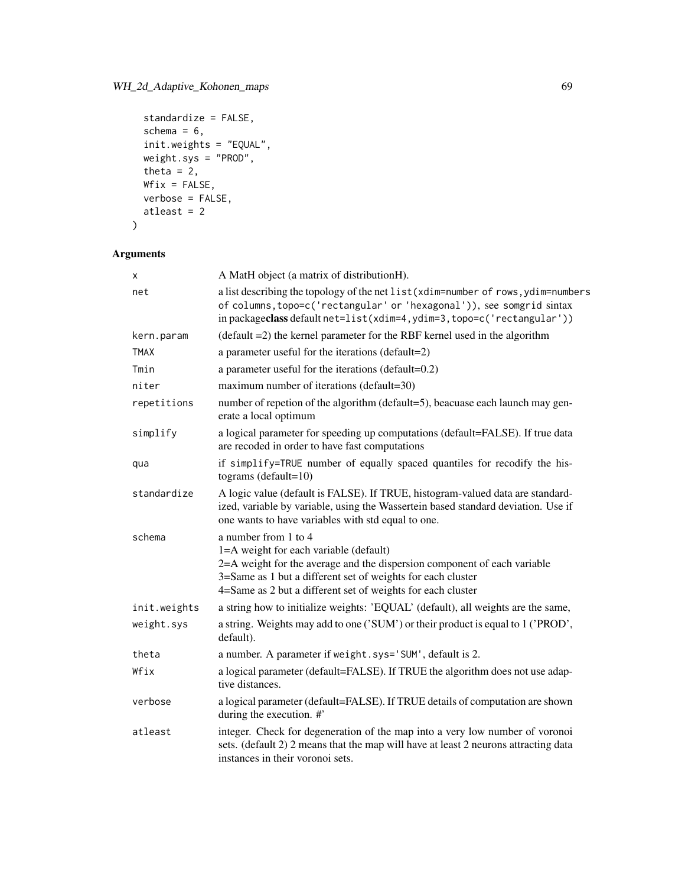```
  standardize = FALSE,
  schema = 6,
  init.weights = "EQUAL",
  weight.sys = "PROD",
  theta = 2,
  Wfix = FALSE,
  verbose = FALSE,
  atleast = 2
)
```

## Arguments

| | |
|---|---|
| x | A MatH object (a matrix of distributionH). |
| net | a list describing the topology of the net `list(xdim=number of rows,ydim=numbers of columns,topo=c('rectangular' or 'hexagonal'))`, see somgrid sintax in package**class** default `net=list(xdim=4,ydim=3,topo=c('rectangular'))` |
| kern.param | (default =2) the kernel parameter for the RBF kernel used in the algorithm |
| TMAX | a parameter useful for the iterations (default=2) |
| Tmin | a parameter useful for the iterations (default=0.2) |
| niter | maximum number of iterations (default=30) |
| repetitions | number of repetion of the algorithm (default=5), beacuase each launch may generate a local optimum |
| simplify | a logical parameter for speeding up computations (default=FALSE). If true data are recoded in order to have fast computations |
| qua | if `simplify=TRUE` number of equally spaced quantiles for recodify the histograms (default=10) |
| standardize | A logic value (default is FALSE). If TRUE, histogram-valued data are standardized, variable by variable, using the Wassertein based standard deviation. Use if one wants to have variables with std equal to one. |
| schema | a number from 1 to 4<br>1=A weight for each variable (default)<br>2=A weight for the average and the dispersion component of each variable<br>3=Same as 1 but a different set of weights for each cluster<br>4=Same as 2 but a different set of weights for each cluster |
| init.weights | a string how to initialize weights: 'EQUAL' (default), all weights are the same, |
| weight.sys | a string. Weights may add to one ('SUM') or their product is equal to 1 ('PROD', default). |
| theta | a number. A parameter if `weight.sys='SUM'`, default is 2. |
| Wfix | a logical parameter (default=FALSE). If TRUE the algorithm does not use adaptive distances. |
| verbose | a logical parameter (default=FALSE). If TRUE details of computation are shown during the execution. #' |
| atleast | integer. Check for degeneration of the map into a very low number of voronoi sets. (default 2) 2 means that the map will have at least 2 neurons attracting data instances in their voronoi sets. |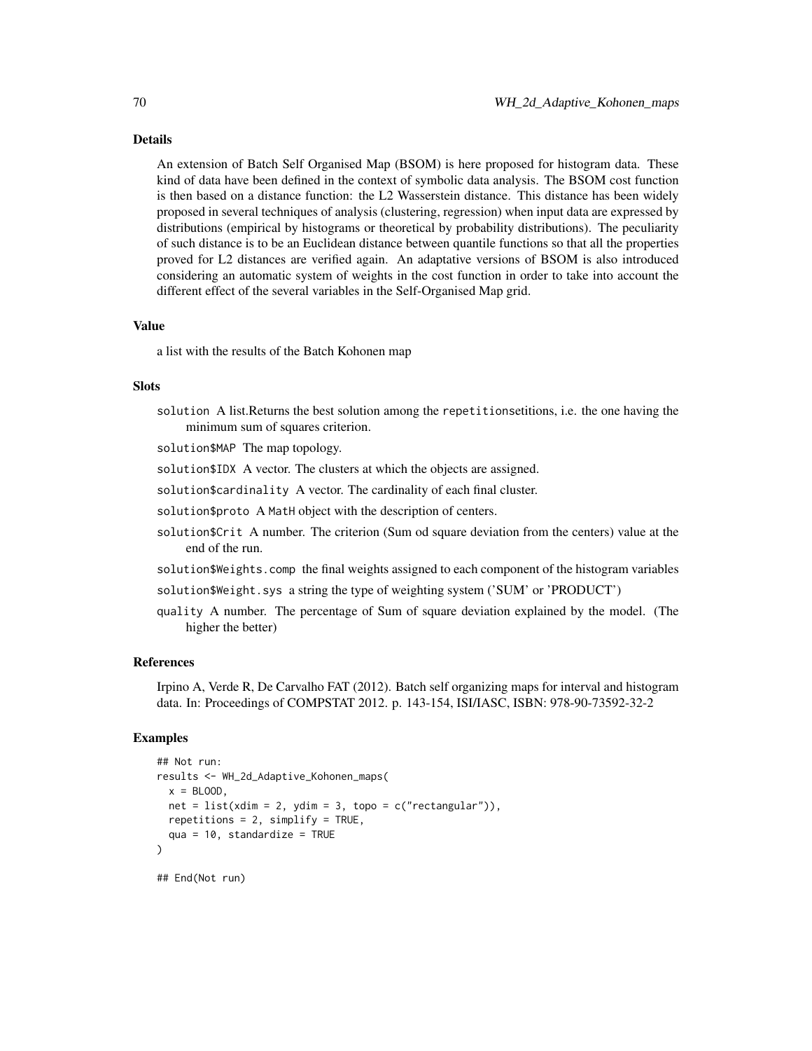## Details

An extension of Batch Self Organised Map (BSOM) is here proposed for histogram data. These kind of data have been defined in the context of symbolic data analysis. The BSOM cost function is then based on a distance function: the L2 Wasserstein distance. This distance has been widely proposed in several techniques of analysis (clustering, regression) when input data are expressed by distributions (empirical by histograms or theoretical by probability distributions). The peculiarity of such distance is to be an Euclidean distance between quantile functions so that all the properties proved for L2 distances are verified again. An adaptative versions of BSOM is also introduced considering an automatic system of weights in the cost function in order to take into account the different effect of the several variables in the Self-Organised Map grid.

## Value

a list with the results of the Batch Kohonen map

## Slots

`solution` A list.Returns the best solution among the `repetitions`etitions, i.e. the one having the minimum sum of squares criterion.

`solution$MAP` The map topology.

`solution$IDX` A vector. The clusters at which the objects are assigned.

`solution$cardinality` A vector. The cardinality of each final cluster.

`solution$proto` A `MatH` object with the description of centers.

`solution$Crit` A number. The criterion (Sum od square deviation from the centers) value at the end of the run.

`solution$Weights.comp` the final weights assigned to each component of the histogram variables

`solution$Weight.sys` a string the type of weighting system ('SUM' or 'PRODUCT')

`quality` A number. The percentage of Sum of square deviation explained by the model. (The higher the better)

## References

Irpino A, Verde R, De Carvalho FAT (2012). Batch self organizing maps for interval and histogram data. In: Proceedings of COMPSTAT 2012. p. 143-154, ISI/IASC, ISBN: 978-90-73592-32-2

## Examples

```
## Not run:
results <- WH_2d_Adaptive_Kohonen_maps(
  x = BLOOD,
  net = list(xdim = 2, ydim = 3, topo = c("rectangular")),
  repetitions = 2, simplify = TRUE,
  qua = 10, standardize = TRUE
)

## End(Not run)
```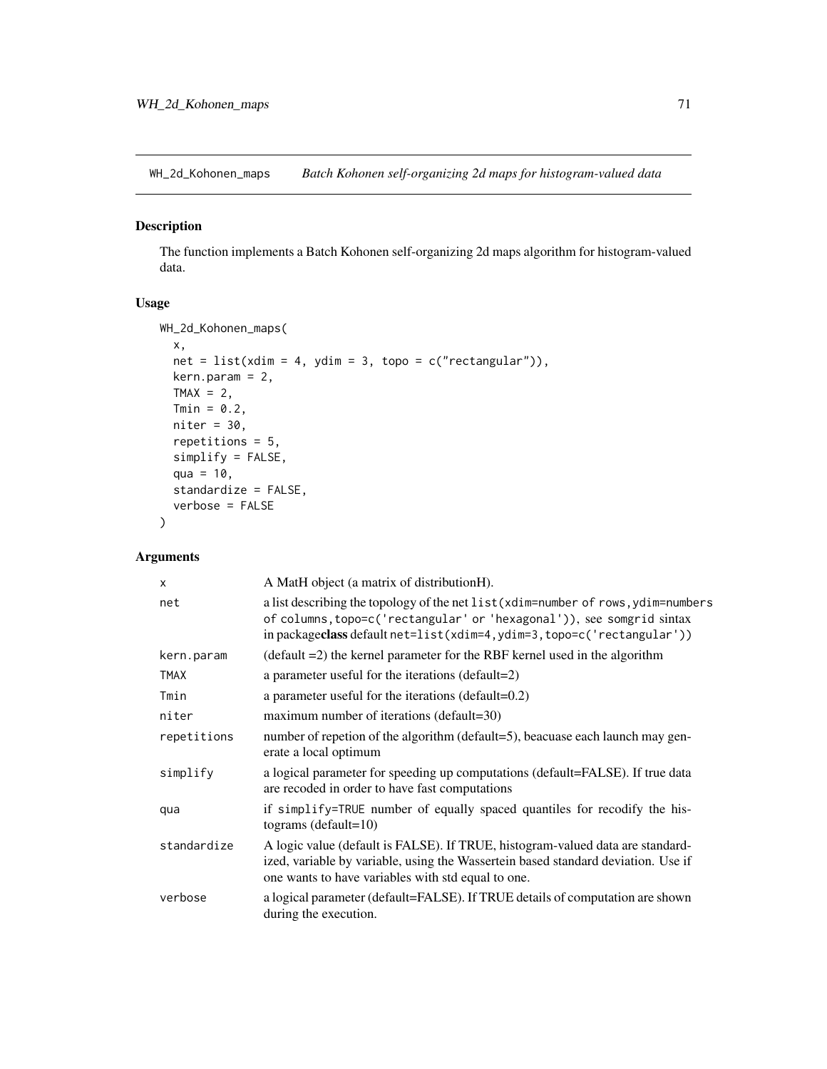WH_2d_Kohonen_maps *Batch Kohonen self-organizing 2d maps for histogram-valued data*

## Description

The function implements a Batch Kohonen self-organizing 2d maps algorithm for histogram-valued data.

## Usage

```
WH_2d_Kohonen_maps(
  x,
  net = list(xdim = 4, ydim = 3, topo = c("rectangular")),
  kern.param = 2,
  TMAX = 2,
  Tmin = 0.2,
  niter = 30,
  repetitions = 5,
  simplify = FALSE,
  qua = 10,
  standardize = FALSE,
  verbose = FALSE
)
```

## Arguments

| | |
|---|---|
| x | A MatH object (a matrix of distributionH). |
| net | a list describing the topology of the net `list(xdim=number of rows,ydim=numbers of columns,topo=c('rectangular' or 'hexagonal'))`, see `somgrid` sintax in package**class** default `net=list(xdim=4,ydim=3,topo=c('rectangular'))` |
| kern.param | (default =2) the kernel parameter for the RBF kernel used in the algorithm |
| TMAX | a parameter useful for the iterations (default=2) |
| Tmin | a parameter useful for the iterations (default=0.2) |
| niter | maximum number of iterations (default=30) |
| repetitions | number of repetion of the algorithm (default=5), beacuase each launch may generate a local optimum |
| simplify | a logical parameter for speeding up computations (default=FALSE). If true data are recoded in order to have fast computations |
| qua | if `simplify=TRUE` number of equally spaced quantiles for recodify the histograms (default=10) |
| standardize | A logic value (default is FALSE). If TRUE, histogram-valued data are standardized, variable by variable, using the Wassertein based standard deviation. Use if one wants to have variables with std equal to one. |
| verbose | a logical parameter (default=FALSE). If TRUE details of computation are shown during the execution. |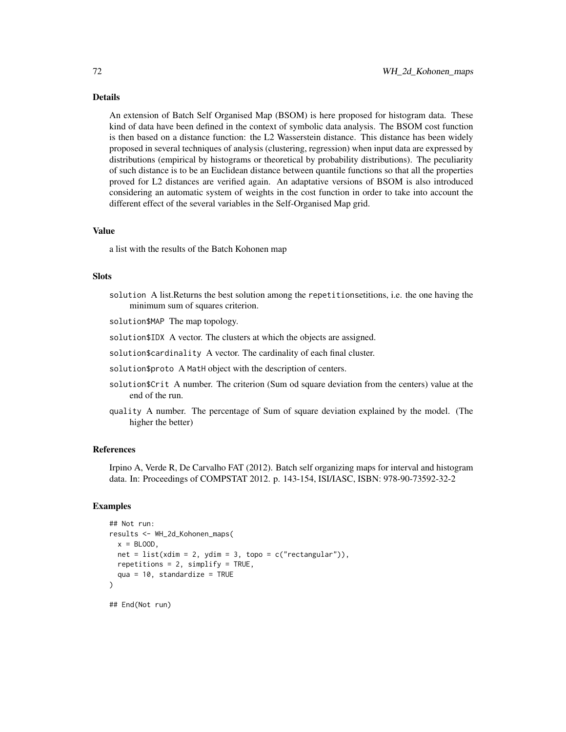### Details

An extension of Batch Self Organised Map (BSOM) is here proposed for histogram data. These kind of data have been defined in the context of symbolic data analysis. The BSOM cost function is then based on a distance function: the L2 Wasserstein distance. This distance has been widely proposed in several techniques of analysis (clustering, regression) when input data are expressed by distributions (empirical by histograms or theoretical by probability distributions). The peculiarity of such distance is to be an Euclidean distance between quantile functions so that all the properties proved for L2 distances are verified again. An adaptative versions of BSOM is also introduced considering an automatic system of weights in the cost function in order to take into account the different effect of the several variables in the Self-Organised Map grid.

### Value

a list with the results of the Batch Kohonen map

### Slots

`solution` A list.Returns the best solution among the `repetitions`etitions, i.e. the one having the minimum sum of squares criterion.

`solution$MAP` The map topology.

`solution$IDX` A vector. The clusters at which the objects are assigned.

`solution$cardinality` A vector. The cardinality of each final cluster.

`solution$proto` A `MatH` object with the description of centers.

`solution$Crit` A number. The criterion (Sum od square deviation from the centers) value at the end of the run.

`quality` A number. The percentage of Sum of square deviation explained by the model. (The higher the better)

### References

Irpino A, Verde R, De Carvalho FAT (2012). Batch self organizing maps for interval and histogram data. In: Proceedings of COMPSTAT 2012. p. 143-154, ISI/IASC, ISBN: 978-90-73592-32-2

### Examples

```
## Not run:
results <- WH_2d_Kohonen_maps(
  x = BLOOD,
  net = list(xdim = 2, ydim = 3, topo = c("rectangular")),
  repetitions = 2, simplify = TRUE,
  qua = 10, standardize = TRUE
)

## End(Not run)
```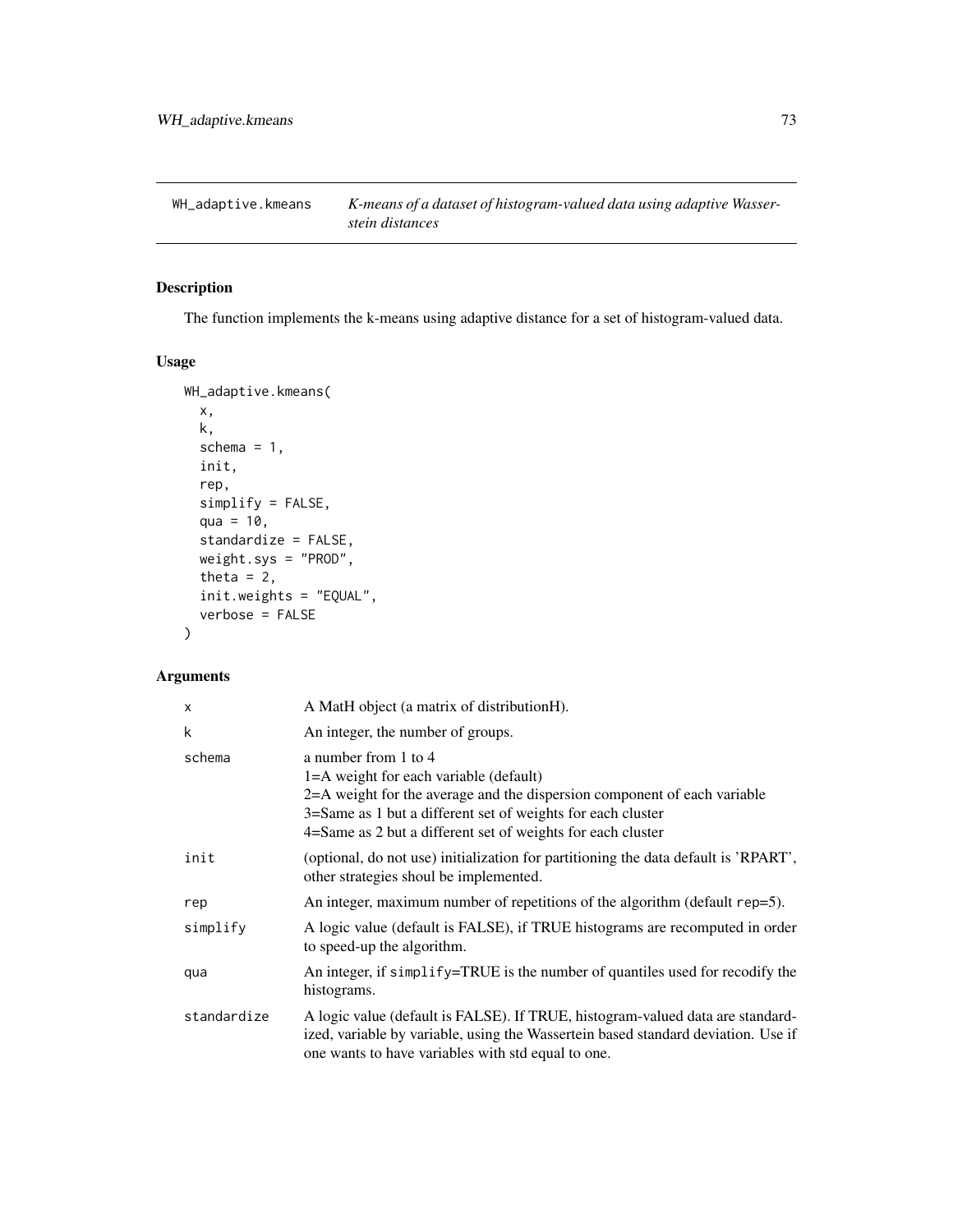WH_adaptive.kmeans    *K-means of a dataset of histogram-valued data using adaptive Wasserstein distances*

## Description

The function implements the k-means using adaptive distance for a set of histogram-valued data.

## Usage

```
WH_adaptive.kmeans(
  x,
  k,
  schema = 1,
  init,
  rep,
  simplify = FALSE,
  qua = 10,
  standardize = FALSE,
  weight.sys = "PROD",
  theta = 2,
  init.weights = "EQUAL",
  verbose = FALSE
)
```

## Arguments

| | |
|---|---|
| x | A MatH object (a matrix of distributionH). |
| k | An integer, the number of groups. |
| schema | a number from 1 to 4<br>1=A weight for each variable (default)<br>2=A weight for the average and the dispersion component of each variable<br>3=Same as 1 but a different set of weights for each cluster<br>4=Same as 2 but a different set of weights for each cluster |
| init | (optional, do not use) initialization for partitioning the data default is 'RPART', other strategies shoul be implemented. |
| rep | An integer, maximum number of repetitions of the algorithm (default rep=5). |
| simplify | A logic value (default is FALSE), if TRUE histograms are recomputed in order to speed-up the algorithm. |
| qua | An integer, if simplify=TRUE is the number of quantiles used for recodify the histograms. |
| standardize | A logic value (default is FALSE). If TRUE, histogram-valued data are standardized, variable by variable, using the Wassertein based standard deviation. Use if one wants to have variables with std equal to one. |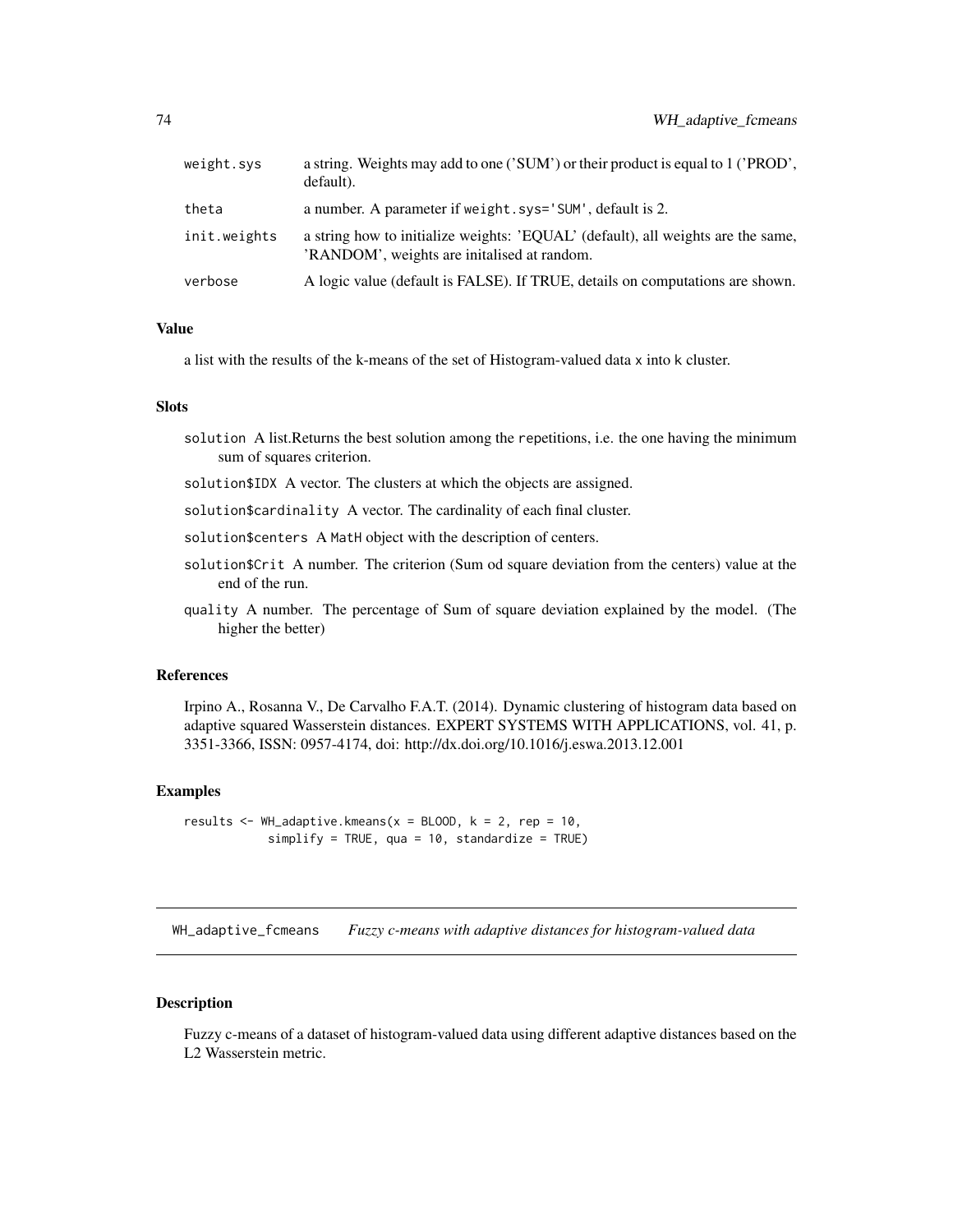| | |
|---|---|
| weight.sys | a string. Weights may add to one ('SUM') or their product is equal to 1 ('PROD', default). |
| theta | a number. A parameter if weight.sys='SUM', default is 2. |
| init.weights | a string how to initialize weights: 'EQUAL' (default), all weights are the same, 'RANDOM', weights are initalised at random. |
| verbose | A logic value (default is FALSE). If TRUE, details on computations are shown. |

### Value

a list with the results of the k-means of the set of Histogram-valued data x into k cluster.

### Slots

- solution A list.Returns the best solution among the repetitions, i.e. the one having the minimum sum of squares criterion.
- solution$IDX A vector. The clusters at which the objects are assigned.
- solution$cardinality A vector. The cardinality of each final cluster.
- solution$centers A MatH object with the description of centers.
- solution$Crit A number. The criterion (Sum od square deviation from the centers) value at the end of the run.
- quality A number. The percentage of Sum of square deviation explained by the model. (The higher the better)

### References

Irpino A., Rosanna V., De Carvalho F.A.T. (2014). Dynamic clustering of histogram data based on adaptive squared Wasserstein distances. EXPERT SYSTEMS WITH APPLICATIONS, vol. 41, p. 3351-3366, ISSN: 0957-4174, doi: http://dx.doi.org/10.1016/j.eswa.2013.12.001

### Examples

```
results <- WH_adaptive.kmeans(x = BLOOD, k = 2, rep = 10,
            simplify = TRUE, qua = 10, standardize = TRUE)
```

## WH_adaptive_fcmeans *Fuzzy c-means with adaptive distances for histogram-valued data*

### Description

Fuzzy c-means of a dataset of histogram-valued data using different adaptive distances based on the L2 Wasserstein metric.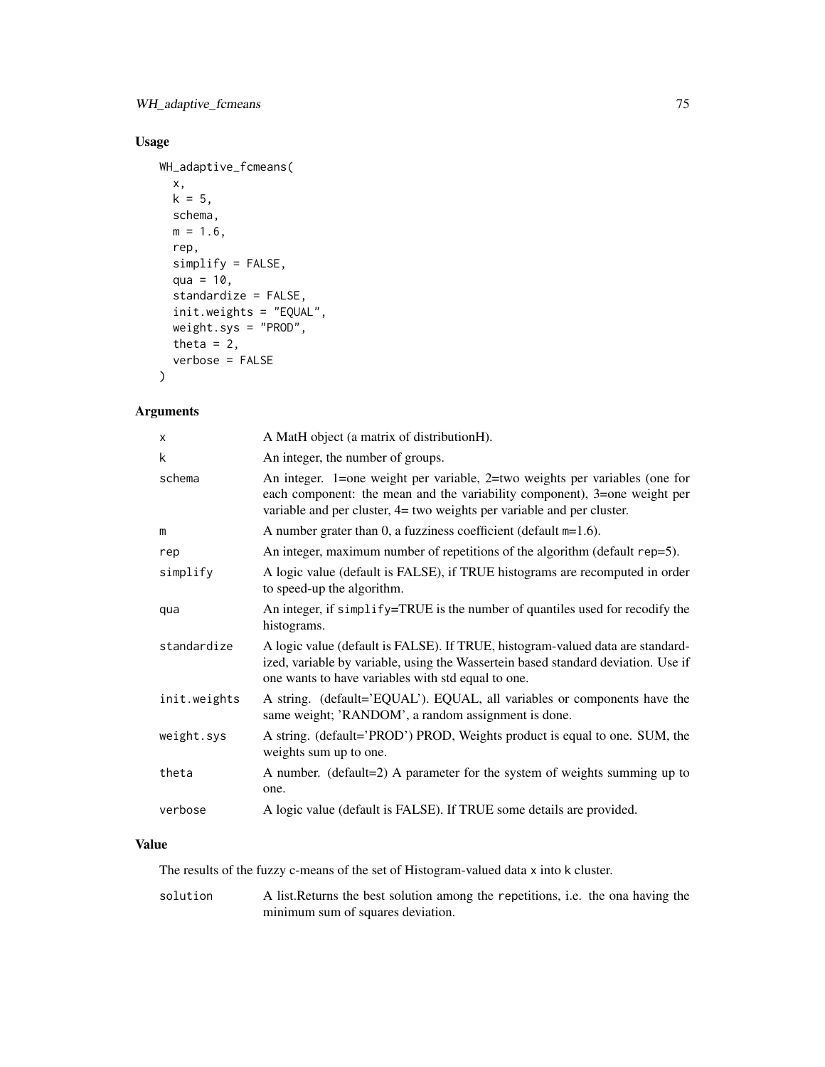## Usage

```
WH_adaptive_fcmeans(
  x,
  k = 5,
  schema,
  m = 1.6,
  rep,
  simplify = FALSE,
  qua = 10,
  standardize = FALSE,
  init.weights = "EQUAL",
  weight.sys = "PROD",
  theta = 2,
  verbose = FALSE
)
```

## Arguments

| | |
|---|---|
| x | A MatH object (a matrix of distributionH). |
| k | An integer, the number of groups. |
| schema | An integer. 1=one weight per variable, 2=two weights per variables (one for each component: the mean and the variability component), 3=one weight per variable and per cluster, 4= two weights per variable and per cluster. |
| m | A number grater than 0, a fuzziness coefficient (default m=1.6). |
| rep | An integer, maximum number of repetitions of the algorithm (default rep=5). |
| simplify | A logic value (default is FALSE), if TRUE histograms are recomputed in order to speed-up the algorithm. |
| qua | An integer, if simplify=TRUE is the number of quantiles used for recodify the histograms. |
| standardize | A logic value (default is FALSE). If TRUE, histogram-valued data are standardized, variable by variable, using the Wassertein based standard deviation. Use if one wants to have variables with std equal to one. |
| init.weights | A string. (default='EQUAL'). EQUAL, all variables or components have the same weight; 'RANDOM', a random assignment is done. |
| weight.sys | A string. (default='PROD') PROD, Weights product is equal to one. SUM, the weights sum up to one. |
| theta | A number. (default=2) A parameter for the system of weights summing up to one. |
| verbose | A logic value (default is FALSE). If TRUE some details are provided. |

## Value

The results of the fuzzy c-means of the set of Histogram-valued data x into k cluster.

| | |
|---|---|
| solution | A list.Returns the best solution among the repetitions, i.e. the ona having the minimum sum of squares deviation. |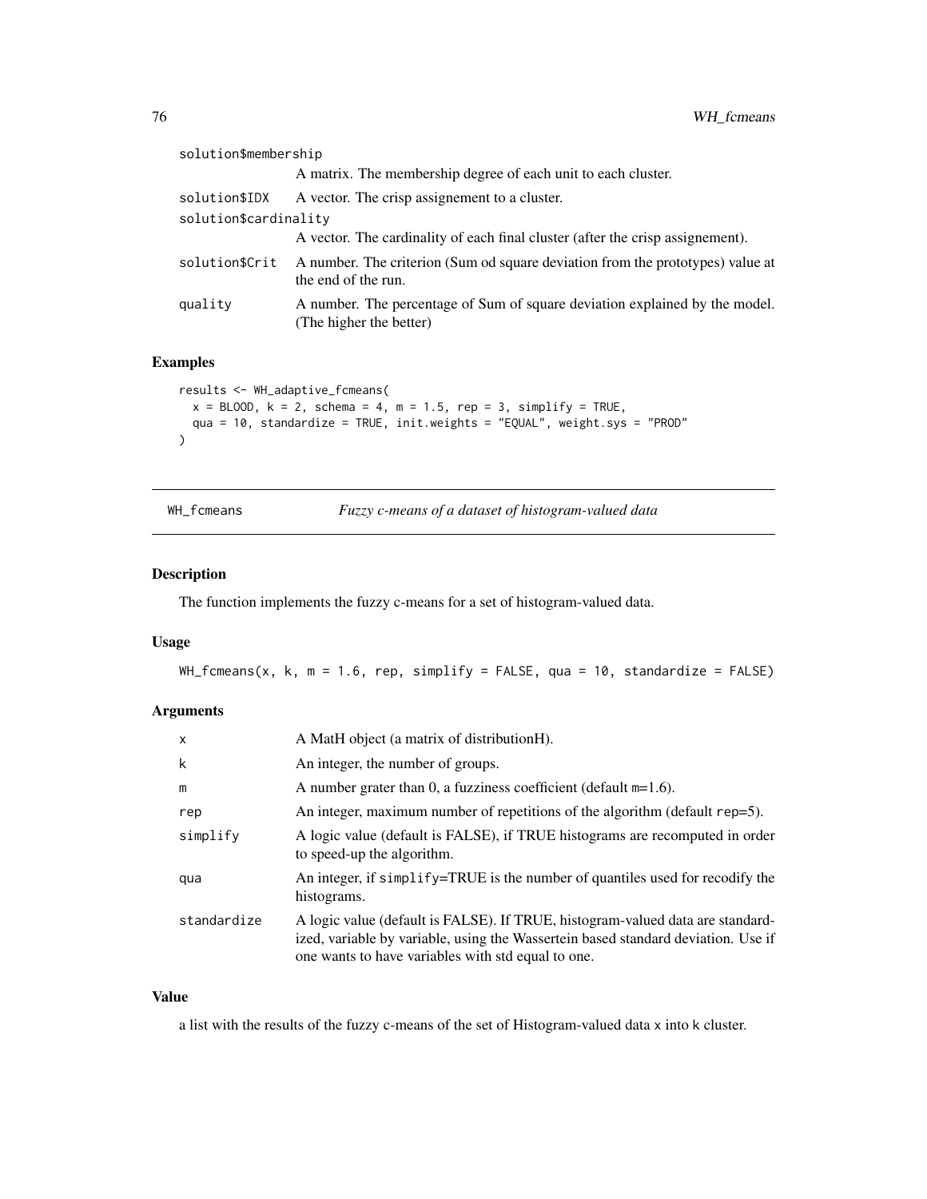| | |
|---|---|
| solution$membership | A matrix. The membership degree of each unit to each cluster. |
| solution$IDX | A vector. The crisp assignement to a cluster. |
| solution$cardinality | A vector. The cardinality of each final cluster (after the crisp assignement). |
| solution$Crit | A number. The criterion (Sum od square deviation from the prototypes) value at the end of the run. |
| quality | A number. The percentage of Sum of square deviation explained by the model. (The higher the better) |

### Examples

```
results <- WH_adaptive_fcmeans(
  x = BLOOD, k = 2, schema = 4, m = 1.5, rep = 3, simplify = TRUE,
  qua = 10, standardize = TRUE, init.weights = "EQUAL", weight.sys = "PROD"
)
```

---

## WH_fcmeans — *Fuzzy c-means of a dataset of histogram-valued data*

### Description

The function implements the fuzzy c-means for a set of histogram-valued data.

### Usage

```
WH_fcmeans(x, k, m = 1.6, rep, simplify = FALSE, qua = 10, standardize = FALSE)
```

### Arguments

| | |
|---|---|
| x | A MatH object (a matrix of distributionH). |
| k | An integer, the number of groups. |
| m | A number grater than 0, a fuzziness coefficient (default m=1.6). |
| rep | An integer, maximum number of repetitions of the algorithm (default rep=5). |
| simplify | A logic value (default is FALSE), if TRUE histograms are recomputed in order to speed-up the algorithm. |
| qua | An integer, if simplify=TRUE is the number of quantiles used for recodify the histograms. |
| standardize | A logic value (default is FALSE). If TRUE, histogram-valued data are standardized, variable by variable, using the Wassertein based standard deviation. Use if one wants to have variables with std equal to one. |

### Value

a list with the results of the fuzzy c-means of the set of Histogram-valued data x into k cluster.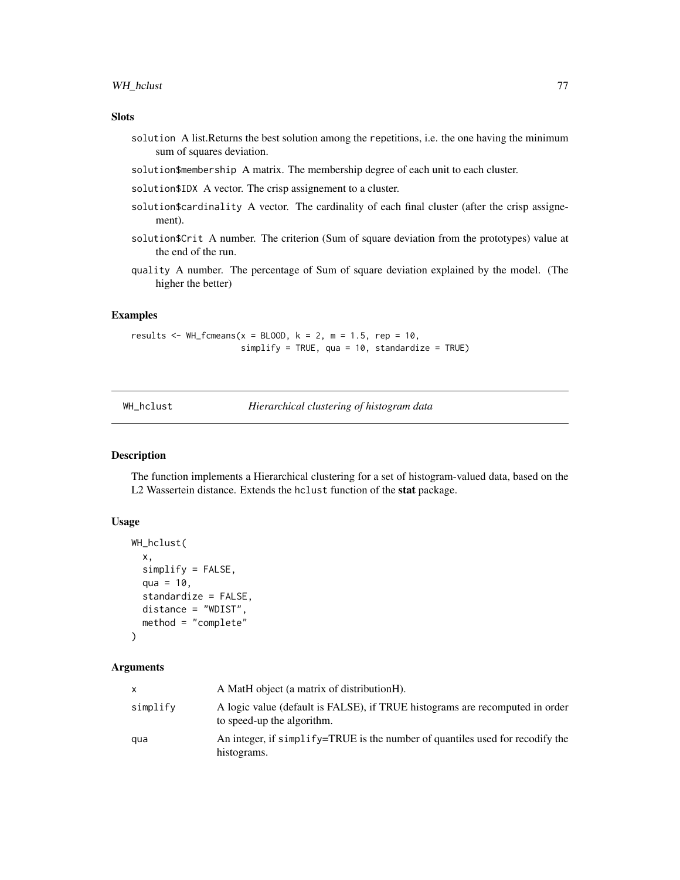### Slots

solution A list.Returns the best solution among the repetitions, i.e. the one having the minimum sum of squares deviation.

solution$membership A matrix. The membership degree of each unit to each cluster.

solution$IDX A vector. The crisp assignement to a cluster.

solution$cardinality A vector. The cardinality of each final cluster (after the crisp assignement).

solution$Crit A number. The criterion (Sum of square deviation from the prototypes) value at the end of the run.

quality A number. The percentage of Sum of square deviation explained by the model. (The higher the better)

### Examples

```
results <- WH_fcmeans(x = BLOOD, k = 2, m = 1.5, rep = 10,
                      simplify = TRUE, qua = 10, standardize = TRUE)
```

---

## WH_hclust *Hierarchical clustering of histogram data*

### Description

The function implements a Hierarchical clustering for a set of histogram-valued data, based on the L2 Wassertein distance. Extends the hclust function of the **stat** package.

### Usage

```
WH_hclust(
  x,
  simplify = FALSE,
  qua = 10,
  standardize = FALSE,
  distance = "WDIST",
  method = "complete"
)
```

### Arguments

| | |
|---|---|
| x | A MatH object (a matrix of distributionH). |
| simplify | A logic value (default is FALSE), if TRUE histograms are recomputed in order to speed-up the algorithm. |
| qua | An integer, if simplify=TRUE is the number of quantiles used for recodify the histograms. |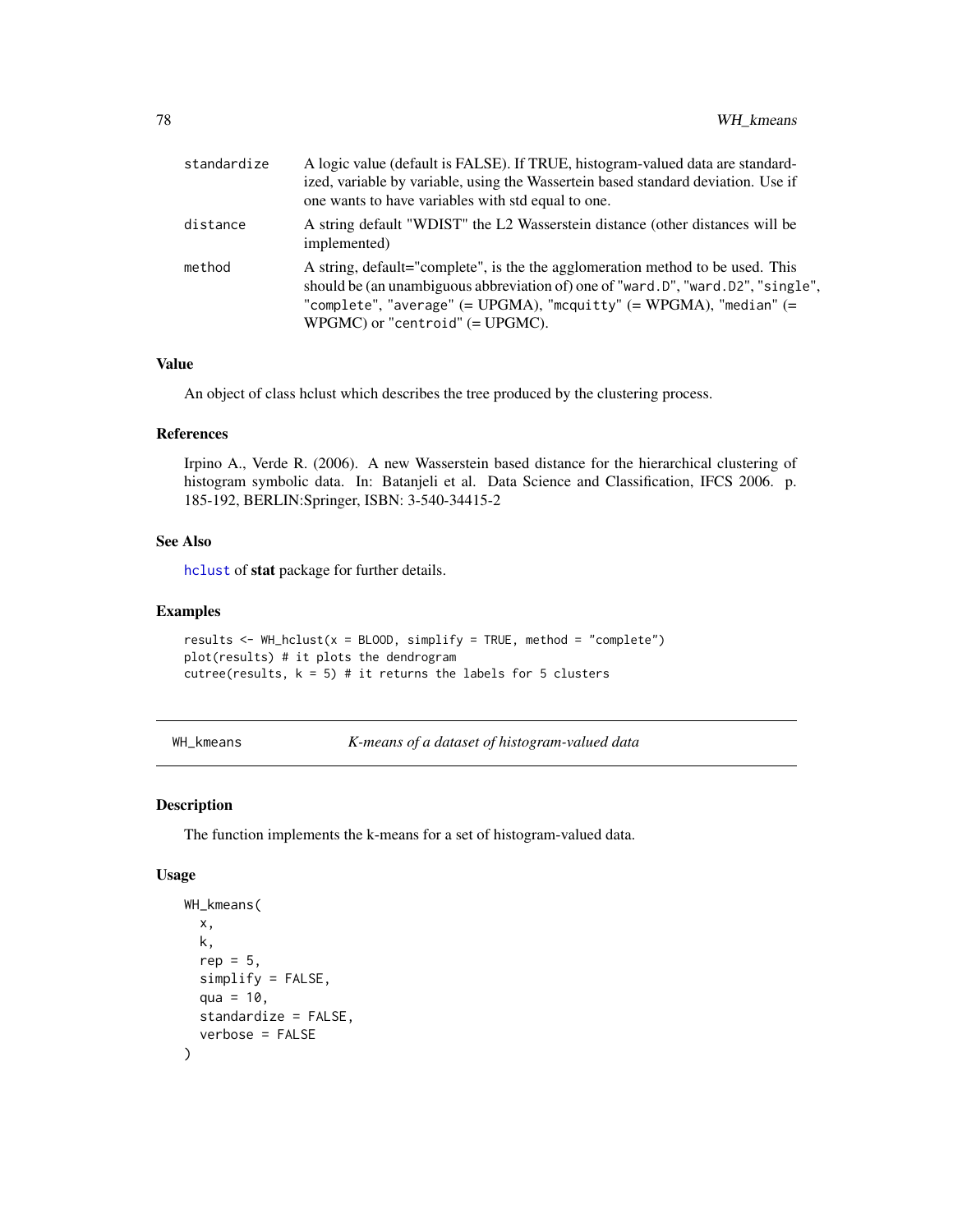| | |
|---|---|
| standardize | A logic value (default is FALSE). If TRUE, histogram-valued data are standardized, variable by variable, using the Wassertein based standard deviation. Use if one wants to have variables with std equal to one. |
| distance | A string default "WDIST" the L2 Wasserstein distance (other distances will be implemented) |
| method | A string, default="complete", is the the agglomeration method to be used. This should be (an unambiguous abbreviation of) one of "ward.D", "ward.D2", "single", "complete", "average" (= UPGMA), "mcquitty" (= WPGMA), "median" (= WPGMC) or "centroid" (= UPGMC). |

### Value

An object of class hclust which describes the tree produced by the clustering process.

### References

Irpino A., Verde R. (2006). A new Wasserstein based distance for the hierarchical clustering of histogram symbolic data. In: Batanjeli et al. Data Science and Classification, IFCS 2006. p. 185-192, BERLIN:Springer, ISBN: 3-540-34415-2

### See Also

hclust of **stat** package for further details.

### Examples

```
results <- WH_hclust(x = BLOOD, simplify = TRUE, method = "complete")
plot(results) # it plots the dendrogram
cutree(results, k = 5) # it returns the labels for 5 clusters
```

---

## WH_kmeans — *K-means of a dataset of histogram-valued data*

### Description

The function implements the k-means for a set of histogram-valued data.

### Usage

```
WH_kmeans(
  x,
  k,
  rep = 5,
  simplify = FALSE,
  qua = 10,
  standardize = FALSE,
  verbose = FALSE
)
```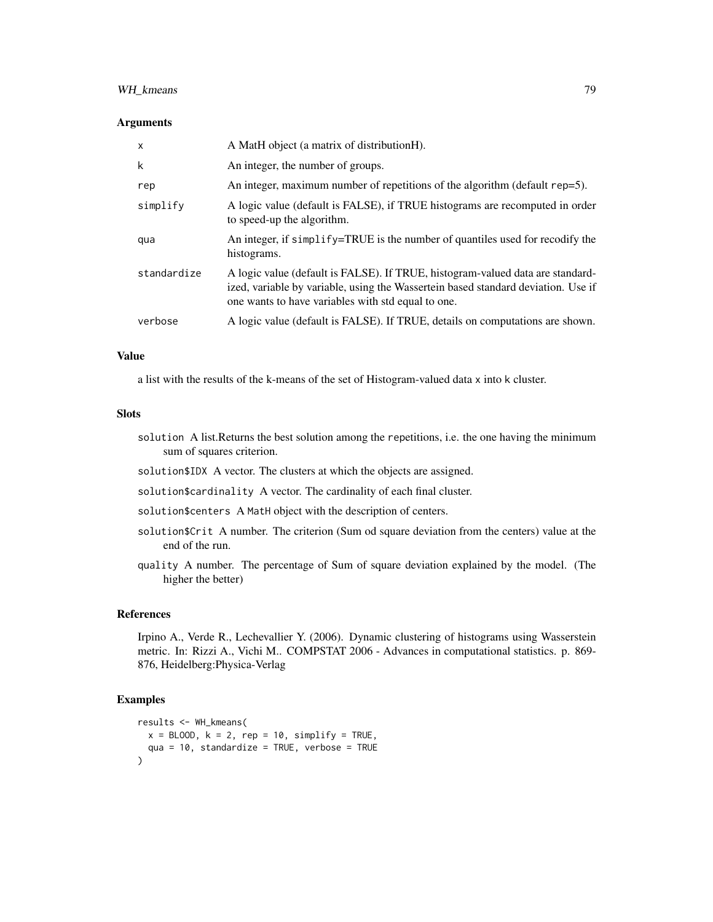### Arguments

| | |
|---|---|
| x | A MatH object (a matrix of distributionH). |
| k | An integer, the number of groups. |
| rep | An integer, maximum number of repetitions of the algorithm (default rep=5). |
| simplify | A logic value (default is FALSE), if TRUE histograms are recomputed in order to speed-up the algorithm. |
| qua | An integer, if simplify=TRUE is the number of quantiles used for recodify the histograms. |
| standardize | A logic value (default is FALSE). If TRUE, histogram-valued data are standardized, variable by variable, using the Wassertein based standard deviation. Use if one wants to have variables with std equal to one. |
| verbose | A logic value (default is FALSE). If TRUE, details on computations are shown. |

### Value

a list with the results of the k-means of the set of Histogram-valued data x into k cluster.

### Slots

- solution A list.Returns the best solution among the repetitions, i.e. the one having the minimum sum of squares criterion.
- solution$IDX A vector. The clusters at which the objects are assigned.
- solution$cardinality A vector. The cardinality of each final cluster.
- solution$centers A MatH object with the description of centers.
- solution$Crit A number. The criterion (Sum od square deviation from the centers) value at the end of the run.
- quality A number. The percentage of Sum of square deviation explained by the model. (The higher the better)

### References

Irpino A., Verde R., Lechevallier Y. (2006). Dynamic clustering of histograms using Wasserstein metric. In: Rizzi A., Vichi M.. COMPSTAT 2006 - Advances in computational statistics. p. 869-876, Heidelberg:Physica-Verlag

### Examples

```
results <- WH_kmeans(
  x = BLOOD, k = 2, rep = 10, simplify = TRUE,
  qua = 10, standardize = TRUE, verbose = TRUE
)
```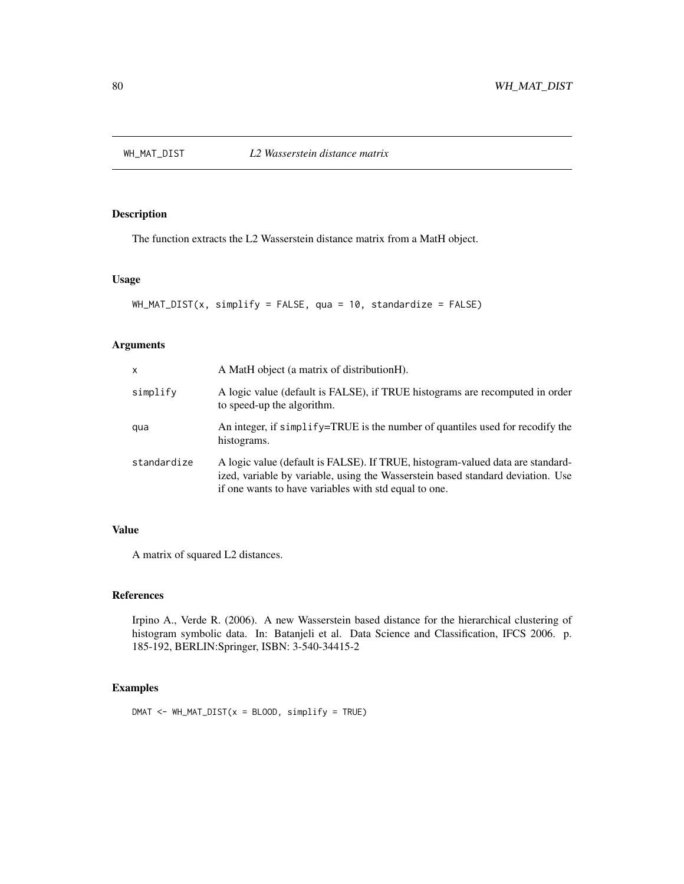WH_MAT_DIST    *L2 Wasserstein distance matrix*

## Description

The function extracts the L2 Wasserstein distance matrix from a MatH object.

## Usage

```
WH_MAT_DIST(x, simplify = FALSE, qua = 10, standardize = FALSE)
```

## Arguments

| | |
|---|---|
| `x` | A MatH object (a matrix of distributionH). |
| `simplify` | A logic value (default is FALSE), if TRUE histograms are recomputed in order to speed-up the algorithm. |
| `qua` | An integer, if `simplify`=TRUE is the number of quantiles used for recodify the histograms. |
| `standardize` | A logic value (default is FALSE). If TRUE, histogram-valued data are standardized, variable by variable, using the Wasserstein based standard deviation. Use if one wants to have variables with std equal to one. |

## Value

A matrix of squared L2 distances.

## References

Irpino A., Verde R. (2006). A new Wasserstein based distance for the hierarchical clustering of histogram symbolic data. In: Batanjeli et al. Data Science and Classification, IFCS 2006. p. 185-192, BERLIN:Springer, ISBN: 3-540-34415-2

## Examples

```
DMAT <- WH_MAT_DIST(x = BLOOD, simplify = TRUE)
```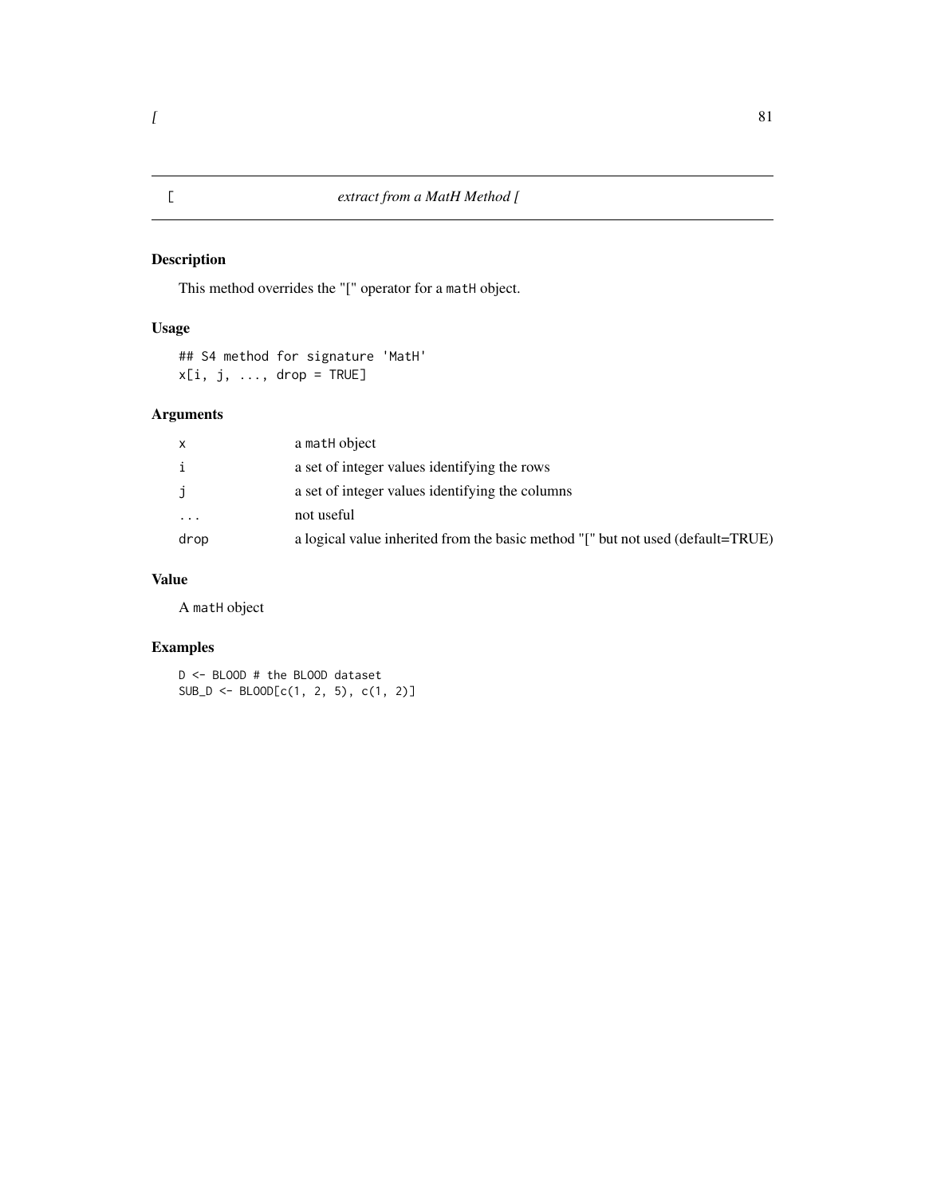# [ *extract from a MatH Method [*

## Description

This method overrides the "[" operator for a `matH` object.

## Usage

```
## S4 method for signature 'MatH'
x[i, j, ..., drop = TRUE]
```

## Arguments

| | |
|---|---|
| x | a `matH` object |
| i | a set of integer values identifying the rows |
| j | a set of integer values identifying the columns |
| ... | not useful |
| drop | a logical value inherited from the basic method "[" but not used (default=TRUE) |

## Value

A `matH` object

## Examples

```
D <- BLOOD # the BLOOD dataset
SUB_D <- BLOOD[c(1, 2, 5), c(1, 2)]
```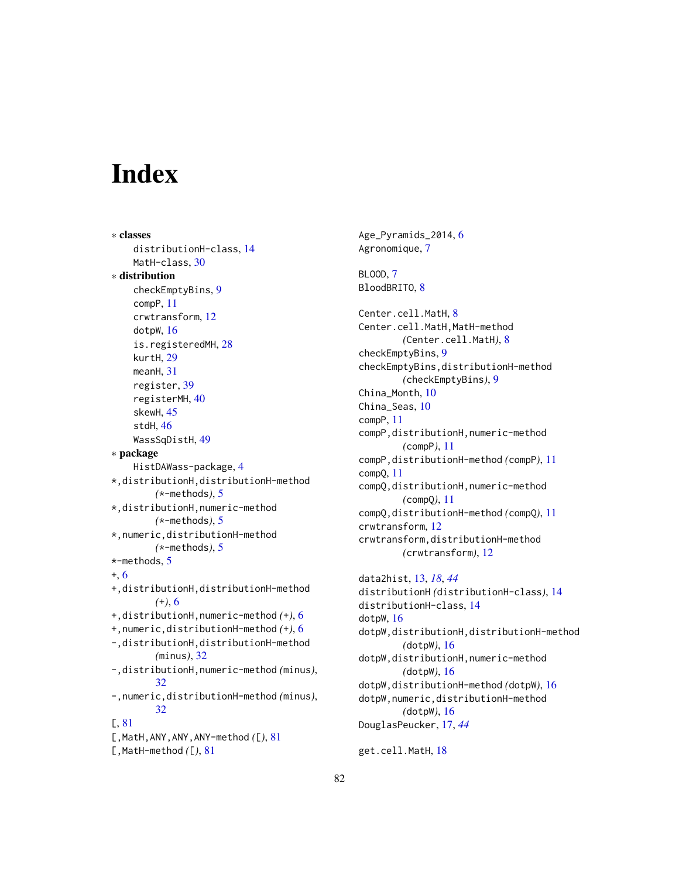# Index

∗ **classes**
- distributionH-class, 14
- MatH-class, 30

∗ **distribution**
- checkEmptyBins, 9
- compP, 11
- crwtransform, 12
- dotpW, 16
- is.registeredMH, 28
- kurtH, 29
- meanH, 31
- register, 39
- registerMH, 40
- skewH, 45
- stdH, 46
- WassSqDistH, 49

∗ **package**
- HistDAWass-package, 4

*,distributionH,distributionH-method (*-methods), 5
*,distributionH,numeric-method (*-methods), 5
*,numeric,distributionH-method (*-methods), 5
*-methods, 5
+, 6
+,distributionH,distributionH-method (+), 6
+,distributionH,numeric-method (+), 6
+,numeric,distributionH-method (+), 6
-,distributionH,distributionH-method (minus), 32
-,distributionH,numeric-method (minus), 32
-,numeric,distributionH-method (minus), 32
[, 81
[,MatH,ANY,ANY,ANY-method ([), 81
[,MatH-method ([), 81

Age_Pyramids_2014, 6
Agronomique, 7

BLOOD, 7
BloodBRITO, 8

Center.cell.MatH, 8
Center.cell.MatH,MatH-method (Center.cell.MatH), 8
checkEmptyBins, 9
checkEmptyBins,distributionH-method (checkEmptyBins), 9
China_Month, 10
China_Seas, 10
compP, 11
compP,distributionH,numeric-method (compP), 11
compP,distributionH-method (compP), 11
compQ, 11
compQ,distributionH,numeric-method (compQ), 11
compQ,distributionH-method (compQ), 11
crwtransform, 12
crwtransform,distributionH-method (crwtransform), 12

data2hist, 13, *18*, *44*
distributionH (distributionH-class), 14
distributionH-class, 14
dotpW, 16
dotpW,distributionH,distributionH-method (dotpW), 16
dotpW,distributionH,numeric-method (dotpW), 16
dotpW,distributionH-method (dotpW), 16
dotpW,numeric,distributionH-method (dotpW), 16
DouglasPeucker, 17, *44*

get.cell.MatH, 18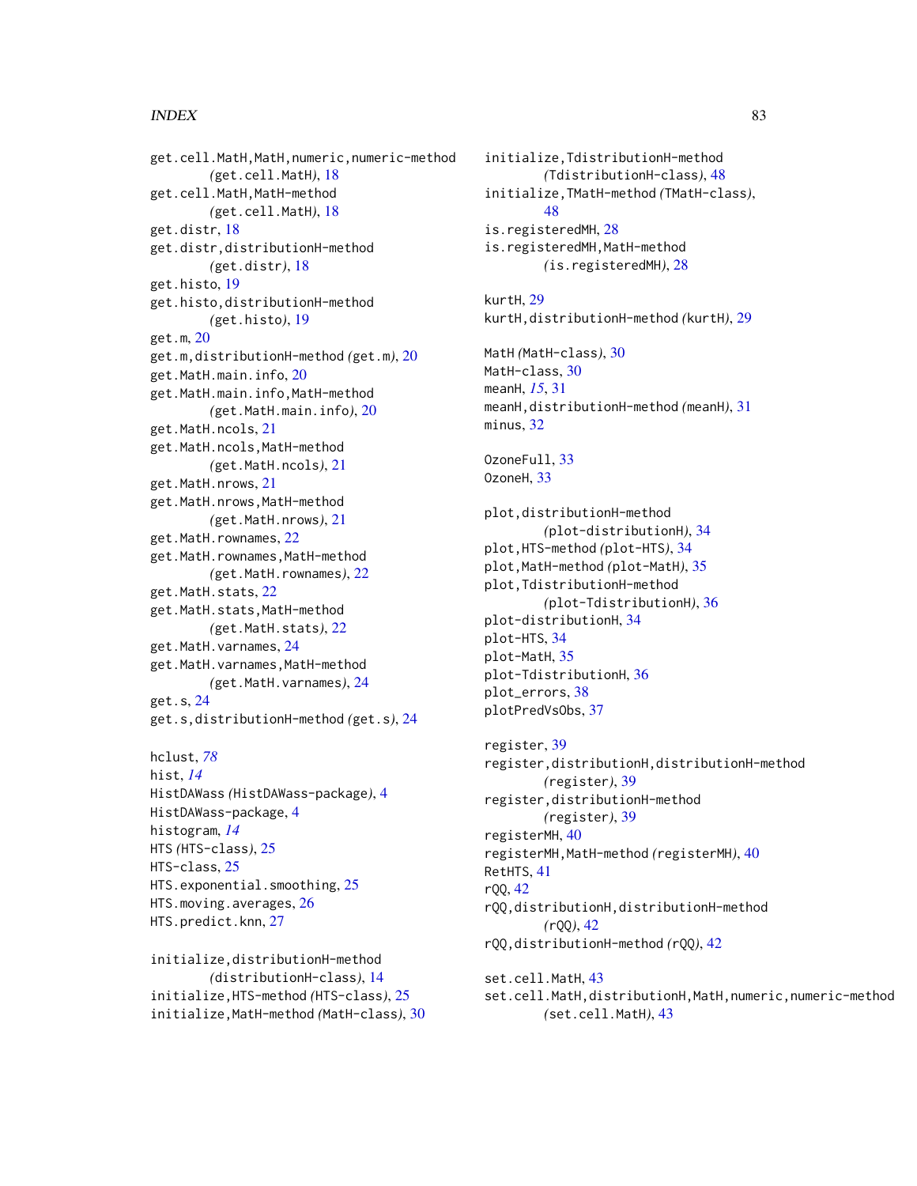get.cell.MatH,MatH,numeric,numeric-method
 (get.cell.MatH), 18
get.cell.MatH,MatH-method
 (get.cell.MatH), 18
get.distr, 18
get.distr,distributionH-method
 (get.distr), 18
get.histo, 19
get.histo,distributionH-method
 (get.histo), 19
get.m, 20
get.m,distributionH-method (get.m), 20
get.MatH.main.info, 20
get.MatH.main.info,MatH-method
 (get.MatH.main.info), 20
get.MatH.ncols, 21
get.MatH.ncols,MatH-method
 (get.MatH.ncols), 21
get.MatH.nrows, 21
get.MatH.nrows,MatH-method
 (get.MatH.nrows), 21
get.MatH.rownames, 22
get.MatH.rownames,MatH-method
 (get.MatH.rownames), 22
get.MatH.stats, 22
get.MatH.stats,MatH-method
 (get.MatH.stats), 22
get.MatH.varnames, 24
get.MatH.varnames,MatH-method
 (get.MatH.varnames), 24
get.s, 24
get.s,distributionH-method (get.s), 24

hclust, *78*
hist, *14*
HistDAWass (HistDAWass-package), 4
HistDAWass-package, 4
histogram, *14*
HTS (HTS-class), 25
HTS-class, 25
HTS.exponential.smoothing, 25
HTS.moving.averages, 26
HTS.predict.knn, 27

initialize,distributionH-method
 (distributionH-class), 14
initialize,HTS-method (HTS-class), 25
initialize,MatH-method (MatH-class), 30
initialize,TdistributionH-method
 (TdistributionH-class), 48
initialize,TMatH-method (TMatH-class),
 48
is.registeredMH, 28
is.registeredMH,MatH-method
 (is.registeredMH), 28

kurtH, 29
kurtH,distributionH-method (kurtH), 29

MatH (MatH-class), 30
MatH-class, 30
meanH, *15*, 31
meanH,distributionH-method (meanH), 31
minus, 32

OzoneFull, 33
OzoneH, 33

plot,distributionH-method
 (plot-distributionH), 34
plot,HTS-method (plot-HTS), 34
plot,MatH-method (plot-MatH), 35
plot,TdistributionH-method
 (plot-TdistributionH), 36
plot-distributionH, 34
plot-HTS, 34
plot-MatH, 35
plot-TdistributionH, 36
plot_errors, 38
plotPredVsObs, 37

register, 39
register,distributionH,distributionH-method
 (register), 39
register,distributionH-method
 (register), 39
registerMH, 40
registerMH,MatH-method (registerMH), 40
RetHTS, 41
rQQ, 42
rQQ,distributionH,distributionH-method
 (rQQ), 42
rQQ,distributionH-method (rQQ), 42

set.cell.MatH, 43
set.cell.MatH,distributionH,MatH,numeric,numeric-method
 (set.cell.MatH), 43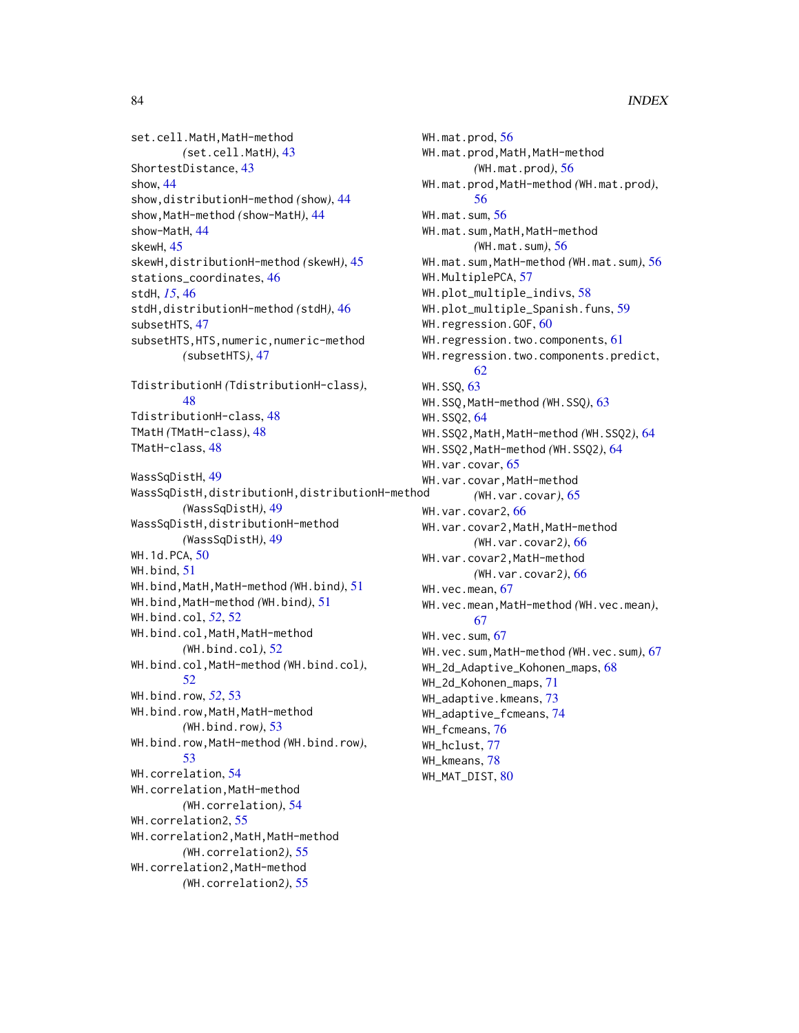set.cell.MatH,MatH-method
(set.cell.MatH), 43
ShortestDistance, 43
show, 44
show,distributionH-method (show), 44
show,MatH-method (show-MatH), 44
show-MatH, 44
skewH, 45
skewH,distributionH-method (skewH), 45
stations_coordinates, 46
stdH, *15*, 46
stdH,distributionH-method (stdH), 46
subsetHTS, 47
subsetHTS,HTS,numeric,numeric-method
(subsetHTS), 47

TdistributionH (TdistributionH-class),
48
TdistributionH-class, 48
TMatH (TMatH-class), 48
TMatH-class, 48

WassSqDistH, 49
WassSqDistH,distributionH,distributionH-method
(WassSqDistH), 49
WassSqDistH,distributionH-method
(WassSqDistH), 49
WH.1d.PCA, 50
WH.bind, 51
WH.bind,MatH,MatH-method (WH.bind), 51
WH.bind,MatH-method (WH.bind), 51
WH.bind.col, *52*, 52
WH.bind.col,MatH,MatH-method
(WH.bind.col), 52
WH.bind.col,MatH-method (WH.bind.col),
52
WH.bind.row, *52*, 53
WH.bind.row,MatH,MatH-method
(WH.bind.row), 53
WH.bind.row,MatH-method (WH.bind.row),
53
WH.correlation, 54
WH.correlation,MatH-method
(WH.correlation), 54
WH.correlation2, 55
WH.correlation2,MatH,MatH-method
(WH.correlation2), 55
WH.correlation2,MatH-method
(WH.correlation2), 55
WH.mat.prod, 56
WH.mat.prod,MatH,MatH-method
(WH.mat.prod), 56
WH.mat.prod,MatH-method (WH.mat.prod),
56
WH.mat.sum, 56
WH.mat.sum,MatH,MatH-method
(WH.mat.sum), 56
WH.mat.sum,MatH-method (WH.mat.sum), 56
WH.MultiplePCA, 57
WH.plot_multiple_indivs, 58
WH.plot_multiple_Spanish.funs, 59
WH.regression.GOF, 60
WH.regression.two.components, 61
WH.regression.two.components.predict,
62
WH.SSQ, 63
WH.SSQ,MatH-method (WH.SSQ), 63
WH.SSQ2, 64
WH.SSQ2,MatH,MatH-method (WH.SSQ2), 64
WH.SSQ2,MatH-method (WH.SSQ2), 64
WH.var.covar, 65
WH.var.covar,MatH-method
(WH.var.covar), 65
WH.var.covar2, 66
WH.var.covar2,MatH,MatH-method
(WH.var.covar2), 66
WH.var.covar2,MatH-method
(WH.var.covar2), 66
WH.vec.mean, 67
WH.vec.mean,MatH-method (WH.vec.mean),
67
WH.vec.sum, 67
WH.vec.sum,MatH-method (WH.vec.sum), 67
WH_2d_Adaptive_Kohonen_maps, 68
WH_2d_Kohonen_maps, 71
WH_adaptive.kmeans, 73
WH_adaptive_fcmeans, 74
WH_fcmeans, 76
WH_hclust, 77
WH_kmeans, 78
WH_MAT_DIST, 80